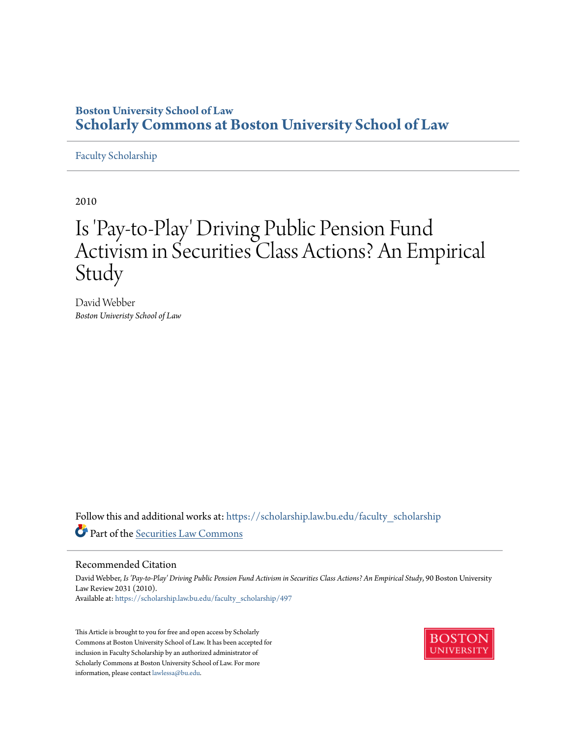**Boston University School of Law**
**Scholarly Commons at Boston University School of Law**

Faculty Scholarship

2010

# Is 'Pay-to-Play' Driving Public Pension Fund Activism in Securities Class Actions? An Empirical Study

David Webber
*Boston Univeristy School of Law*

Follow this and additional works at: https://scholarship.law.bu.edu/faculty_scholarship

Part of the Securities Law Commons

## Recommended Citation

David Webber, *Is 'Pay-to-Play' Driving Public Pension Fund Activism in Securities Class Actions? An Empirical Study*, 90 Boston University Law Review 2031 (2010).
Available at: https://scholarship.law.bu.edu/faculty_scholarship/497

This Article is brought to you for free and open access by Scholarly Commons at Boston University School of Law. It has been accepted for inclusion in Faculty Scholarship by an authorized administrator of Scholarly Commons at Boston University School of Law. For more information, please contact lawlessa@bu.edu.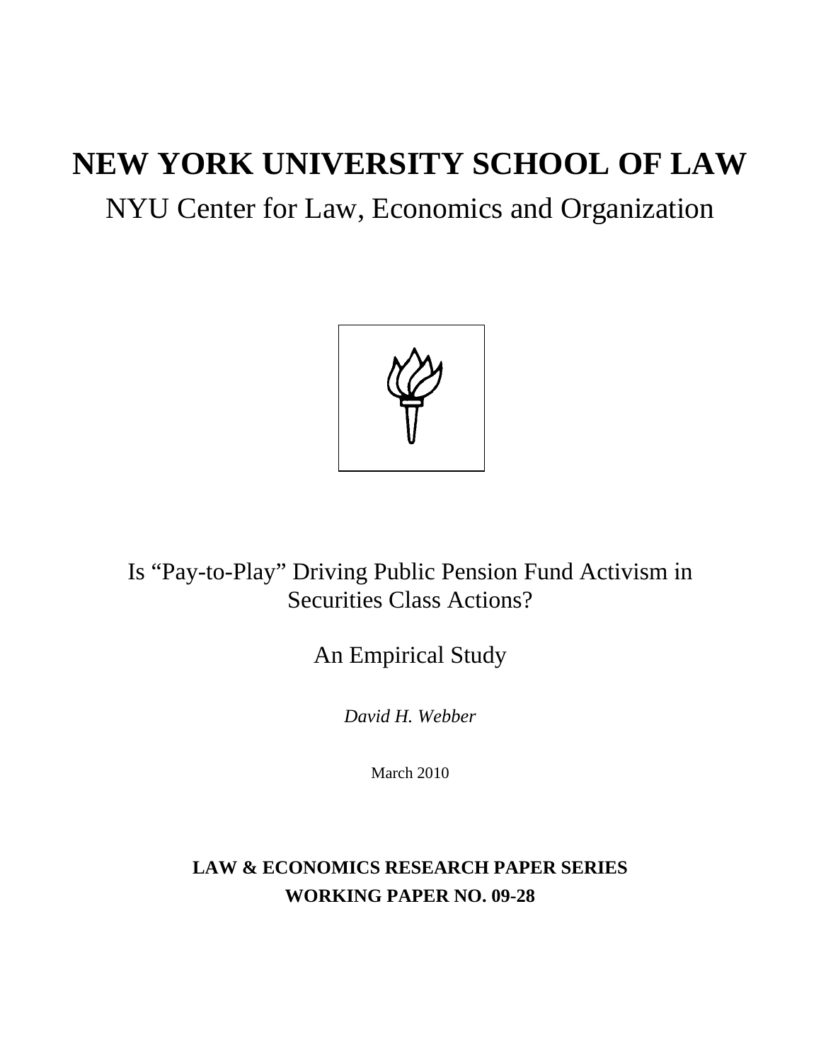# NEW YORK UNIVERSITY SCHOOL OF LAW

## NYU Center for Law, Economics and Organization

Is "Pay-to-Play" Driving Public Pension Fund Activism in Securities Class Actions?

An Empirical Study

*David H. Webber*

March 2010

**LAW & ECONOMICS RESEARCH PAPER SERIES**
**WORKING PAPER NO. 09-28**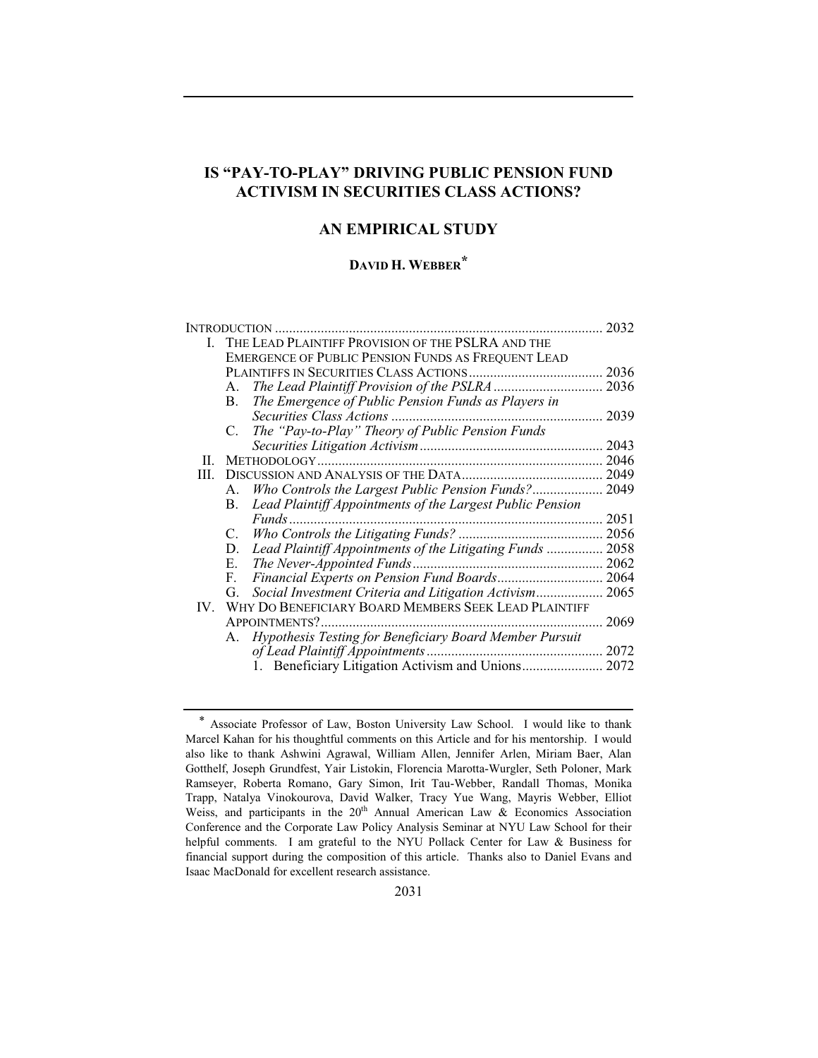# IS "PAY-TO-PLAY" DRIVING PUBLIC PENSION FUND ACTIVISM IN SECURITIES CLASS ACTIONS?

## AN EMPIRICAL STUDY

### DAVID H. WEBBER*

INTRODUCTION ............ 2032

I. THE LEAD PLAINTIFF PROVISION OF THE PSLRA AND THE EMERGENCE OF PUBLIC PENSION FUNDS AS FREQUENT LEAD PLAINTIFFS IN SECURITIES CLASS ACTIONS ............ 2036
   - A. *The Lead Plaintiff Provision of the PSLRA* ............ 2036
   - B. *The Emergence of Public Pension Funds as Players in Securities Class Actions* ............ 2039
   - C. *The "Pay-to-Play" Theory of Public Pension Funds Securities Litigation Activism* ............ 2043

II. METHODOLOGY ............ 2046

III. DISCUSSION AND ANALYSIS OF THE DATA ............ 2049
   - A. *Who Controls the Largest Public Pension Funds?* ............ 2049
   - B. *Lead Plaintiff Appointments of the Largest Public Pension Funds* ............ 2051
   - C. *Who Controls the Litigating Funds?* ............ 2056
   - D. *Lead Plaintiff Appointments of the Litigating Funds* ............ 2058
   - E. *The Never-Appointed Funds* ............ 2062
   - F. *Financial Experts on Pension Fund Boards* ............ 2064
   - G. *Social Investment Criteria and Litigation Activism* ............ 2065

IV. WHY DO BENEFICIARY BOARD MEMBERS SEEK LEAD PLAINTIFF APPOINTMENTS? ............ 2069
   - A. *Hypothesis Testing for Beneficiary Board Member Pursuit of Lead Plaintiff Appointments* ............ 2072
     1. Beneficiary Litigation Activism and Unions ............ 2072

---

\* Associate Professor of Law, Boston University Law School. I would like to thank Marcel Kahan for his thoughtful comments on this Article and for his mentorship. I would also like to thank Ashwini Agrawal, William Allen, Jennifer Arlen, Miriam Baer, Alan Gotthelf, Joseph Grundfest, Yair Listokin, Florencia Marotta-Wurgler, Seth Poloner, Mark Ramseyer, Roberta Romano, Gary Simon, Irit Tau-Webber, Randall Thomas, Monika Trapp, Natalya Vinokourova, David Walker, Tracy Yue Wang, Mayris Webber, Elliot Weiss, and participants in the 20th Annual American Law & Economics Association Conference and the Corporate Law Policy Analysis Seminar at NYU Law School for their helpful comments. I am grateful to the NYU Pollack Center for Law & Business for financial support during the composition of this article. Thanks also to Daniel Evans and Isaac MacDonald for excellent research assistance.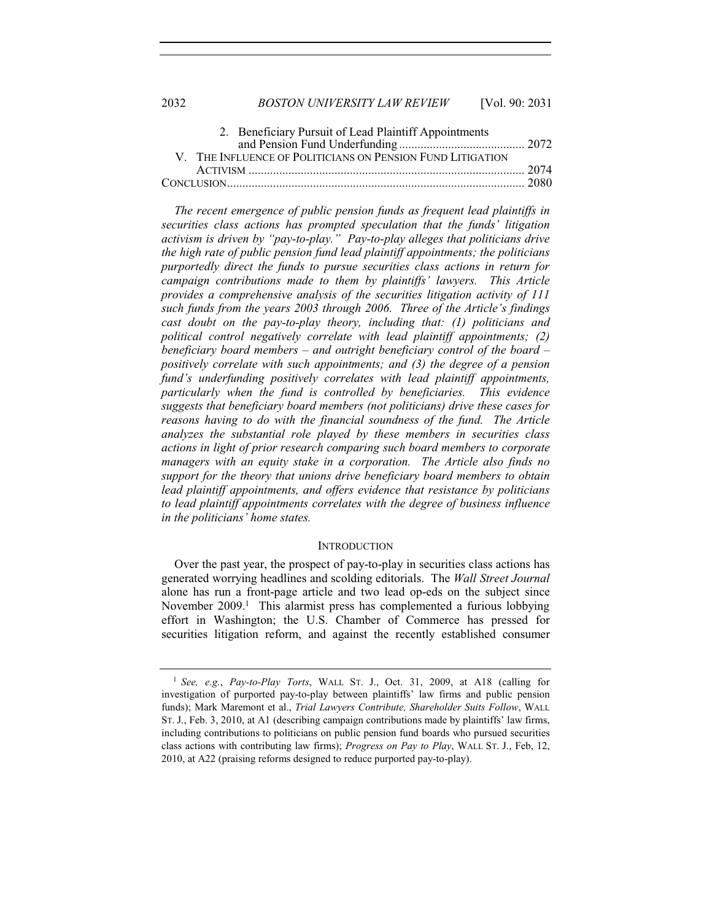2. Beneficiary Pursuit of Lead Plaintiff Appointments and Pension Fund Underfunding ......................................... 2072

V. THE INFLUENCE OF POLITICIANS ON PENSION FUND LITIGATION ACTIVISM ......................................................................... 2074

CONCLUSION................................................................................................ 2080

*The recent emergence of public pension funds as frequent lead plaintiffs in securities class actions has prompted speculation that the funds' litigation activism is driven by "pay-to-play." Pay-to-play alleges that politicians drive the high rate of public pension fund lead plaintiff appointments; the politicians purportedly direct the funds to pursue securities class actions in return for campaign contributions made to them by plaintiffs' lawyers. This Article provides a comprehensive analysis of the securities litigation activity of 111 such funds from the years 2003 through 2006. Three of the Article's findings cast doubt on the pay-to-play theory, including that: (1) politicians and political control negatively correlate with lead plaintiff appointments; (2) beneficiary board members – and outright beneficiary control of the board – positively correlate with such appointments; and (3) the degree of a pension fund's underfunding positively correlates with lead plaintiff appointments, particularly when the fund is controlled by beneficiaries. This evidence suggests that beneficiary board members (not politicians) drive these cases for reasons having to do with the financial soundness of the fund. The Article analyzes the substantial role played by these members in securities class actions in light of prior research comparing such board members to corporate managers with an equity stake in a corporation. The Article also finds no support for the theory that unions drive beneficiary board members to obtain lead plaintiff appointments, and offers evidence that resistance by politicians to lead plaintiff appointments correlates with the degree of business influence in the politicians' home states.*

## INTRODUCTION

Over the past year, the prospect of pay-to-play in securities class actions has generated worrying headlines and scolding editorials. The *Wall Street Journal* alone has run a front-page article and two lead op-eds on the subject since November 2009.[1] This alarmist press has complemented a furious lobbying effort in Washington; the U.S. Chamber of Commerce has pressed for securities litigation reform, and against the recently established consumer

---

[1] *See, e.g.*, *Pay-to-Play Torts*, WALL ST. J., Oct. 31, 2009, at A18 (calling for investigation of purported pay-to-play between plaintiffs' law firms and public pension funds); Mark Maremont et al., *Trial Lawyers Contribute, Shareholder Suits Follow*, WALL ST. J., Feb. 3, 2010, at A1 (describing campaign contributions made by plaintiffs' law firms, including contributions to politicians on public pension fund boards who pursued securities class actions with contributing law firms); *Progress on Pay to Play*, WALL ST. J., Feb, 12, 2010, at A22 (praising reforms designed to reduce purported pay-to-play).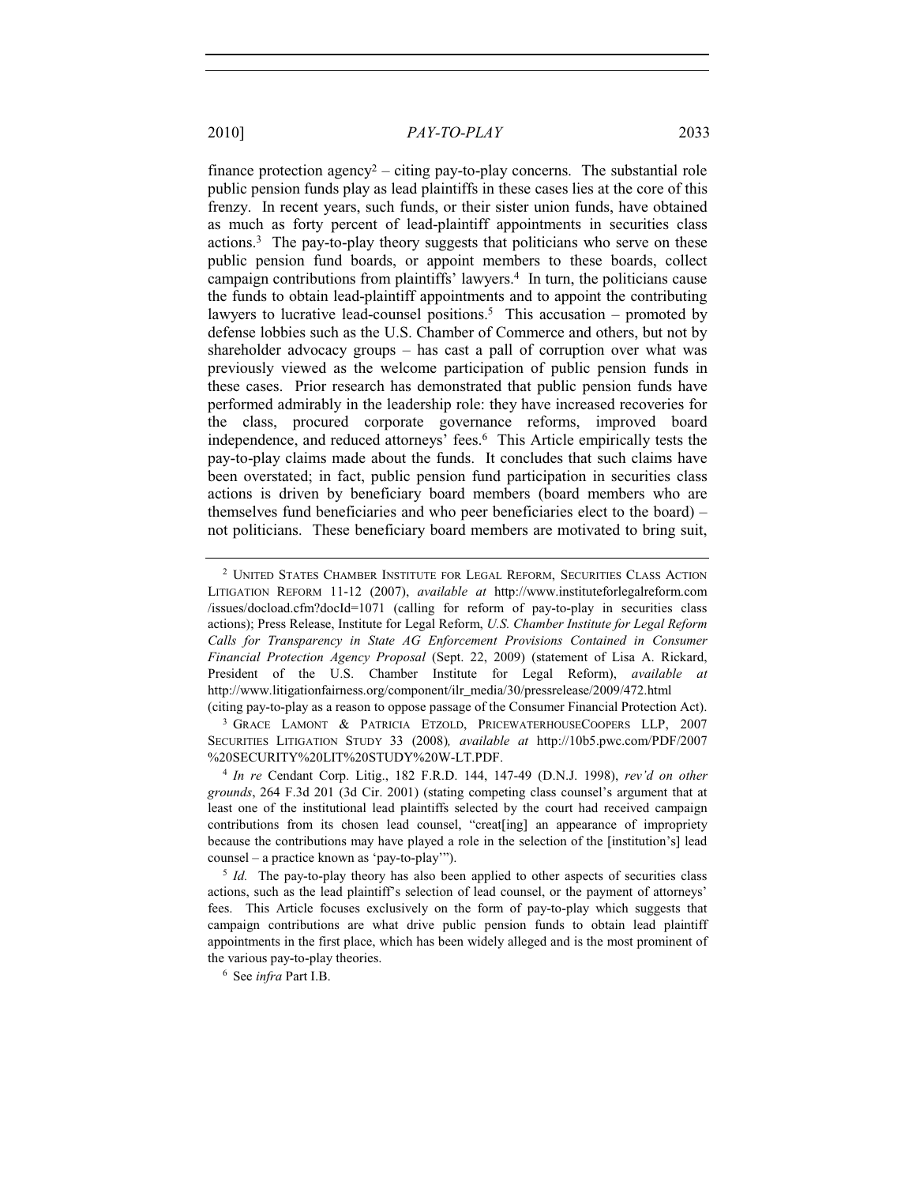finance protection agency[2] – citing pay-to-play concerns. The substantial role public pension funds play as lead plaintiffs in these cases lies at the core of this frenzy. In recent years, such funds, or their sister union funds, have obtained as much as forty percent of lead-plaintiff appointments in securities class actions.[3] The pay-to-play theory suggests that politicians who serve on these public pension fund boards, or appoint members to these boards, collect campaign contributions from plaintiffs' lawyers.[4] In turn, the politicians cause the funds to obtain lead-plaintiff appointments and to appoint the contributing lawyers to lucrative lead-counsel positions.[5] This accusation – promoted by defense lobbies such as the U.S. Chamber of Commerce and others, but not by shareholder advocacy groups – has cast a pall of corruption over what was previously viewed as the welcome participation of public pension funds in these cases. Prior research has demonstrated that public pension funds have performed admirably in the leadership role: they have increased recoveries for the class, procured corporate governance reforms, improved board independence, and reduced attorneys' fees.[6] This Article empirically tests the pay-to-play claims made about the funds. It concludes that such claims have been overstated; in fact, public pension fund participation in securities class actions is driven by beneficiary board members (board members who are themselves fund beneficiaries and who peer beneficiaries elect to the board) – not politicians. These beneficiary board members are motivated to bring suit,

---

[2] UNITED STATES CHAMBER INSTITUTE FOR LEGAL REFORM, SECURITIES CLASS ACTION LITIGATION REFORM 11-12 (2007), *available at* http://www.instituteforlegalreform.com/issues/docload.cfm?docId=1071 (calling for reform of pay-to-play in securities class actions); Press Release, Institute for Legal Reform, *U.S. Chamber Institute for Legal Reform Calls for Transparency in State AG Enforcement Provisions Contained in Consumer Financial Protection Agency Proposal* (Sept. 22, 2009) (statement of Lisa A. Rickard, President of the U.S. Chamber Institute for Legal Reform), *available at* http://www.litigationfairness.org/component/ilr_media/30/pressrelease/2009/472.html (citing pay-to-play as a reason to oppose passage of the Consumer Financial Protection Act).

[3] GRACE LAMONT & PATRICIA ETZOLD, PRICEWATERHOUSECOOPERS LLP, 2007 SECURITIES LITIGATION STUDY 33 (2008), *available at* http://10b5.pwc.com/PDF/2007%20SECURITY%20LIT%20STUDY%20W-LT.PDF.

[4] *In re* Cendant Corp. Litig., 182 F.R.D. 144, 147-49 (D.N.J. 1998), *rev'd on other grounds*, 264 F.3d 201 (3d Cir. 2001) (stating competing class counsel's argument that at least one of the institutional lead plaintiffs selected by the court had received campaign contributions from its chosen lead counsel, "creat[ing] an appearance of impropriety because the contributions may have played a role in the selection of the [institution's] lead counsel – a practice known as 'pay-to-play'").

[5] *Id.* The pay-to-play theory has also been applied to other aspects of securities class actions, such as the lead plaintiff's selection of lead counsel, or the payment of attorneys' fees. This Article focuses exclusively on the form of pay-to-play which suggests that campaign contributions are what drive public pension funds to obtain lead plaintiff appointments in the first place, which has been widely alleged and is the most prominent of the various pay-to-play theories.

[6] See *infra* Part I.B.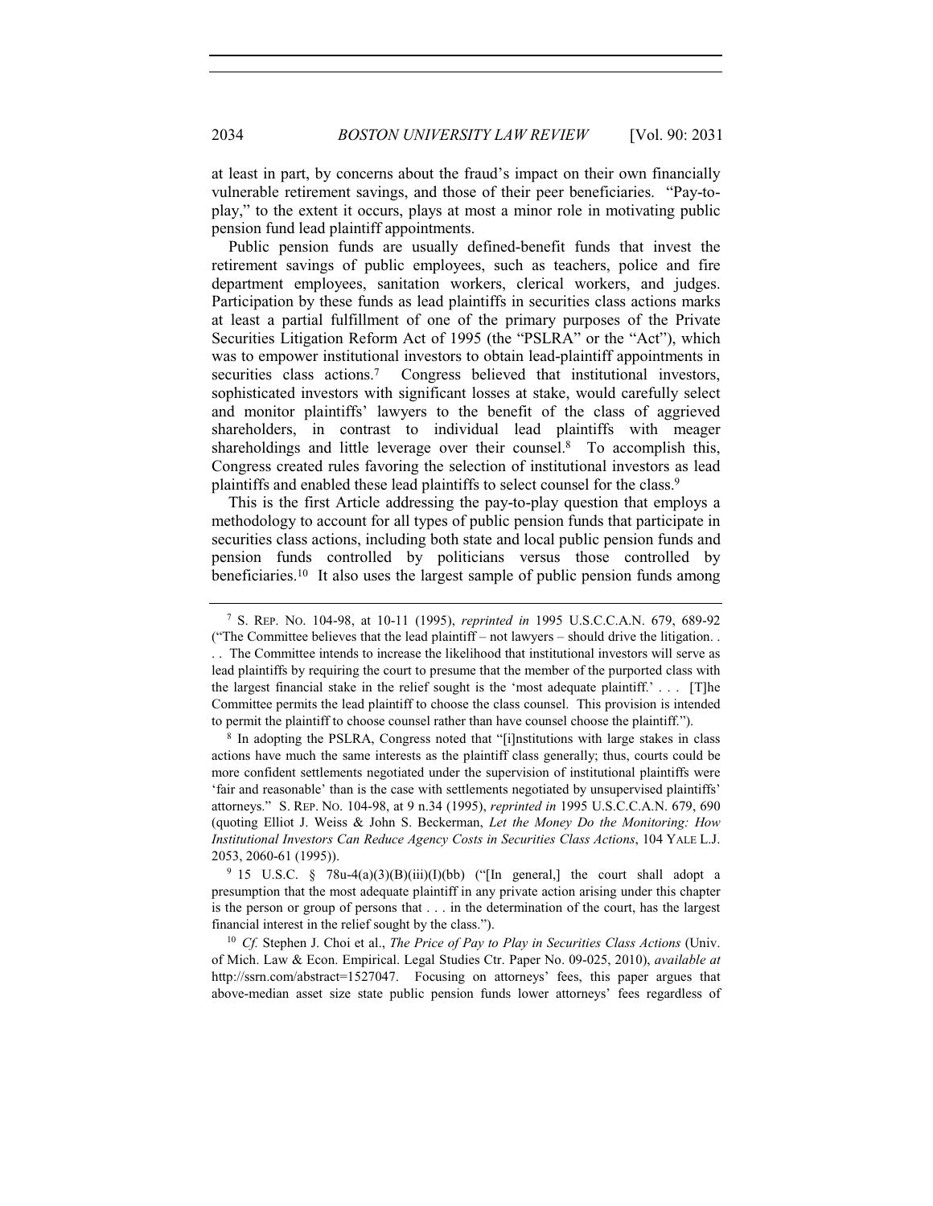at least in part, by concerns about the fraud's impact on their own financially vulnerable retirement savings, and those of their peer beneficiaries. "Pay-to-play," to the extent it occurs, plays at most a minor role in motivating public pension fund lead plaintiff appointments.

Public pension funds are usually defined-benefit funds that invest the retirement savings of public employees, such as teachers, police and fire department employees, sanitation workers, clerical workers, and judges. Participation by these funds as lead plaintiffs in securities class actions marks at least a partial fulfillment of one of the primary purposes of the Private Securities Litigation Reform Act of 1995 (the "PSLRA" or the "Act"), which was to empower institutional investors to obtain lead-plaintiff appointments in securities class actions.[7] Congress believed that institutional investors, sophisticated investors with significant losses at stake, would carefully select and monitor plaintiffs' lawyers to the benefit of the class of aggrieved shareholders, in contrast to individual lead plaintiffs with meager shareholdings and little leverage over their counsel.[8] To accomplish this, Congress created rules favoring the selection of institutional investors as lead plaintiffs and enabled these lead plaintiffs to select counsel for the class.[9]

This is the first Article addressing the pay-to-play question that employs a methodology to account for all types of public pension funds that participate in securities class actions, including both state and local public pension funds and pension funds controlled by politicians versus those controlled by beneficiaries.[10] It also uses the largest sample of public pension funds among

---

[7] S. REP. NO. 104-98, at 10-11 (1995), *reprinted in* 1995 U.S.C.C.A.N. 679, 689-92 ("The Committee believes that the lead plaintiff – not lawyers – should drive the litigation. . . . The Committee intends to increase the likelihood that institutional investors will serve as lead plaintiffs by requiring the court to presume that the member of the purported class with the largest financial stake in the relief sought is the 'most adequate plaintiff.' . . . [T]he Committee permits the lead plaintiff to choose the class counsel. This provision is intended to permit the plaintiff to choose counsel rather than have counsel choose the plaintiff.").

[8] In adopting the PSLRA, Congress noted that "[i]nstitutions with large stakes in class actions have much the same interests as the plaintiff class generally; thus, courts could be more confident settlements negotiated under the supervision of institutional plaintiffs were 'fair and reasonable' than is the case with settlements negotiated by unsupervised plaintiffs' attorneys." S. REP. NO. 104-98, at 9 n.34 (1995), *reprinted in* 1995 U.S.C.C.A.N. 679, 690 (quoting Elliot J. Weiss & John S. Beckerman, *Let the Money Do the Monitoring: How Institutional Investors Can Reduce Agency Costs in Securities Class Actions*, 104 YALE L.J. 2053, 2060-61 (1995)).

[9] 15 U.S.C. § 78u-4(a)(3)(B)(iii)(I)(bb) ("[In general,] the court shall adopt a presumption that the most adequate plaintiff in any private action arising under this chapter is the person or group of persons that . . . in the determination of the court, has the largest financial interest in the relief sought by the class.").

[10] *Cf.* Stephen J. Choi et al., *The Price of Pay to Play in Securities Class Actions* (Univ. of Mich. Law & Econ. Empirical. Legal Studies Ctr. Paper No. 09-025, 2010), *available at* http://ssrn.com/abstract=1527047. Focusing on attorneys' fees, this paper argues that above-median asset size state public pension funds lower attorneys' fees regardless of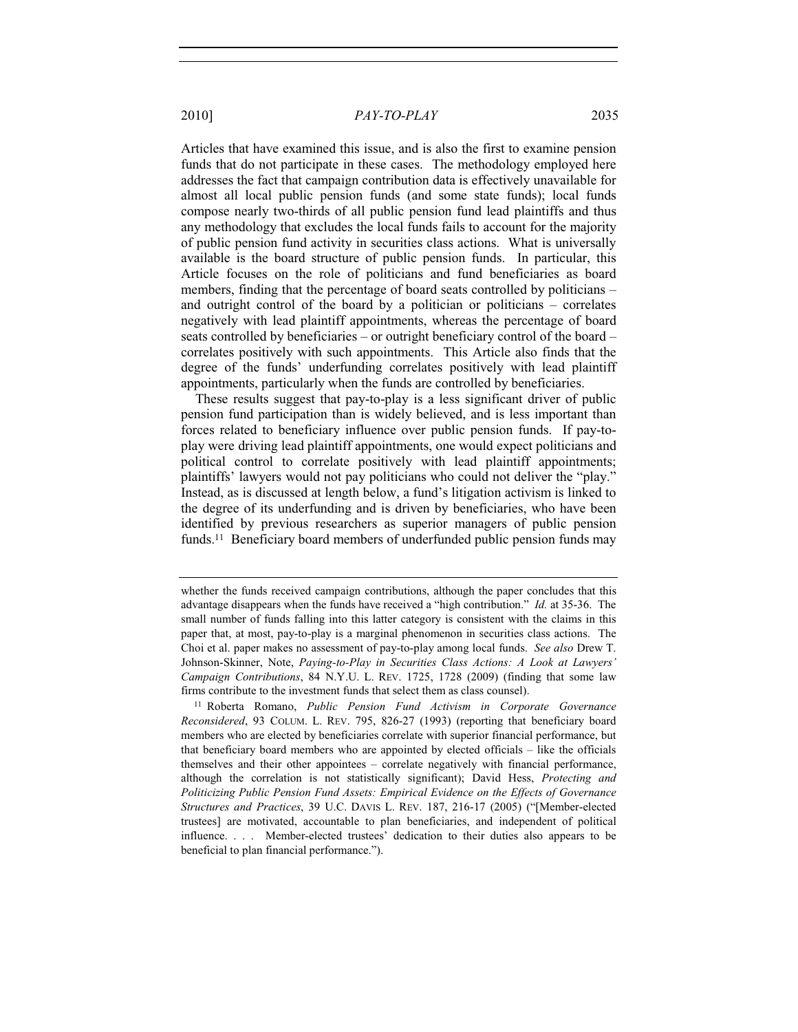Articles that have examined this issue, and is also the first to examine pension funds that do not participate in these cases. The methodology employed here addresses the fact that campaign contribution data is effectively unavailable for almost all local public pension funds (and some state funds); local funds compose nearly two-thirds of all public pension fund lead plaintiffs and thus any methodology that excludes the local funds fails to account for the majority of public pension fund activity in securities class actions. What is universally available is the board structure of public pension funds. In particular, this Article focuses on the role of politicians and fund beneficiaries as board members, finding that the percentage of board seats controlled by politicians – and outright control of the board by a politician or politicians – correlates negatively with lead plaintiff appointments, whereas the percentage of board seats controlled by beneficiaries – or outright beneficiary control of the board – correlates positively with such appointments. This Article also finds that the degree of the funds' underfunding correlates positively with lead plaintiff appointments, particularly when the funds are controlled by beneficiaries.

These results suggest that pay-to-play is a less significant driver of public pension fund participation than is widely believed, and is less important than forces related to beneficiary influence over public pension funds. If pay-to-play were driving lead plaintiff appointments, one would expect politicians and political control to correlate positively with lead plaintiff appointments; plaintiffs' lawyers would not pay politicians who could not deliver the "play." Instead, as is discussed at length below, a fund's litigation activism is linked to the degree of its underfunding and is driven by beneficiaries, who have been identified by previous researchers as superior managers of public pension funds.[11] Beneficiary board members of underfunded public pension funds may

---

whether the funds received campaign contributions, although the paper concludes that this advantage disappears when the funds have received a "high contribution." *Id.* at 35-36. The small number of funds falling into this latter category is consistent with the claims in this paper that, at most, pay-to-play is a marginal phenomenon in securities class actions. The Choi et al. paper makes no assessment of pay-to-play among local funds. *See also* Drew T. Johnson-Skinner, Note, *Paying-to-Play in Securities Class Actions: A Look at Lawyers' Campaign Contributions*, 84 N.Y.U. L. REV. 1725, 1728 (2009) (finding that some law firms contribute to the investment funds that select them as class counsel).

[11] Roberta Romano, *Public Pension Fund Activism in Corporate Governance Reconsidered*, 93 COLUM. L. REV. 795, 826-27 (1993) (reporting that beneficiary board members who are elected by beneficiaries correlate with superior financial performance, but that beneficiary board members who are appointed by elected officials – like the officials themselves and their other appointees – correlate negatively with financial performance, although the correlation is not statistically significant); David Hess, *Protecting and Politicizing Public Pension Fund Assets: Empirical Evidence on the Effects of Governance Structures and Practices*, 39 U.C. DAVIS L. REV. 187, 216-17 (2005) ("[Member-elected trustees] are motivated, accountable to plan beneficiaries, and independent of political influence. . . . Member-elected trustees' dedication to their duties also appears to be beneficial to plan financial performance.").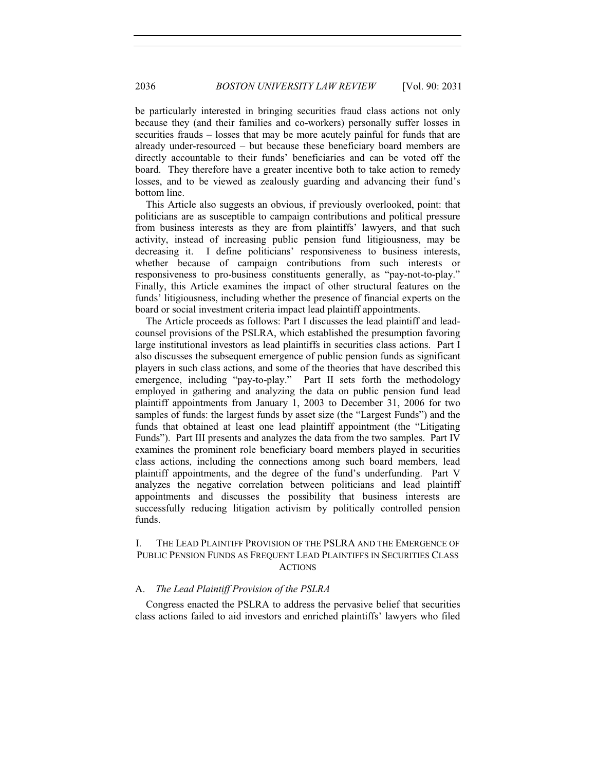be particularly interested in bringing securities fraud class actions not only because they (and their families and co-workers) personally suffer losses in securities frauds – losses that may be more acutely painful for funds that are already under-resourced – but because these beneficiary board members are directly accountable to their funds' beneficiaries and can be voted off the board. They therefore have a greater incentive both to take action to remedy losses, and to be viewed as zealously guarding and advancing their fund's bottom line.

This Article also suggests an obvious, if previously overlooked, point: that politicians are as susceptible to campaign contributions and political pressure from business interests as they are from plaintiffs' lawyers, and that such activity, instead of increasing public pension fund litigiousness, may be decreasing it. I define politicians' responsiveness to business interests, whether because of campaign contributions from such interests or responsiveness to pro-business constituents generally, as "pay-not-to-play." Finally, this Article examines the impact of other structural features on the funds' litigiousness, including whether the presence of financial experts on the board or social investment criteria impact lead plaintiff appointments.

The Article proceeds as follows: Part I discusses the lead plaintiff and lead-counsel provisions of the PSLRA, which established the presumption favoring large institutional investors as lead plaintiffs in securities class actions. Part I also discusses the subsequent emergence of public pension funds as significant players in such class actions, and some of the theories that have described this emergence, including "pay-to-play." Part II sets forth the methodology employed in gathering and analyzing the data on public pension fund lead plaintiff appointments from January 1, 2003 to December 31, 2006 for two samples of funds: the largest funds by asset size (the "Largest Funds") and the funds that obtained at least one lead plaintiff appointment (the "Litigating Funds"). Part III presents and analyzes the data from the two samples. Part IV examines the prominent role beneficiary board members played in securities class actions, including the connections among such board members, lead plaintiff appointments, and the degree of the fund's underfunding. Part V analyzes the negative correlation between politicians and lead plaintiff appointments and discusses the possibility that business interests are successfully reducing litigation activism by politically controlled pension funds.

## I. THE LEAD PLAINTIFF PROVISION OF THE PSLRA AND THE EMERGENCE OF PUBLIC PENSION FUNDS AS FREQUENT LEAD PLAINTIFFS IN SECURITIES CLASS ACTIONS

### A. *The Lead Plaintiff Provision of the PSLRA*

Congress enacted the PSLRA to address the pervasive belief that securities class actions failed to aid investors and enriched plaintiffs' lawyers who filed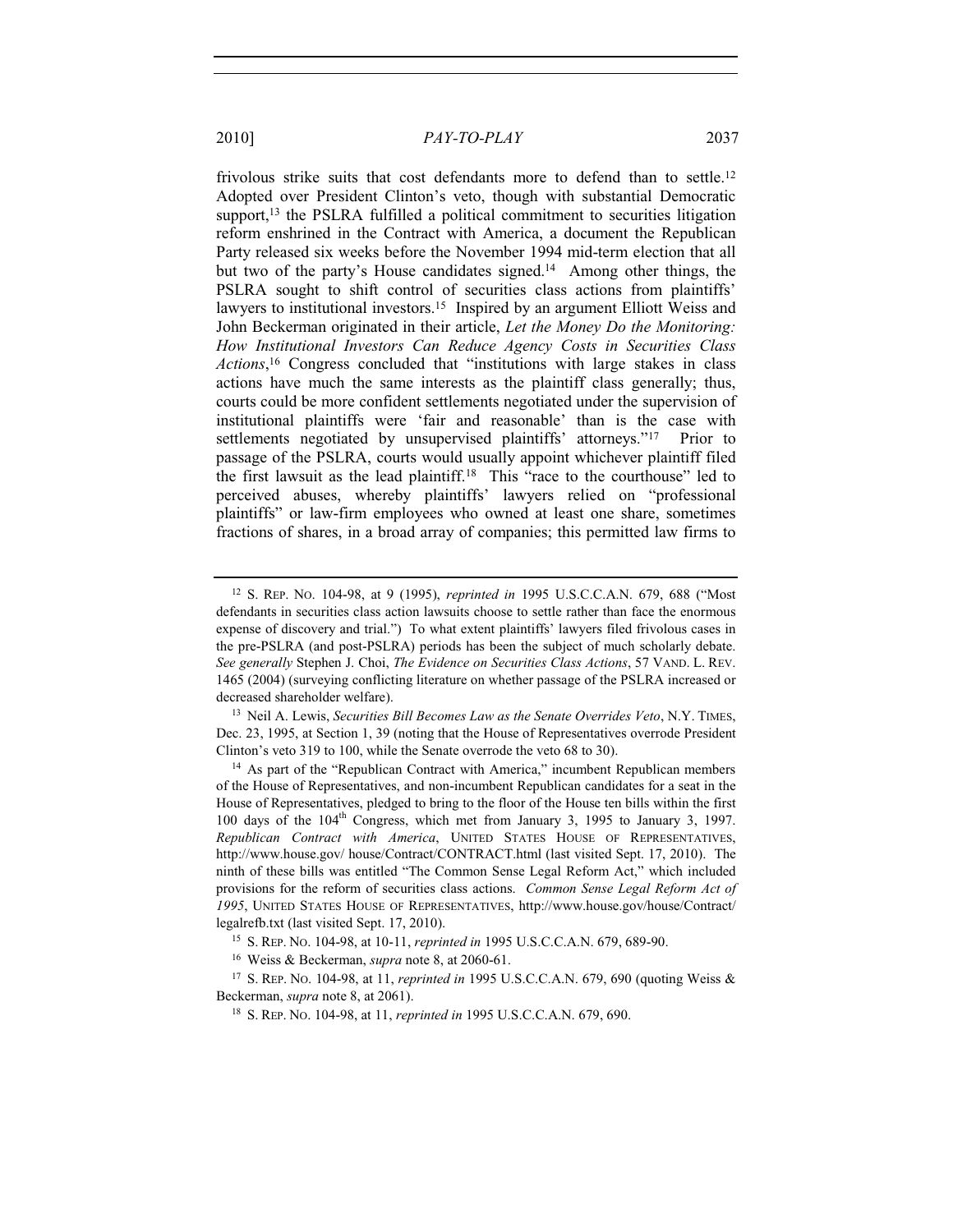frivolous strike suits that cost defendants more to defend than to settle.[12] Adopted over President Clinton's veto, though with substantial Democratic support,[13] the PSLRA fulfilled a political commitment to securities litigation reform enshrined in the Contract with America, a document the Republican Party released six weeks before the November 1994 mid-term election that all but two of the party's House candidates signed.[14] Among other things, the PSLRA sought to shift control of securities class actions from plaintiffs' lawyers to institutional investors.[15] Inspired by an argument Elliott Weiss and John Beckerman originated in their article, *Let the Money Do the Monitoring: How Institutional Investors Can Reduce Agency Costs in Securities Class Actions*,[16] Congress concluded that "institutions with large stakes in class actions have much the same interests as the plaintiff class generally; thus, courts could be more confident settlements negotiated under the supervision of institutional plaintiffs were 'fair and reasonable' than is the case with settlements negotiated by unsupervised plaintiffs' attorneys."[17] Prior to passage of the PSLRA, courts would usually appoint whichever plaintiff filed the first lawsuit as the lead plaintiff.[18] This "race to the courthouse" led to perceived abuses, whereby plaintiffs' lawyers relied on "professional plaintiffs" or law-firm employees who owned at least one share, sometimes fractions of shares, in a broad array of companies; this permitted law firms to

---

[12] S. REP. NO. 104-98, at 9 (1995), *reprinted in* 1995 U.S.C.C.A.N. 679, 688 ("Most defendants in securities class action lawsuits choose to settle rather than face the enormous expense of discovery and trial.") To what extent plaintiffs' lawyers filed frivolous cases in the pre-PSLRA (and post-PSLRA) periods has been the subject of much scholarly debate. *See generally* Stephen J. Choi, *The Evidence on Securities Class Actions*, 57 VAND. L. REV. 1465 (2004) (surveying conflicting literature on whether passage of the PSLRA increased or decreased shareholder welfare).

[13] Neil A. Lewis, *Securities Bill Becomes Law as the Senate Overrides Veto*, N.Y. TIMES, Dec. 23, 1995, at Section 1, 39 (noting that the House of Representatives overrode President Clinton's veto 319 to 100, while the Senate overrode the veto 68 to 30).

[14] As part of the "Republican Contract with America," incumbent Republican members of the House of Representatives, and non-incumbent Republican candidates for a seat in the House of Representatives, pledged to bring to the floor of the House ten bills within the first 100 days of the 104th Congress, which met from January 3, 1995 to January 3, 1997. *Republican Contract with America*, UNITED STATES HOUSE OF REPRESENTATIVES, http://www.house.gov/ house/Contract/CONTRACT.html (last visited Sept. 17, 2010). The ninth of these bills was entitled "The Common Sense Legal Reform Act," which included provisions for the reform of securities class actions. *Common Sense Legal Reform Act of 1995*, UNITED STATES HOUSE OF REPRESENTATIVES, http://www.house.gov/house/Contract/ legalrefb.txt (last visited Sept. 17, 2010).

[15] S. REP. NO. 104-98, at 10-11, *reprinted in* 1995 U.S.C.C.A.N. 679, 689-90.

[16] Weiss & Beckerman, *supra* note 8, at 2060-61.

[17] S. REP. NO. 104-98, at 11, *reprinted in* 1995 U.S.C.C.A.N. 679, 690 (quoting Weiss & Beckerman, *supra* note 8, at 2061).

[18] S. REP. NO. 104-98, at 11, *reprinted in* 1995 U.S.C.C.A.N. 679, 690.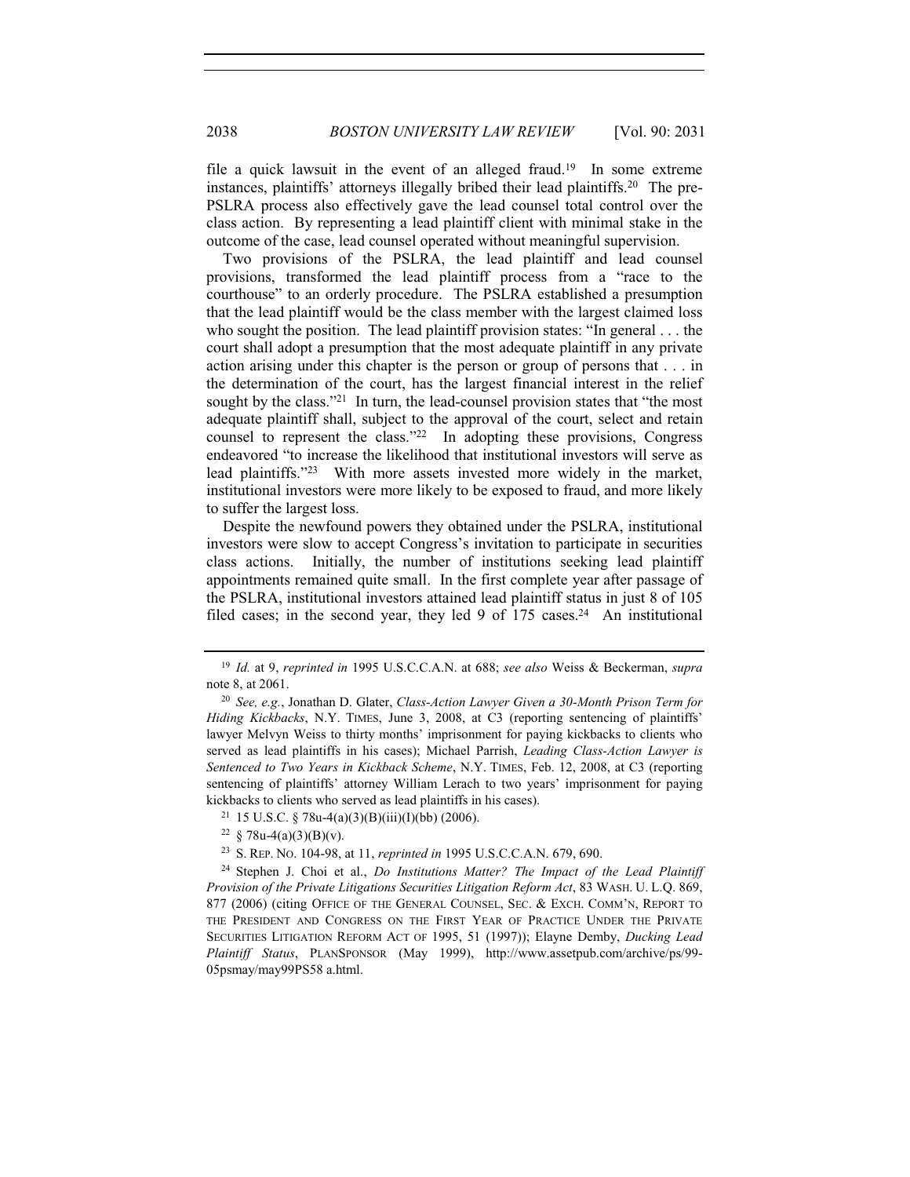file a quick lawsuit in the event of an alleged fraud.[19] In some extreme instances, plaintiffs' attorneys illegally bribed their lead plaintiffs.[20] The pre-PSLRA process also effectively gave the lead counsel total control over the class action. By representing a lead plaintiff client with minimal stake in the outcome of the case, lead counsel operated without meaningful supervision.

Two provisions of the PSLRA, the lead plaintiff and lead counsel provisions, transformed the lead plaintiff process from a "race to the courthouse" to an orderly procedure. The PSLRA established a presumption that the lead plaintiff would be the class member with the largest claimed loss who sought the position. The lead plaintiff provision states: "In general . . . the court shall adopt a presumption that the most adequate plaintiff in any private action arising under this chapter is the person or group of persons that . . . in the determination of the court, has the largest financial interest in the relief sought by the class."[21] In turn, the lead-counsel provision states that "the most adequate plaintiff shall, subject to the approval of the court, select and retain counsel to represent the class."[22] In adopting these provisions, Congress endeavored "to increase the likelihood that institutional investors will serve as lead plaintiffs."[23] With more assets invested more widely in the market, institutional investors were more likely to be exposed to fraud, and more likely to suffer the largest loss.

Despite the newfound powers they obtained under the PSLRA, institutional investors were slow to accept Congress's invitation to participate in securities class actions. Initially, the number of institutions seeking lead plaintiff appointments remained quite small. In the first complete year after passage of the PSLRA, institutional investors attained lead plaintiff status in just 8 of 105 filed cases; in the second year, they led 9 of 175 cases.[24] An institutional

---

[19] *Id.* at 9, *reprinted in* 1995 U.S.C.C.A.N. at 688; *see also* Weiss & Beckerman, *supra* note 8, at 2061.

[20] *See, e.g.*, Jonathan D. Glater, *Class-Action Lawyer Given a 30-Month Prison Term for Hiding Kickbacks*, N.Y. TIMES, June 3, 2008, at C3 (reporting sentencing of plaintiffs' lawyer Melvyn Weiss to thirty months' imprisonment for paying kickbacks to clients who served as lead plaintiffs in his cases); Michael Parrish, *Leading Class-Action Lawyer is Sentenced to Two Years in Kickback Scheme*, N.Y. TIMES, Feb. 12, 2008, at C3 (reporting sentencing of plaintiffs' attorney William Lerach to two years' imprisonment for paying kickbacks to clients who served as lead plaintiffs in his cases).

[21] 15 U.S.C. § 78u-4(a)(3)(B)(iii)(I)(bb) (2006).

[22] § 78u-4(a)(3)(B)(v).

[23] S. REP. NO. 104-98, at 11, *reprinted in* 1995 U.S.C.C.A.N. 679, 690.

[24] Stephen J. Choi et al., *Do Institutions Matter? The Impact of the Lead Plaintiff Provision of the Private Litigations Securities Litigation Reform Act*, 83 WASH. U. L.Q. 869, 877 (2006) (citing OFFICE OF THE GENERAL COUNSEL, SEC. & EXCH. COMM'N, REPORT TO THE PRESIDENT AND CONGRESS ON THE FIRST YEAR OF PRACTICE UNDER THE PRIVATE SECURITIES LITIGATION REFORM ACT OF 1995, 51 (1997)); Elayne Demby, *Ducking Lead Plaintiff Status*, PLANSPONSOR (May 1999), http://www.assetpub.com/archive/ps/99-05psmay/may99PS58 a.html.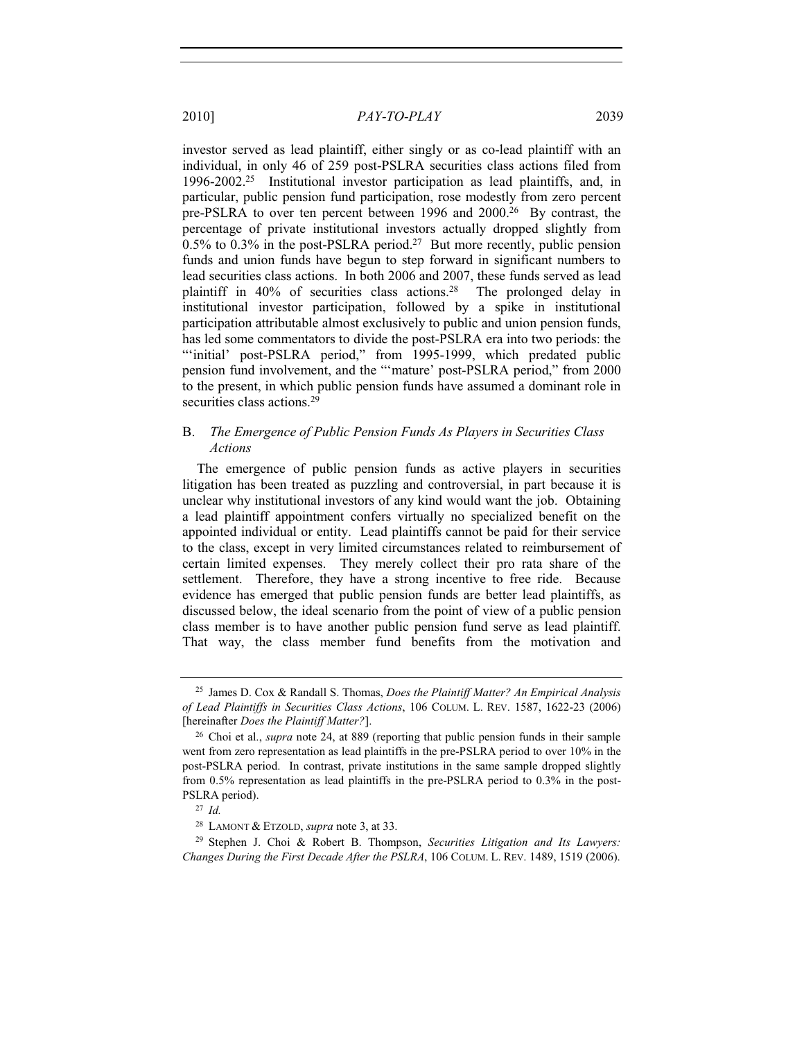investor served as lead plaintiff, either singly or as co-lead plaintiff with an individual, in only 46 of 259 post-PSLRA securities class actions filed from 1996-2002.[25] Institutional investor participation as lead plaintiffs, and, in particular, public pension fund participation, rose modestly from zero percent pre-PSLRA to over ten percent between 1996 and 2000.[26] By contrast, the percentage of private institutional investors actually dropped slightly from 0.5% to 0.3% in the post-PSLRA period.[27] But more recently, public pension funds and union funds have begun to step forward in significant numbers to lead securities class actions. In both 2006 and 2007, these funds served as lead plaintiff in 40% of securities class actions.[28] The prolonged delay in institutional investor participation, followed by a spike in institutional participation attributable almost exclusively to public and union pension funds, has led some commentators to divide the post-PSLRA era into two periods: the "'initial' post-PSLRA period," from 1995-1999, which predated public pension fund involvement, and the "'mature' post-PSLRA period," from 2000 to the present, in which public pension funds have assumed a dominant role in securities class actions.[29]

## B. *The Emergence of Public Pension Funds As Players in Securities Class Actions*

The emergence of public pension funds as active players in securities litigation has been treated as puzzling and controversial, in part because it is unclear why institutional investors of any kind would want the job. Obtaining a lead plaintiff appointment confers virtually no specialized benefit on the appointed individual or entity. Lead plaintiffs cannot be paid for their service to the class, except in very limited circumstances related to reimbursement of certain limited expenses. They merely collect their pro rata share of the settlement. Therefore, they have a strong incentive to free ride. Because evidence has emerged that public pension funds are better lead plaintiffs, as discussed below, the ideal scenario from the point of view of a public pension class member is to have another public pension fund serve as lead plaintiff. That way, the class member fund benefits from the motivation and

---

[25] James D. Cox & Randall S. Thomas, *Does the Plaintiff Matter? An Empirical Analysis of Lead Plaintiffs in Securities Class Actions*, 106 COLUM. L. REV. 1587, 1622-23 (2006) [hereinafter *Does the Plaintiff Matter?*].

[26] Choi et al., *supra* note 24, at 889 (reporting that public pension funds in their sample went from zero representation as lead plaintiffs in the pre-PSLRA period to over 10% in the post-PSLRA period. In contrast, private institutions in the same sample dropped slightly from 0.5% representation as lead plaintiffs in the pre-PSLRA period to 0.3% in the post-PSLRA period).

[27] *Id.*

[28] LAMONT & ETZOLD, *supra* note 3, at 33.

[29] Stephen J. Choi & Robert B. Thompson, *Securities Litigation and Its Lawyers: Changes During the First Decade After the PSLRA*, 106 COLUM. L. REV. 1489, 1519 (2006).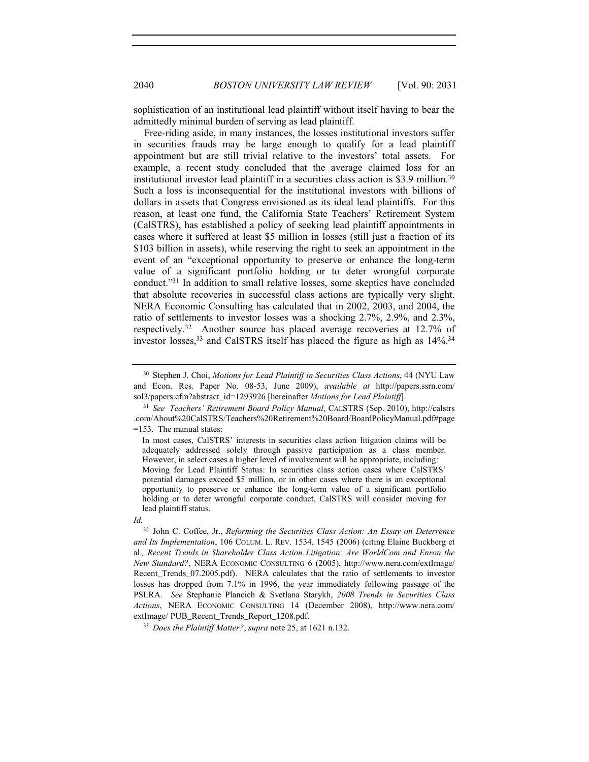sophistication of an institutional lead plaintiff without itself having to bear the admittedly minimal burden of serving as lead plaintiff.

Free-riding aside, in many instances, the losses institutional investors suffer in securities frauds may be large enough to qualify for a lead plaintiff appointment but are still trivial relative to the investors' total assets. For example, a recent study concluded that the average claimed loss for an institutional investor lead plaintiff in a securities class action is $3.9 million.[30] Such a loss is inconsequential for the institutional investors with billions of dollars in assets that Congress envisioned as its ideal lead plaintiffs. For this reason, at least one fund, the California State Teachers' Retirement System (CalSTRS), has established a policy of seeking lead plaintiff appointments in cases where it suffered at least $5 million in losses (still just a fraction of its $103 billion in assets), while reserving the right to seek an appointment in the event of an "exceptional opportunity to preserve or enhance the long-term value of a significant portfolio holding or to deter wrongful corporate conduct."[31] In addition to small relative losses, some skeptics have concluded that absolute recoveries in successful class actions are typically very slight. NERA Economic Consulting has calculated that in 2002, 2003, and 2004, the ratio of settlements to investor losses was a shocking 2.7%, 2.9%, and 2.3%, respectively.[32] Another source has placed average recoveries at 12.7% of investor losses,[33] and CalSTRS itself has placed the figure as high as 14%.[34]

---

[30] Stephen J. Choi, *Motions for Lead Plaintiff in Securities Class Actions*, 44 (NYU Law and Econ. Res. Paper No. 08-53, June 2009), *available at* http://papers.ssrn.com/sol3/papers.cfm?abstract_id=1293926 [hereinafter *Motions for Lead Plaintiff*].

[31] *See Teachers' Retirement Board Policy Manual*, CALSTRS (Sep. 2010), http://calstrs.com/About%20CalSTRS/Teachers%20Retirement%20Board/BoardPolicyManual.pdf#page=153. The manual states:

> In most cases, CalSTRS' interests in securities class action litigation claims will be adequately addressed solely through passive participation as a class member. However, in select cases a higher level of involvement will be appropriate, including: Moving for Lead Plaintiff Status: In securities class action cases where CalSTRS' potential damages exceed $5 million, or in other cases where there is an exceptional opportunity to preserve or enhance the long-term value of a significant portfolio holding or to deter wrongful corporate conduct, CalSTRS will consider moving for lead plaintiff status.

*Id.*

[32] John C. Coffee, Jr., *Reforming the Securities Class Action: An Essay on Deterrence and Its Implementation*, 106 COLUM. L. REV. 1534, 1545 (2006) (citing Elaine Buckberg et al., *Recent Trends in Shareholder Class Action Litigation: Are WorldCom and Enron the New Standard?*, NERA ECONOMIC CONSULTING 6 (2005), http://www.nera.com/extImage/Recent_Trends_07.2005.pdf). NERA calculates that the ratio of settlements to investor losses has dropped from 7.1% in 1996, the year immediately following passage of the PSLRA. *See* Stephanie Plancich & Svetlana Starykh, *2008 Trends in Securities Class Actions*, NERA ECONOMIC CONSULTING 14 (December 2008), http://www.nera.com/extImage/ PUB_Recent_Trends_Report_1208.pdf.

[33] *Does the Plaintiff Matter?*, *supra* note 25, at 1621 n.132.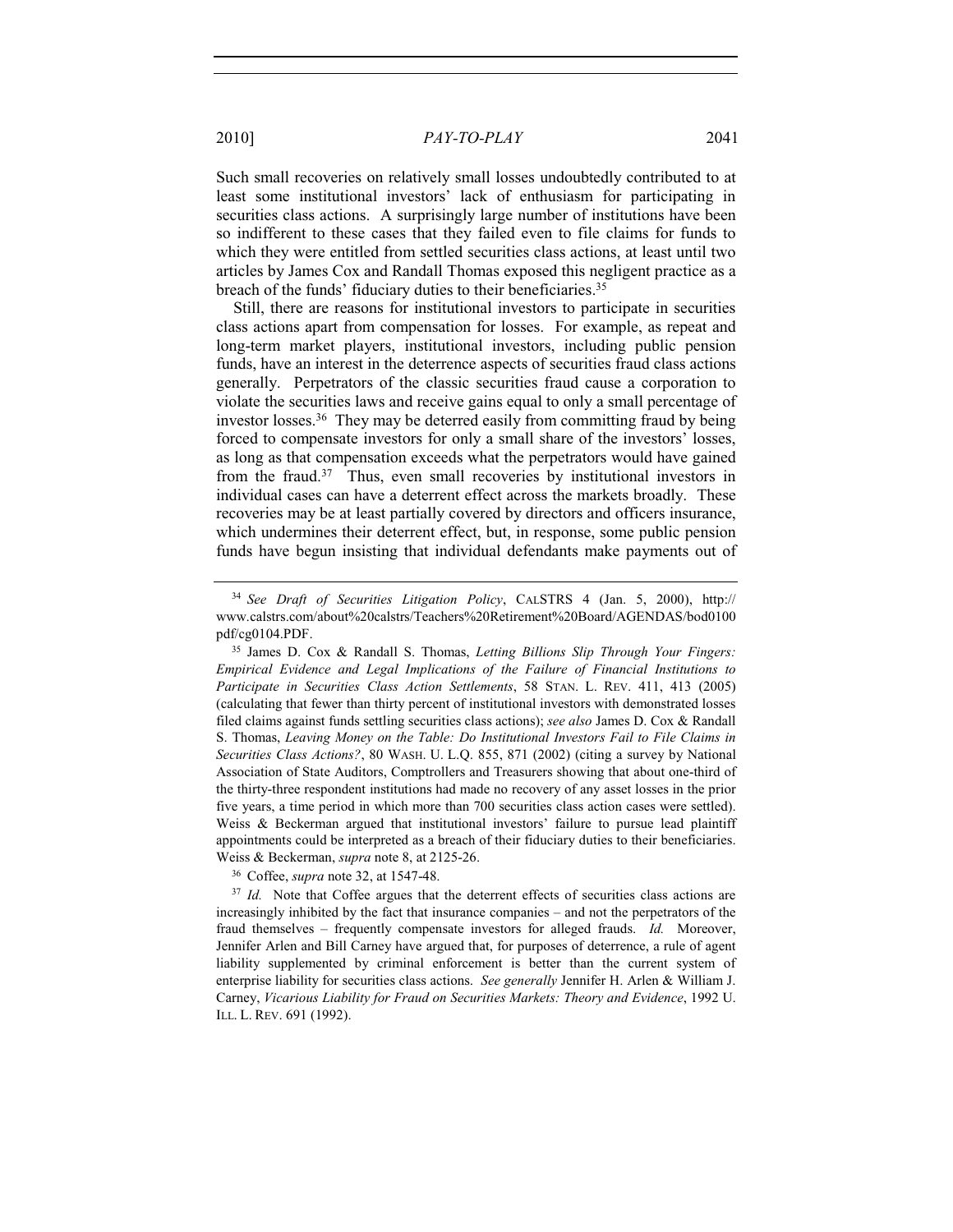Such small recoveries on relatively small losses undoubtedly contributed to at least some institutional investors' lack of enthusiasm for participating in securities class actions. A surprisingly large number of institutions have been so indifferent to these cases that they failed even to file claims for funds to which they were entitled from settled securities class actions, at least until two articles by James Cox and Randall Thomas exposed this negligent practice as a breach of the funds' fiduciary duties to their beneficiaries.[35]

Still, there are reasons for institutional investors to participate in securities class actions apart from compensation for losses. For example, as repeat and long-term market players, institutional investors, including public pension funds, have an interest in the deterrence aspects of securities fraud class actions generally. Perpetrators of the classic securities fraud cause a corporation to violate the securities laws and receive gains equal to only a small percentage of investor losses.[36] They may be deterred easily from committing fraud by being forced to compensate investors for only a small share of the investors' losses, as long as that compensation exceeds what the perpetrators would have gained from the fraud.[37] Thus, even small recoveries by institutional investors in individual cases can have a deterrent effect across the markets broadly. These recoveries may be at least partially covered by directors and officers insurance, which undermines their deterrent effect, but, in response, some public pension funds have begun insisting that individual defendants make payments out of

---

[34] *See Draft of Securities Litigation Policy*, CALSTRS 4 (Jan. 5, 2000), http://www.calstrs.com/about%20calstrs/Teachers%20Retirement%20Board/AGENDAS/bod0100pdf/cg0104.PDF.

[35] James D. Cox & Randall S. Thomas, *Letting Billions Slip Through Your Fingers: Empirical Evidence and Legal Implications of the Failure of Financial Institutions to Participate in Securities Class Action Settlements*, 58 STAN. L. REV. 411, 413 (2005) (calculating that fewer than thirty percent of institutional investors with demonstrated losses filed claims against funds settling securities class actions); *see also* James D. Cox & Randall S. Thomas, *Leaving Money on the Table: Do Institutional Investors Fail to File Claims in Securities Class Actions?*, 80 WASH. U. L.Q. 855, 871 (2002) (citing a survey by National Association of State Auditors, Comptrollers and Treasurers showing that about one-third of the thirty-three respondent institutions had made no recovery of any asset losses in the prior five years, a time period in which more than 700 securities class action cases were settled). Weiss & Beckerman argued that institutional investors' failure to pursue lead plaintiff appointments could be interpreted as a breach of their fiduciary duties to their beneficiaries. Weiss & Beckerman, *supra* note 8, at 2125-26.

[36] Coffee, *supra* note 32, at 1547-48.

[37] *Id.* Note that Coffee argues that the deterrent effects of securities class actions are increasingly inhibited by the fact that insurance companies – and not the perpetrators of the fraud themselves – frequently compensate investors for alleged frauds. *Id.* Moreover, Jennifer Arlen and Bill Carney have argued that, for purposes of deterrence, a rule of agent liability supplemented by criminal enforcement is better than the current system of enterprise liability for securities class actions. *See generally* Jennifer H. Arlen & William J. Carney, *Vicarious Liability for Fraud on Securities Markets: Theory and Evidence*, 1992 U. ILL. L. REV. 691 (1992).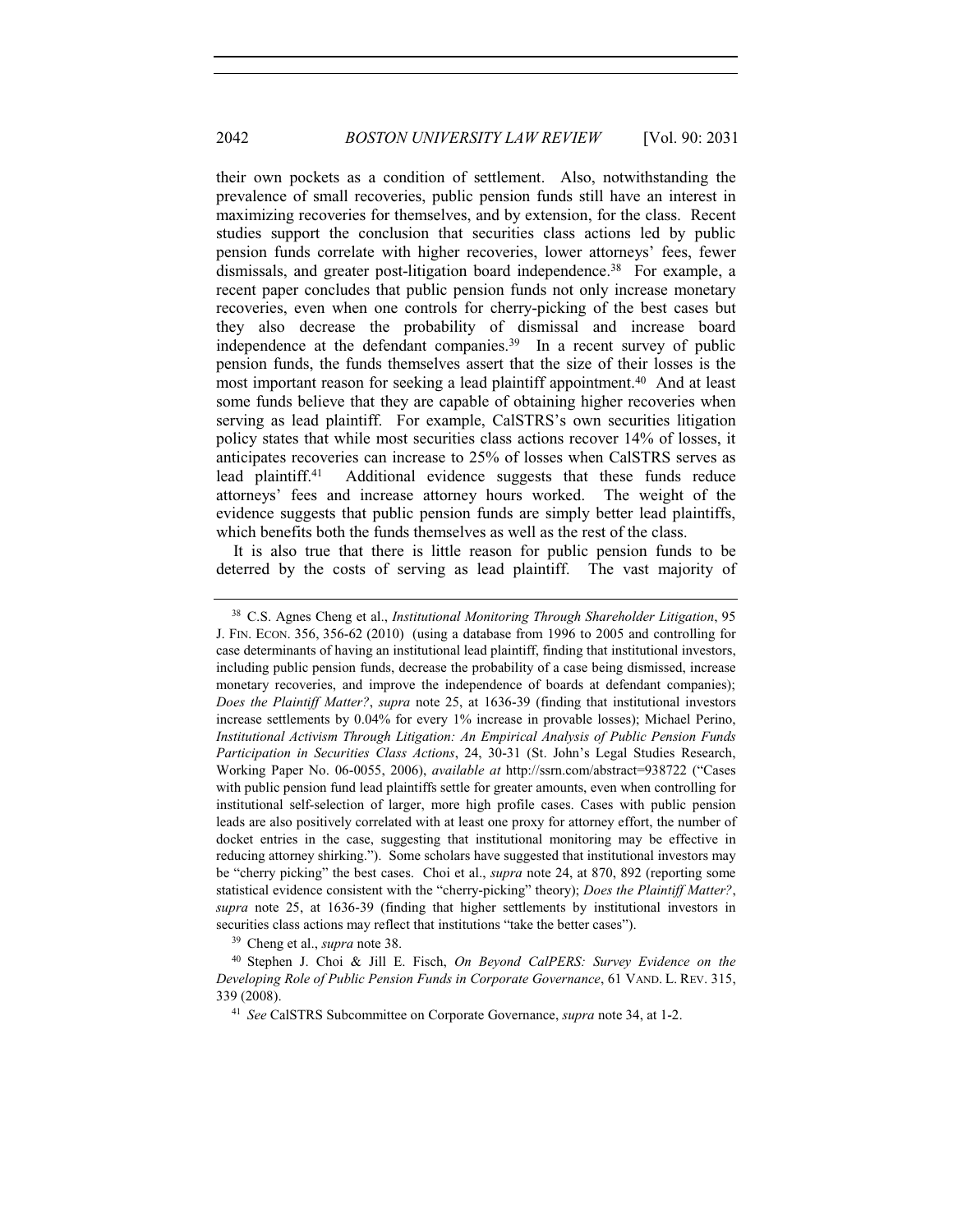their own pockets as a condition of settlement. Also, notwithstanding the prevalence of small recoveries, public pension funds still have an interest in maximizing recoveries for themselves, and by extension, for the class. Recent studies support the conclusion that securities class actions led by public pension funds correlate with higher recoveries, lower attorneys' fees, fewer dismissals, and greater post-litigation board independence.[38] For example, a recent paper concludes that public pension funds not only increase monetary recoveries, even when one controls for cherry-picking of the best cases but they also decrease the probability of dismissal and increase board independence at the defendant companies.[39] In a recent survey of public pension funds, the funds themselves assert that the size of their losses is the most important reason for seeking a lead plaintiff appointment.[40] And at least some funds believe that they are capable of obtaining higher recoveries when serving as lead plaintiff. For example, CalSTRS's own securities litigation policy states that while most securities class actions recover 14% of losses, it anticipates recoveries can increase to 25% of losses when CalSTRS serves as lead plaintiff.[41] Additional evidence suggests that these funds reduce attorneys' fees and increase attorney hours worked. The weight of the evidence suggests that public pension funds are simply better lead plaintiffs, which benefits both the funds themselves as well as the rest of the class.

It is also true that there is little reason for public pension funds to be deterred by the costs of serving as lead plaintiff. The vast majority of

---

[38] C.S. Agnes Cheng et al., *Institutional Monitoring Through Shareholder Litigation*, 95 J. FIN. ECON. 356, 356-62 (2010) (using a database from 1996 to 2005 and controlling for case determinants of having an institutional lead plaintiff, finding that institutional investors, including public pension funds, decrease the probability of a case being dismissed, increase monetary recoveries, and improve the independence of boards at defendant companies); *Does the Plaintiff Matter?*, *supra* note 25, at 1636-39 (finding that institutional investors increase settlements by 0.04% for every 1% increase in provable losses); Michael Perino, *Institutional Activism Through Litigation: An Empirical Analysis of Public Pension Funds Participation in Securities Class Actions*, 24, 30-31 (St. John's Legal Studies Research, Working Paper No. 06-0055, 2006), *available at* http://ssrn.com/abstract=938722 ("Cases with public pension fund lead plaintiffs settle for greater amounts, even when controlling for institutional self-selection of larger, more high profile cases. Cases with public pension leads are also positively correlated with at least one proxy for attorney effort, the number of docket entries in the case, suggesting that institutional monitoring may be effective in reducing attorney shirking."). Some scholars have suggested that institutional investors may be "cherry picking" the best cases. Choi et al., *supra* note 24, at 870, 892 (reporting some statistical evidence consistent with the "cherry-picking" theory); *Does the Plaintiff Matter?*, *supra* note 25, at 1636-39 (finding that higher settlements by institutional investors in securities class actions may reflect that institutions "take the better cases").

[39] Cheng et al., *supra* note 38.

[40] Stephen J. Choi & Jill E. Fisch, *On Beyond CalPERS: Survey Evidence on the Developing Role of Public Pension Funds in Corporate Governance*, 61 VAND. L. REV. 315, 339 (2008).

[41] *See* CalSTRS Subcommittee on Corporate Governance, *supra* note 34, at 1-2.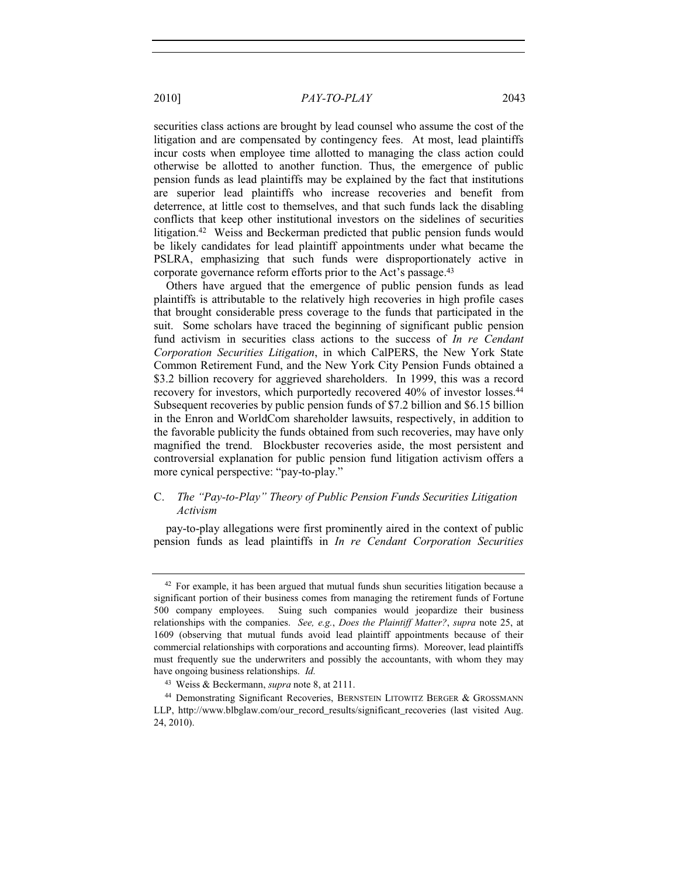securities class actions are brought by lead counsel who assume the cost of the litigation and are compensated by contingency fees. At most, lead plaintiffs incur costs when employee time allotted to managing the class action could otherwise be allotted to another function. Thus, the emergence of public pension funds as lead plaintiffs may be explained by the fact that institutions are superior lead plaintiffs who increase recoveries and benefit from deterrence, at little cost to themselves, and that such funds lack the disabling conflicts that keep other institutional investors on the sidelines of securities litigation.[42] Weiss and Beckerman predicted that public pension funds would be likely candidates for lead plaintiff appointments under what became the PSLRA, emphasizing that such funds were disproportionately active in corporate governance reform efforts prior to the Act's passage.[43]

Others have argued that the emergence of public pension funds as lead plaintiffs is attributable to the relatively high recoveries in high profile cases that brought considerable press coverage to the funds that participated in the suit. Some scholars have traced the beginning of significant public pension fund activism in securities class actions to the success of *In re Cendant Corporation Securities Litigation*, in which CalPERS, the New York State Common Retirement Fund, and the New York City Pension Funds obtained a $3.2 billion recovery for aggrieved shareholders. In 1999, this was a record recovery for investors, which purportedly recovered 40% of investor losses.[44] Subsequent recoveries by public pension funds of $7.2 billion and $6.15 billion in the Enron and WorldCom shareholder lawsuits, respectively, in addition to the favorable publicity the funds obtained from such recoveries, may have only magnified the trend. Blockbuster recoveries aside, the most persistent and controversial explanation for public pension fund litigation activism offers a more cynical perspective: "pay-to-play."

### C. *The "Pay-to-Play" Theory of Public Pension Funds Securities Litigation Activism*

pay-to-play allegations were first prominently aired in the context of public pension funds as lead plaintiffs in *In re Cendant Corporation Securities*

---

[42] For example, it has been argued that mutual funds shun securities litigation because a significant portion of their business comes from managing the retirement funds of Fortune 500 company employees. Suing such companies would jeopardize their business relationships with the companies. *See, e.g.*, *Does the Plaintiff Matter?*, *supra* note 25, at 1609 (observing that mutual funds avoid lead plaintiff appointments because of their commercial relationships with corporations and accounting firms). Moreover, lead plaintiffs must frequently sue the underwriters and possibly the accountants, with whom they may have ongoing business relationships. *Id.*

[43] Weiss & Beckermann, *supra* note 8, at 2111.

[44] Demonstrating Significant Recoveries, BERNSTEIN LITOWITZ BERGER & GROSSMANN LLP, http://www.blbglaw.com/our_record_results/significant_recoveries (last visited Aug. 24, 2010).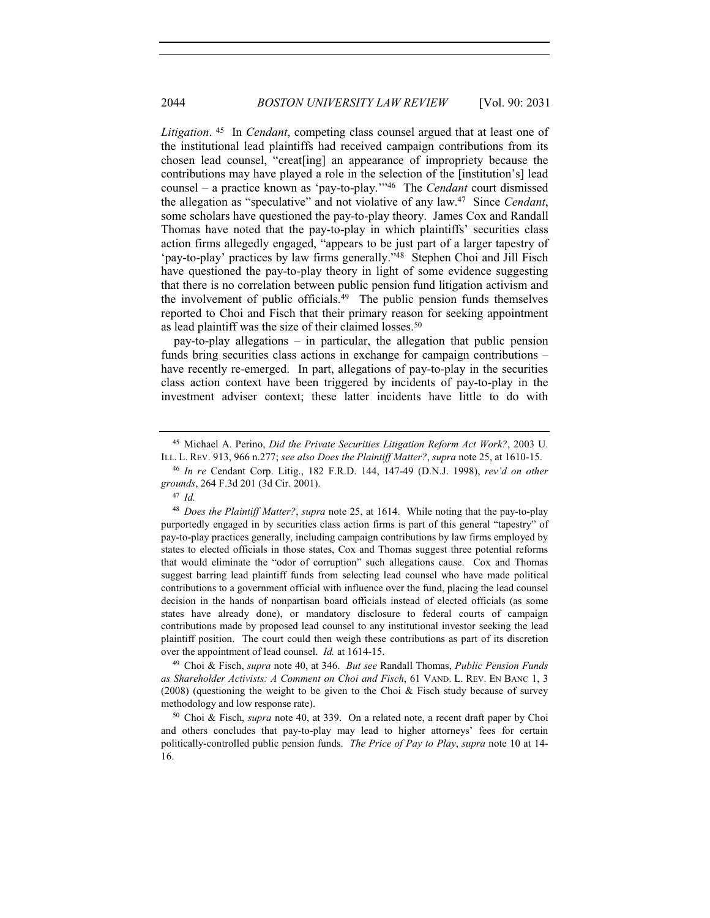*Litigation*.[45] In *Cendant*, competing class counsel argued that at least one of the institutional lead plaintiffs had received campaign contributions from its chosen lead counsel, "creat[ing] an appearance of impropriety because the contributions may have played a role in the selection of the [institution's] lead counsel – a practice known as 'pay-to-play.'"[46] The *Cendant* court dismissed the allegation as "speculative" and not violative of any law.[47] Since *Cendant*, some scholars have questioned the pay-to-play theory. James Cox and Randall Thomas have noted that the pay-to-play in which plaintiffs' securities class action firms allegedly engaged, "appears to be just part of a larger tapestry of 'pay-to-play' practices by law firms generally."[48] Stephen Choi and Jill Fisch have questioned the pay-to-play theory in light of some evidence suggesting that there is no correlation between public pension fund litigation activism and the involvement of public officials.[49] The public pension funds themselves reported to Choi and Fisch that their primary reason for seeking appointment as lead plaintiff was the size of their claimed losses.[50]

pay-to-play allegations – in particular, the allegation that public pension funds bring securities class actions in exchange for campaign contributions – have recently re-emerged. In part, allegations of pay-to-play in the securities class action context have been triggered by incidents of pay-to-play in the investment adviser context; these latter incidents have little to do with

---

[45] Michael A. Perino, *Did the Private Securities Litigation Reform Act Work?*, 2003 U. ILL. L. REV. 913, 966 n.277; *see also Does the Plaintiff Matter?*, *supra* note 25, at 1610-15.

[46] *In re* Cendant Corp. Litig., 182 F.R.D. 144, 147-49 (D.N.J. 1998), *rev'd on other grounds*, 264 F.3d 201 (3d Cir. 2001).

[47] *Id.*

[48] *Does the Plaintiff Matter?*, *supra* note 25, at 1614. While noting that the pay-to-play purportedly engaged in by securities class action firms is part of this general "tapestry" of pay-to-play practices generally, including campaign contributions by law firms employed by states to elected officials in those states, Cox and Thomas suggest three potential reforms that would eliminate the "odor of corruption" such allegations cause. Cox and Thomas suggest barring lead plaintiff funds from selecting lead counsel who have made political contributions to a government official with influence over the fund, placing the lead counsel decision in the hands of nonpartisan board officials instead of elected officials (as some states have already done), or mandatory disclosure to federal courts of campaign contributions made by proposed lead counsel to any institutional investor seeking the lead plaintiff position. The court could then weigh these contributions as part of its discretion over the appointment of lead counsel. *Id.* at 1614-15.

[49] Choi & Fisch, *supra* note 40, at 346. *But see* Randall Thomas, *Public Pension Funds as Shareholder Activists: A Comment on Choi and Fisch*, 61 VAND. L. REV. EN BANC 1, 3 (2008) (questioning the weight to be given to the Choi & Fisch study because of survey methodology and low response rate).

[50] Choi & Fisch, *supra* note 40, at 339. On a related note, a recent draft paper by Choi and others concludes that pay-to-play may lead to higher attorneys' fees for certain politically-controlled public pension funds. *The Price of Pay to Play*, *supra* note 10 at 14-16.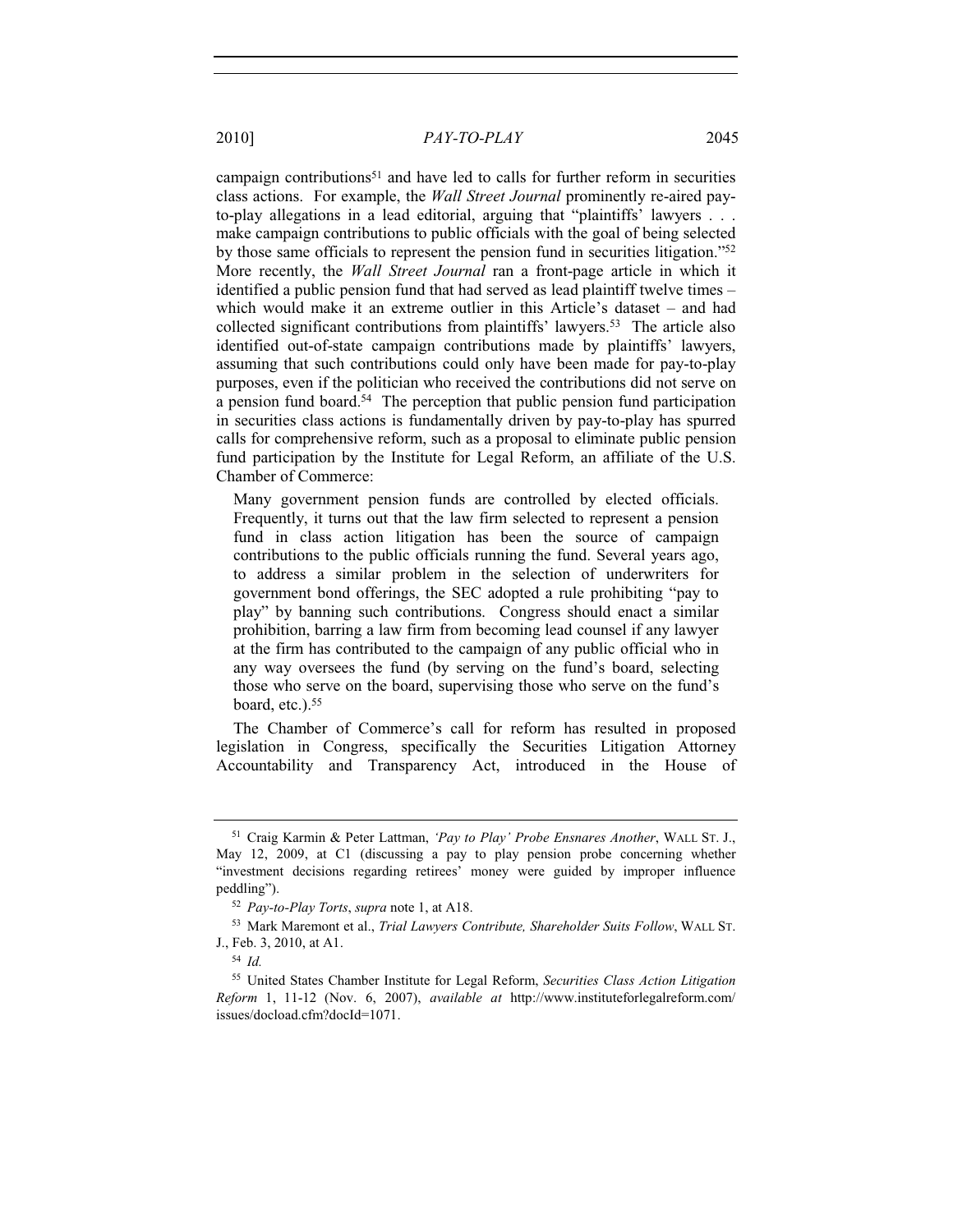campaign contributions[51] and have led to calls for further reform in securities class actions. For example, the *Wall Street Journal* prominently re-aired pay-to-play allegations in a lead editorial, arguing that "plaintiffs' lawyers . . . make campaign contributions to public officials with the goal of being selected by those same officials to represent the pension fund in securities litigation."[52] More recently, the *Wall Street Journal* ran a front-page article in which it identified a public pension fund that had served as lead plaintiff twelve times – which would make it an extreme outlier in this Article's dataset – and had collected significant contributions from plaintiffs' lawyers.[53] The article also identified out-of-state campaign contributions made by plaintiffs' lawyers, assuming that such contributions could only have been made for pay-to-play purposes, even if the politician who received the contributions did not serve on a pension fund board.[54] The perception that public pension fund participation in securities class actions is fundamentally driven by pay-to-play has spurred calls for comprehensive reform, such as a proposal to eliminate public pension fund participation by the Institute for Legal Reform, an affiliate of the U.S. Chamber of Commerce:

> Many government pension funds are controlled by elected officials. Frequently, it turns out that the law firm selected to represent a pension fund in class action litigation has been the source of campaign contributions to the public officials running the fund. Several years ago, to address a similar problem in the selection of underwriters for government bond offerings, the SEC adopted a rule prohibiting "pay to play" by banning such contributions. Congress should enact a similar prohibition, barring a law firm from becoming lead counsel if any lawyer at the firm has contributed to the campaign of any public official who in any way oversees the fund (by serving on the fund's board, selecting those who serve on the board, supervising those who serve on the fund's board, etc.).[55]

The Chamber of Commerce's call for reform has resulted in proposed legislation in Congress, specifically the Securities Litigation Attorney Accountability and Transparency Act, introduced in the House of

---

[51] Craig Karmin & Peter Lattman, *'Pay to Play' Probe Ensnares Another*, WALL ST. J., May 12, 2009, at C1 (discussing a pay to play pension probe concerning whether "investment decisions regarding retirees' money were guided by improper influence peddling").

[52] *Pay-to-Play Torts*, *supra* note 1, at A18.

[53] Mark Maremont et al., *Trial Lawyers Contribute, Shareholder Suits Follow*, WALL ST. J., Feb. 3, 2010, at A1.

[54] *Id.*

[55] United States Chamber Institute for Legal Reform, *Securities Class Action Litigation Reform* 1, 11-12 (Nov. 6, 2007), *available at* http://www.instituteforlegalreform.com/issues/docload.cfm?docId=1071.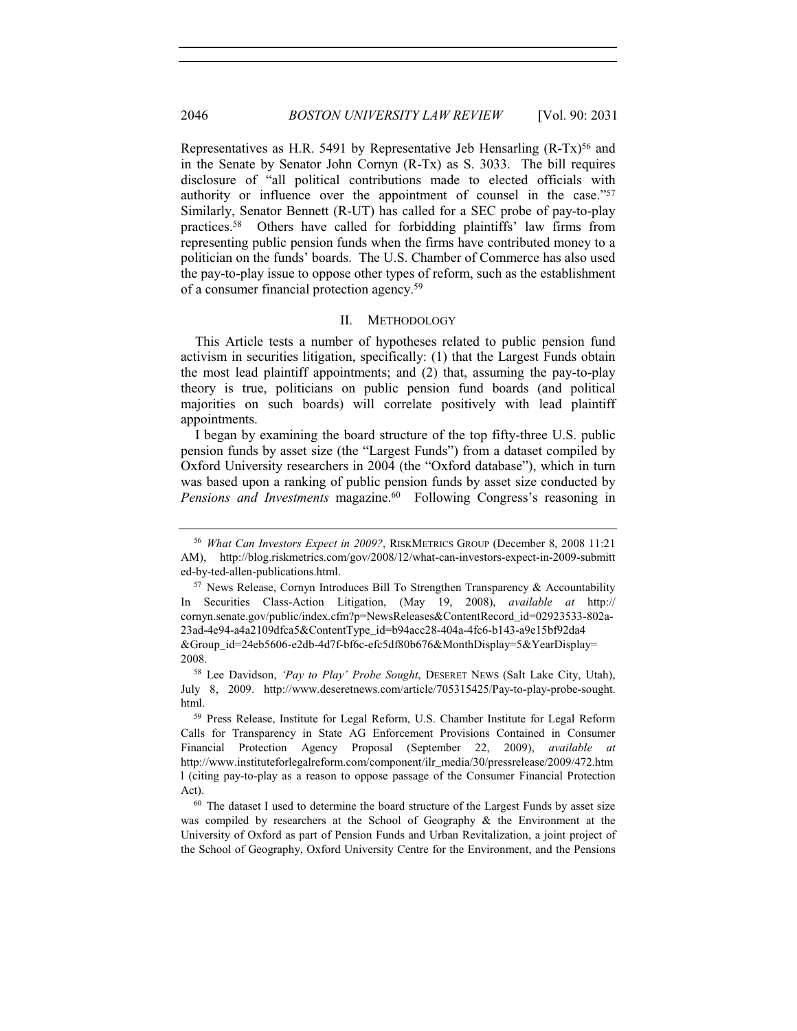Representatives as H.R. 5491 by Representative Jeb Hensarling (R-Tx)[56] and in the Senate by Senator John Cornyn (R-Tx) as S. 3033. The bill requires disclosure of "all political contributions made to elected officials with authority or influence over the appointment of counsel in the case."[57] Similarly, Senator Bennett (R-UT) has called for a SEC probe of pay-to-play practices.[58] Others have called for forbidding plaintiffs' law firms from representing public pension funds when the firms have contributed money to a politician on the funds' boards. The U.S. Chamber of Commerce has also used the pay-to-play issue to oppose other types of reform, such as the establishment of a consumer financial protection agency.[59]

## II. METHODOLOGY

This Article tests a number of hypotheses related to public pension fund activism in securities litigation, specifically: (1) that the Largest Funds obtain the most lead plaintiff appointments; and (2) that, assuming the pay-to-play theory is true, politicians on public pension fund boards (and political majorities on such boards) will correlate positively with lead plaintiff appointments.

I began by examining the board structure of the top fifty-three U.S. public pension funds by asset size (the "Largest Funds") from a dataset compiled by Oxford University researchers in 2004 (the "Oxford database"), which in turn was based upon a ranking of public pension funds by asset size conducted by *Pensions and Investments* magazine.[60] Following Congress's reasoning in

---

[56] *What Can Investors Expect in 2009?*, RISKMETRICS GROUP (December 8, 2008 11:21 AM), http://blog.riskmetrics.com/gov/2008/12/what-can-investors-expect-in-2009-submitted-by-ted-allen-publications.html.

[57] News Release, Cornyn Introduces Bill To Strengthen Transparency & Accountability In Securities Class-Action Litigation, (May 19, 2008), *available at* http://cornyn.senate.gov/public/index.cfm?p=NewsReleases&ContentRecord_id=02923533-802a-23ad-4e94-a4a2109dfca5&ContentType_id=b94acc28-404a-4fc6-b143-a9e15bf92da4&Group_id=24eb5606-e2db-4d7f-bf6c-efc5df80b676&MonthDisplay=5&YearDisplay=2008.

[58] Lee Davidson, *'Pay to Play' Probe Sought*, DESERET NEWS (Salt Lake City, Utah), July 8, 2009. http://www.deseretnews.com/article/705315425/Pay-to-play-probe-sought.html.

[59] Press Release, Institute for Legal Reform, U.S. Chamber Institute for Legal Reform Calls for Transparency in State AG Enforcement Provisions Contained in Consumer Financial Protection Agency Proposal (September 22, 2009), *available at* http://www.instituteforlegalreform.com/component/ilr_media/30/pressrelease/2009/472.html (citing pay-to-play as a reason to oppose passage of the Consumer Financial Protection Act).

[60] The dataset I used to determine the board structure of the Largest Funds by asset size was compiled by researchers at the School of Geography & the Environment at the University of Oxford as part of Pension Funds and Urban Revitalization, a joint project of the School of Geography, Oxford University Centre for the Environment, and the Pensions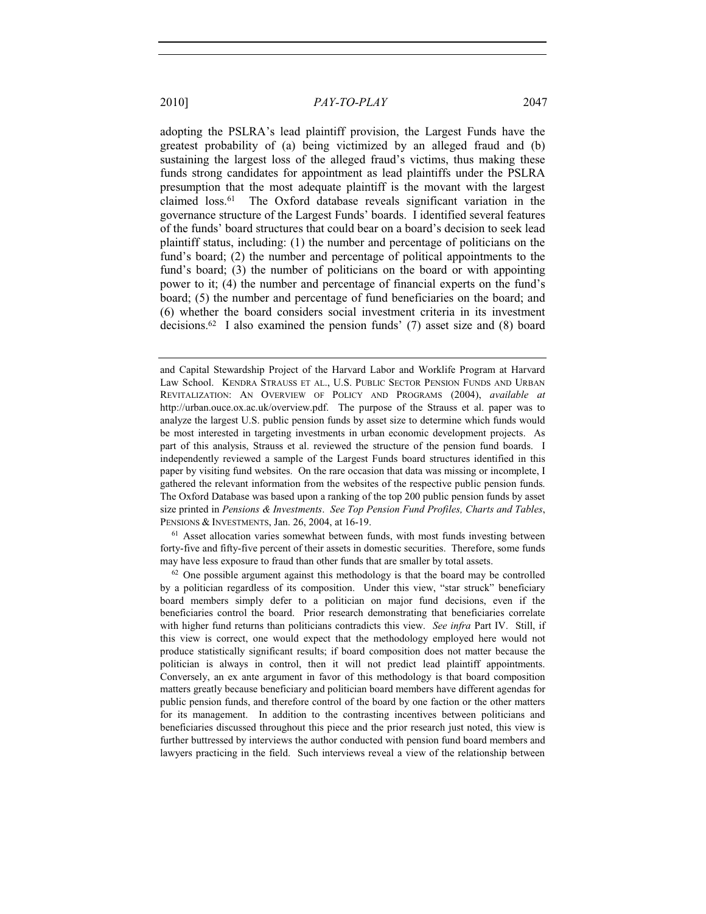adopting the PSLRA's lead plaintiff provision, the Largest Funds have the greatest probability of (a) being victimized by an alleged fraud and (b) sustaining the largest loss of the alleged fraud's victims, thus making these funds strong candidates for appointment as lead plaintiffs under the PSLRA presumption that the most adequate plaintiff is the movant with the largest claimed loss.[61] The Oxford database reveals significant variation in the governance structure of the Largest Funds' boards. I identified several features of the funds' board structures that could bear on a board's decision to seek lead plaintiff status, including: (1) the number and percentage of politicians on the fund's board; (2) the number and percentage of political appointments to the fund's board; (3) the number of politicians on the board or with appointing power to it; (4) the number and percentage of financial experts on the fund's board; (5) the number and percentage of fund beneficiaries on the board; and (6) whether the board considers social investment criteria in its investment decisions.[62] I also examined the pension funds' (7) asset size and (8) board

---

and Capital Stewardship Project of the Harvard Labor and Worklife Program at Harvard Law School. KENDRA STRAUSS ET AL., U.S. PUBLIC SECTOR PENSION FUNDS AND URBAN REVITALIZATION: AN OVERVIEW OF POLICY AND PROGRAMS (2004), *available at* http://urban.ouce.ox.ac.uk/overview.pdf. The purpose of the Strauss et al. paper was to analyze the largest U.S. public pension funds by asset size to determine which funds would be most interested in targeting investments in urban economic development projects. As part of this analysis, Strauss et al. reviewed the structure of the pension fund boards. I independently reviewed a sample of the Largest Funds board structures identified in this paper by visiting fund websites. On the rare occasion that data was missing or incomplete, I gathered the relevant information from the websites of the respective public pension funds. The Oxford Database was based upon a ranking of the top 200 public pension funds by asset size printed in *Pensions & Investments*. *See Top Pension Fund Profiles, Charts and Tables*, PENSIONS & INVESTMENTS, Jan. 26, 2004, at 16-19.

[61] Asset allocation varies somewhat between funds, with most funds investing between forty-five and fifty-five percent of their assets in domestic securities. Therefore, some funds may have less exposure to fraud than other funds that are smaller by total assets.

[62] One possible argument against this methodology is that the board may be controlled by a politician regardless of its composition. Under this view, "star struck" beneficiary board members simply defer to a politician on major fund decisions, even if the beneficiaries control the board. Prior research demonstrating that beneficiaries correlate with higher fund returns than politicians contradicts this view. *See infra* Part IV. Still, if this view is correct, one would expect that the methodology employed here would not produce statistically significant results; if board composition does not matter because the politician is always in control, then it will not predict lead plaintiff appointments. Conversely, an ex ante argument in favor of this methodology is that board composition matters greatly because beneficiary and politician board members have different agendas for public pension funds, and therefore control of the board by one faction or the other matters for its management. In addition to the contrasting incentives between politicians and beneficiaries discussed throughout this piece and the prior research just noted, this view is further buttressed by interviews the author conducted with pension fund board members and lawyers practicing in the field. Such interviews reveal a view of the relationship between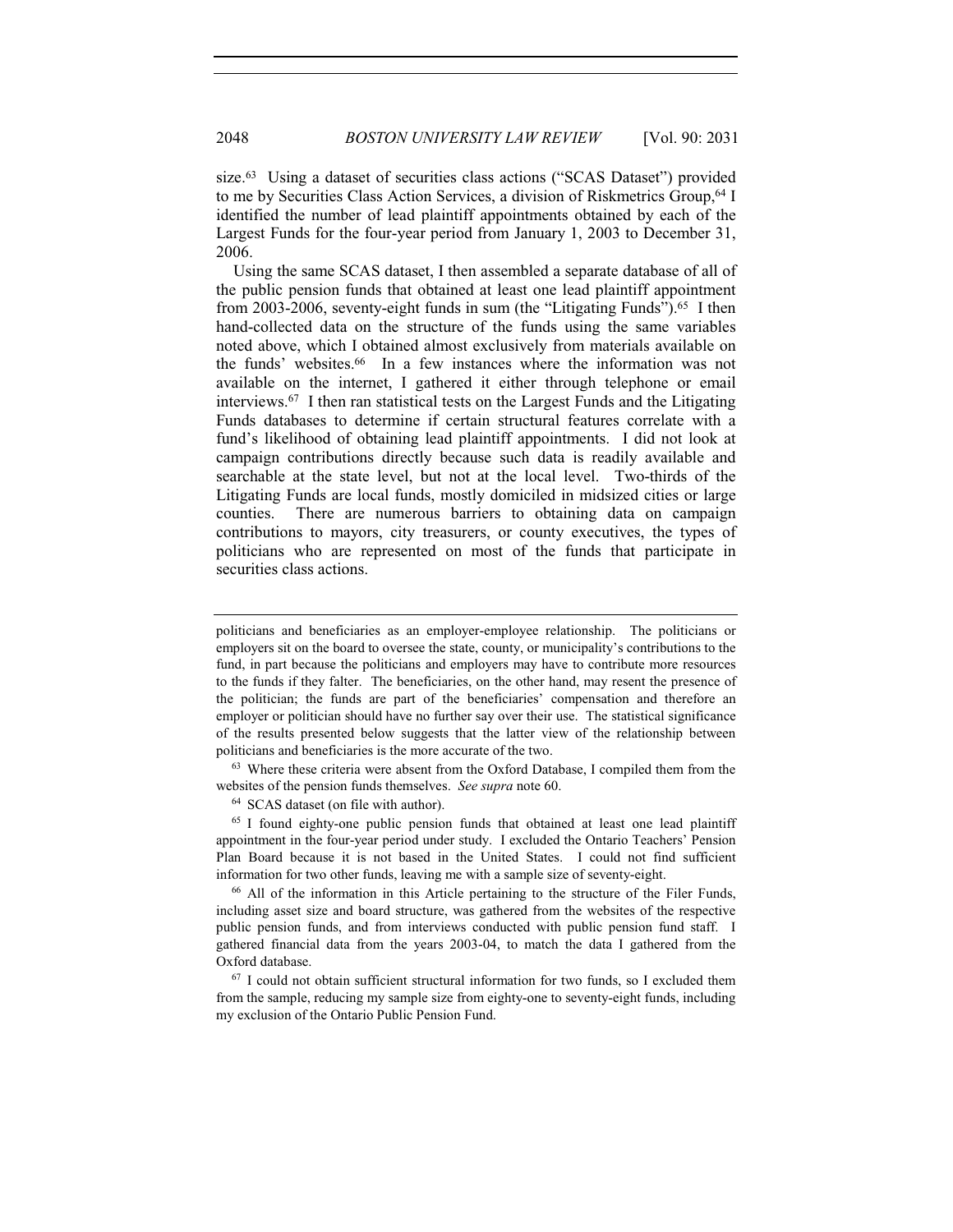size.[63] Using a dataset of securities class actions ("SCAS Dataset") provided to me by Securities Class Action Services, a division of Riskmetrics Group,[64] I identified the number of lead plaintiff appointments obtained by each of the Largest Funds for the four-year period from January 1, 2003 to December 31, 2006.

Using the same SCAS dataset, I then assembled a separate database of all of the public pension funds that obtained at least one lead plaintiff appointment from 2003-2006, seventy-eight funds in sum (the "Litigating Funds").[65] I then hand-collected data on the structure of the funds using the same variables noted above, which I obtained almost exclusively from materials available on the funds' websites.[66] In a few instances where the information was not available on the internet, I gathered it either through telephone or email interviews.[67] I then ran statistical tests on the Largest Funds and the Litigating Funds databases to determine if certain structural features correlate with a fund's likelihood of obtaining lead plaintiff appointments. I did not look at campaign contributions directly because such data is readily available and searchable at the state level, but not at the local level. Two-thirds of the Litigating Funds are local funds, mostly domiciled in midsized cities or large counties. There are numerous barriers to obtaining data on campaign contributions to mayors, city treasurers, or county executives, the types of politicians who are represented on most of the funds that participate in securities class actions.

---

politicians and beneficiaries as an employer-employee relationship. The politicians or employers sit on the board to oversee the state, county, or municipality's contributions to the fund, in part because the politicians and employers may have to contribute more resources to the funds if they falter. The beneficiaries, on the other hand, may resent the presence of the politician; the funds are part of the beneficiaries' compensation and therefore an employer or politician should have no further say over their use. The statistical significance of the results presented below suggests that the latter view of the relationship between politicians and beneficiaries is the more accurate of the two.

[63] Where these criteria were absent from the Oxford Database, I compiled them from the websites of the pension funds themselves. *See supra* note 60.

[64] SCAS dataset (on file with author).

[65] I found eighty-one public pension funds that obtained at least one lead plaintiff appointment in the four-year period under study. I excluded the Ontario Teachers' Pension Plan Board because it is not based in the United States. I could not find sufficient information for two other funds, leaving me with a sample size of seventy-eight.

[66] All of the information in this Article pertaining to the structure of the Filer Funds, including asset size and board structure, was gathered from the websites of the respective public pension funds, and from interviews conducted with public pension fund staff. I gathered financial data from the years 2003-04, to match the data I gathered from the Oxford database.

[67] I could not obtain sufficient structural information for two funds, so I excluded them from the sample, reducing my sample size from eighty-one to seventy-eight funds, including my exclusion of the Ontario Public Pension Fund.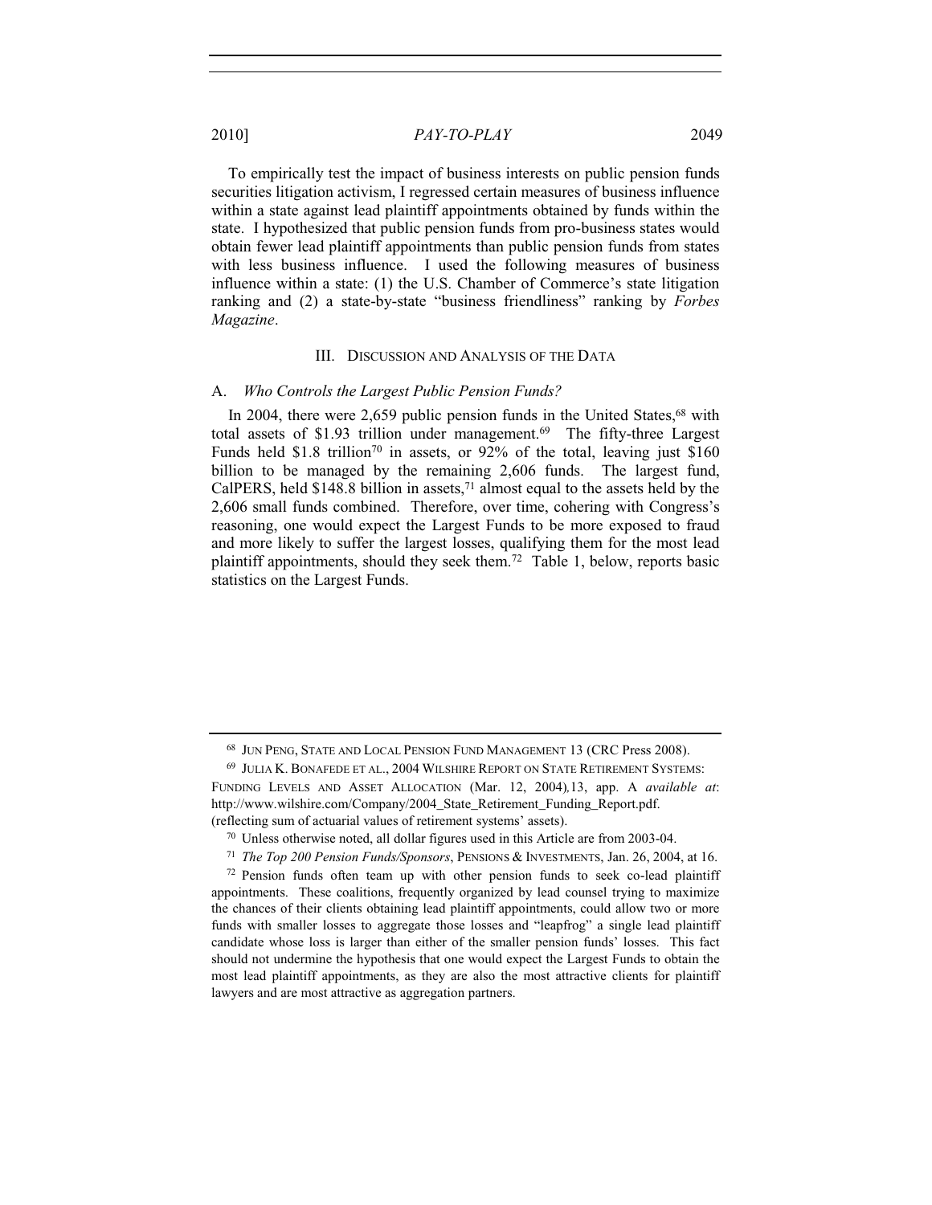To empirically test the impact of business interests on public pension funds securities litigation activism, I regressed certain measures of business influence within a state against lead plaintiff appointments obtained by funds within the state. I hypothesized that public pension funds from pro-business states would obtain fewer lead plaintiff appointments than public pension funds from states with less business influence. I used the following measures of business influence within a state: (1) the U.S. Chamber of Commerce's state litigation ranking and (2) a state-by-state "business friendliness" ranking by *Forbes Magazine*.

## III. Discussion and Analysis of the Data

### A. *Who Controls the Largest Public Pension Funds?*

In 2004, there were 2,659 public pension funds in the United States,[68] with total assets of $1.93 trillion under management.[69] The fifty-three Largest Funds held $1.8 trillion[70] in assets, or 92% of the total, leaving just $160 billion to be managed by the remaining 2,606 funds. The largest fund, CalPERS, held $148.8 billion in assets,[71] almost equal to the assets held by the 2,606 small funds combined. Therefore, over time, cohering with Congress's reasoning, one would expect the Largest Funds to be more exposed to fraud and more likely to suffer the largest losses, qualifying them for the most lead plaintiff appointments, should they seek them.[72] Table 1, below, reports basic statistics on the Largest Funds.

---

[68] Jun Peng, State and Local Pension Fund Management 13 (CRC Press 2008).

[69] Julia K. Bonafede et al., 2004 Wilshire Report on State Retirement Systems: Funding Levels and Asset Allocation (Mar. 12, 2004), 13, app. A *available at*: http://www.wilshire.com/Company/2004_State_Retirement_Funding_Report.pdf. (reflecting sum of actuarial values of retirement systems' assets).

[70] Unless otherwise noted, all dollar figures used in this Article are from 2003-04.

[71] *The Top 200 Pension Funds/Sponsors*, Pensions & Investments, Jan. 26, 2004, at 16.

[72] Pension funds often team up with other pension funds to seek co-lead plaintiff appointments. These coalitions, frequently organized by lead counsel trying to maximize the chances of their clients obtaining lead plaintiff appointments, could allow two or more funds with smaller losses to aggregate those losses and "leapfrog" a single lead plaintiff candidate whose loss is larger than either of the smaller pension funds' losses. This fact should not undermine the hypothesis that one would expect the Largest Funds to obtain the most lead plaintiff appointments, as they are also the most attractive clients for plaintiff lawyers and are most attractive as aggregation partners.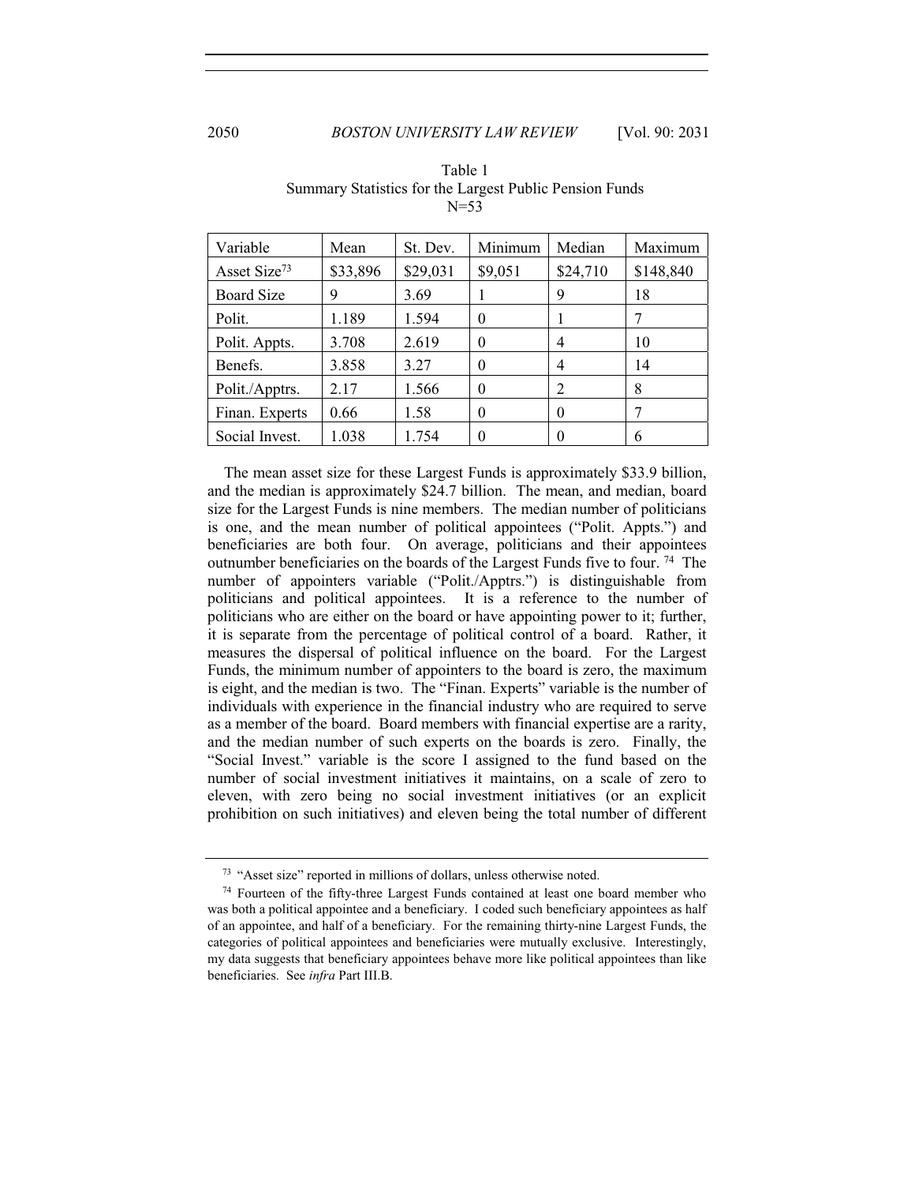Table 1
Summary Statistics for the Largest Public Pension Funds
N=53

| Variable | Mean | St. Dev. | Minimum | Median | Maximum |
|---|---|---|---|---|---|
| Asset Size[73] | $33,896 | $29,031 | $9,051 | $24,710 | $148,840 |
| Board Size | 9 | 3.69 | 1 | 9 | 18 |
| Polit. | 1.189 | 1.594 | 0 | 1 | 7 |
| Polit. Appts. | 3.708 | 2.619 | 0 | 4 | 10 |
| Benefs. | 3.858 | 3.27 | 0 | 4 | 14 |
| Polit./Apptrs. | 2.17 | 1.566 | 0 | 2 | 8 |
| Finan. Experts | 0.66 | 1.58 | 0 | 0 | 7 |
| Social Invest. | 1.038 | 1.754 | 0 | 0 | 6 |

The mean asset size for these Largest Funds is approximately $33.9 billion, and the median is approximately $24.7 billion. The mean, and median, board size for the Largest Funds is nine members. The median number of politicians is one, and the mean number of political appointees ("Polit. Appts.") and beneficiaries are both four. On average, politicians and their appointees outnumber beneficiaries on the boards of the Largest Funds five to four. [74] The number of appointers variable ("Polit./Apptrs.") is distinguishable from politicians and political appointees. It is a reference to the number of politicians who are either on the board or have appointing power to it; further, it is separate from the percentage of political control of a board. Rather, it measures the dispersal of political influence on the board. For the Largest Funds, the minimum number of appointers to the board is zero, the maximum is eight, and the median is two. The "Finan. Experts" variable is the number of individuals with experience in the financial industry who are required to serve as a member of the board. Board members with financial expertise are a rarity, and the median number of such experts on the boards is zero. Finally, the "Social Invest." variable is the score I assigned to the fund based on the number of social investment initiatives it maintains, on a scale of zero to eleven, with zero being no social investment initiatives (or an explicit prohibition on such initiatives) and eleven being the total number of different

[73] "Asset size" reported in millions of dollars, unless otherwise noted.

[74] Fourteen of the fifty-three Largest Funds contained at least one board member who was both a political appointee and a beneficiary. I coded such beneficiary appointees as half of an appointee, and half of a beneficiary. For the remaining thirty-nine Largest Funds, the categories of political appointees and beneficiaries were mutually exclusive. Interestingly, my data suggests that beneficiary appointees behave more like political appointees than like beneficiaries. See *infra* Part III.B.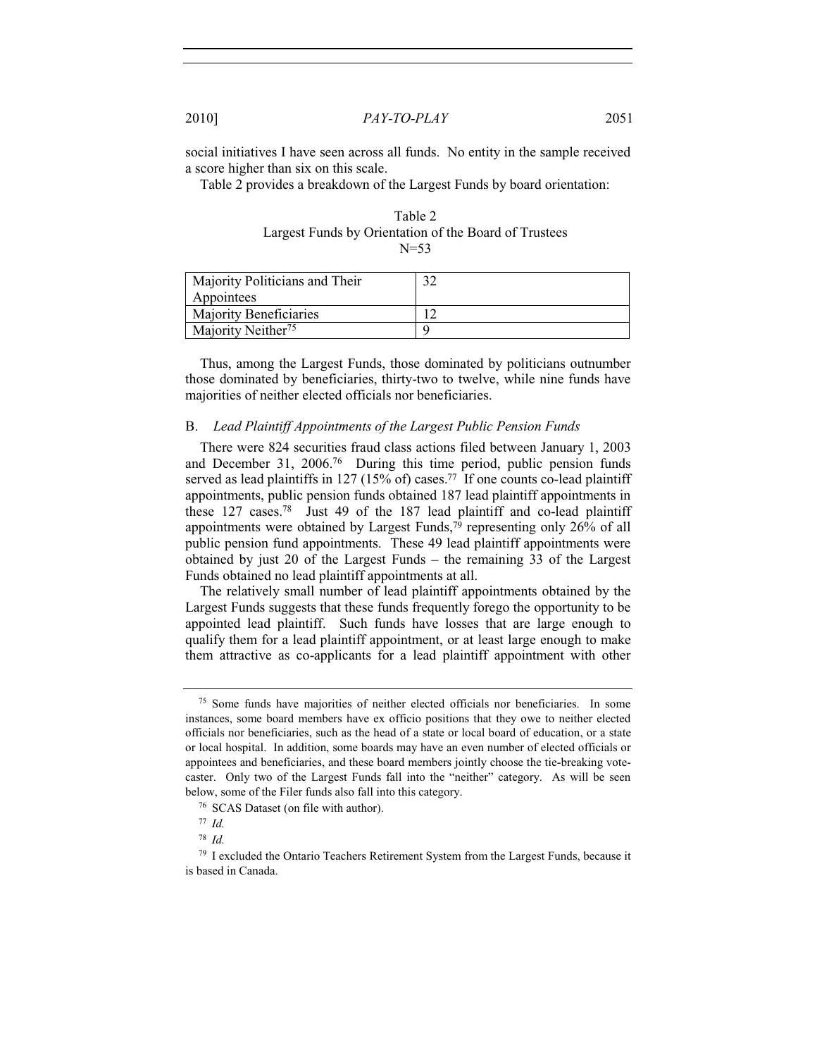social initiatives I have seen across all funds. No entity in the sample received a score higher than six on this scale.

Table 2 provides a breakdown of the Largest Funds by board orientation:

Table 2
Largest Funds by Orientation of the Board of Trustees
N=53

| | |
|---|---|
| Majority Politicians and Their Appointees | 32 |
| Majority Beneficiaries | 12 |
| Majority Neither[75] | 9 |

Thus, among the Largest Funds, those dominated by politicians outnumber those dominated by beneficiaries, thirty-two to twelve, while nine funds have majorities of neither elected officials nor beneficiaries.

### B. *Lead Plaintiff Appointments of the Largest Public Pension Funds*

There were 824 securities fraud class actions filed between January 1, 2003 and December 31, 2006.[76] During this time period, public pension funds served as lead plaintiffs in 127 (15% of) cases.[77] If one counts co-lead plaintiff appointments, public pension funds obtained 187 lead plaintiff appointments in these 127 cases.[78] Just 49 of the 187 lead plaintiff and co-lead plaintiff appointments were obtained by Largest Funds,[79] representing only 26% of all public pension fund appointments. These 49 lead plaintiff appointments were obtained by just 20 of the Largest Funds – the remaining 33 of the Largest Funds obtained no lead plaintiff appointments at all.

The relatively small number of lead plaintiff appointments obtained by the Largest Funds suggests that these funds frequently forego the opportunity to be appointed lead plaintiff. Such funds have losses that are large enough to qualify them for a lead plaintiff appointment, or at least large enough to make them attractive as co-applicants for a lead plaintiff appointment with other

---

[75] Some funds have majorities of neither elected officials nor beneficiaries. In some instances, some board members have ex officio positions that they owe to neither elected officials nor beneficiaries, such as the head of a state or local board of education, or a state or local hospital. In addition, some boards may have an even number of elected officials or appointees and beneficiaries, and these board members jointly choose the tie-breaking vote-caster. Only two of the Largest Funds fall into the "neither" category. As will be seen below, some of the Filer funds also fall into this category.

[76] SCAS Dataset (on file with author).

[77] *Id.*

[78] *Id.*

[79] I excluded the Ontario Teachers Retirement System from the Largest Funds, because it is based in Canada.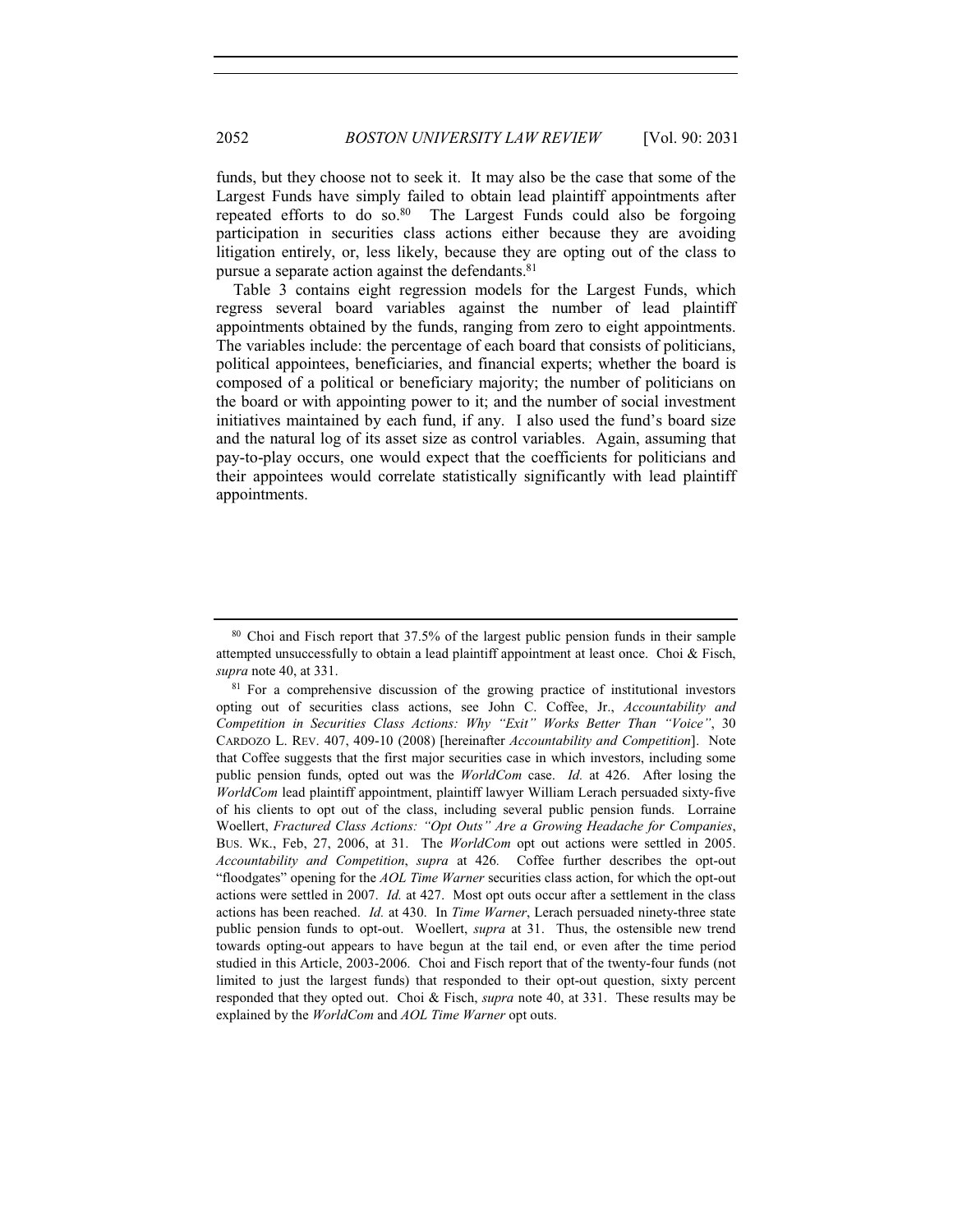funds, but they choose not to seek it. It may also be the case that some of the Largest Funds have simply failed to obtain lead plaintiff appointments after repeated efforts to do so.[80] The Largest Funds could also be forgoing participation in securities class actions either because they are avoiding litigation entirely, or, less likely, because they are opting out of the class to pursue a separate action against the defendants.[81]

Table 3 contains eight regression models for the Largest Funds, which regress several board variables against the number of lead plaintiff appointments obtained by the funds, ranging from zero to eight appointments. The variables include: the percentage of each board that consists of politicians, political appointees, beneficiaries, and financial experts; whether the board is composed of a political or beneficiary majority; the number of politicians on the board or with appointing power to it; and the number of social investment initiatives maintained by each fund, if any. I also used the fund's board size and the natural log of its asset size as control variables. Again, assuming that pay-to-play occurs, one would expect that the coefficients for politicians and their appointees would correlate statistically significantly with lead plaintiff appointments.

---

[80] Choi and Fisch report that 37.5% of the largest public pension funds in their sample attempted unsuccessfully to obtain a lead plaintiff appointment at least once. Choi & Fisch, *supra* note 40, at 331.

[81] For a comprehensive discussion of the growing practice of institutional investors opting out of securities class actions, see John C. Coffee, Jr., *Accountability and Competition in Securities Class Actions: Why "Exit" Works Better Than "Voice"*, 30 CARDOZO L. REV. 407, 409-10 (2008) [hereinafter *Accountability and Competition*]. Note that Coffee suggests that the first major securities case in which investors, including some public pension funds, opted out was the *WorldCom* case. *Id.* at 426. After losing the *WorldCom* lead plaintiff appointment, plaintiff lawyer William Lerach persuaded sixty-five of his clients to opt out of the class, including several public pension funds. Lorraine Woellert, *Fractured Class Actions: "Opt Outs" Are a Growing Headache for Companies*, BUS. WK., Feb, 27, 2006, at 31. The *WorldCom* opt out actions were settled in 2005. *Accountability and Competition*, *supra* at 426. Coffee further describes the opt-out "floodgates" opening for the *AOL Time Warner* securities class action, for which the opt-out actions were settled in 2007. *Id.* at 427. Most opt outs occur after a settlement in the class actions has been reached. *Id.* at 430. In *Time Warner*, Lerach persuaded ninety-three state public pension funds to opt-out. Woellert, *supra* at 31. Thus, the ostensible new trend towards opting-out appears to have begun at the tail end, or even after the time period studied in this Article, 2003-2006. Choi and Fisch report that of the twenty-four funds (not limited to just the largest funds) that responded to their opt-out question, sixty percent responded that they opted out. Choi & Fisch, *supra* note 40, at 331. These results may be explained by the *WorldCom* and *AOL Time Warner* opt outs.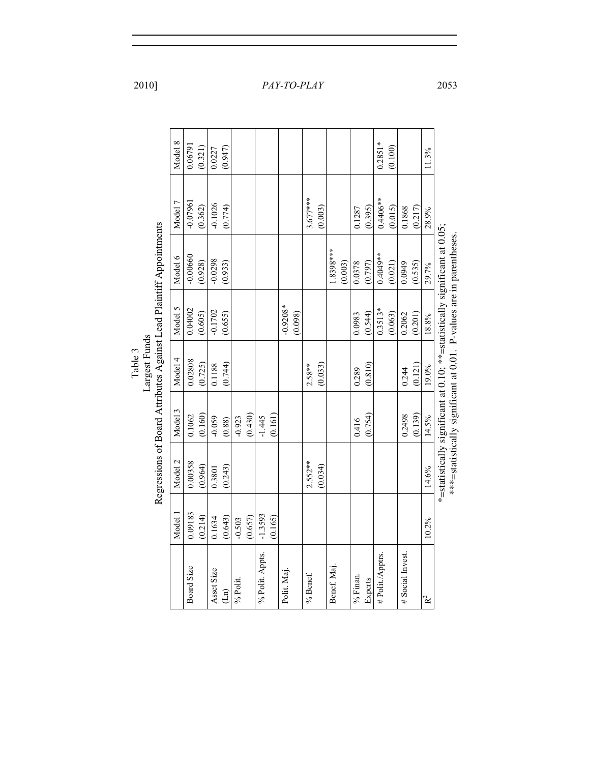Table 3
Largest Funds
Regressions of Board Attributes Against Lead Plaintiff Appointments

| | Model 1 | Model 2 | Model 3 | Model 4 | Model 5 | Model 6 | Model 7 | Model 8 |
|---|---|---|---|---|---|---|---|---|
| Board Size | 0.09183 (0.214) | 0.00358 (0.964) | 0.1062 (0.160) | 0.02808 (0.725) | 0.04002 (0.605) | -0.00660 (0.928) | -0.07961 (0.362) | 0.06791 (0.321) |
| Asset Size (Ln) | 0.1634 (0.643) | 0.3801 (0.243) | -0.059 (0.88) | 0.1188 (0.744) | -0.1702 (0.655) | -0.0298 (0.933) | -0.1026 (0.774) | 0.0227 (0.947) |
| % Polit. | -0.503 (0.657) | | -0.923 (0.430) | | | | | |
| % Polit. Appts. | -1.3593 (0.165) | | -1.445 (0.161) | | | | | |
| Polit. Maj. | | | | | -0.9208* (0.098) | | | |
| % Benef. | | 2.552** (0.034) | | 2.58** (0.033) | | | 3.677*** (0.003) | |
| Benef. Maj. | | | | | | 1.8398*** (0.003) | | |
| % Finan. Experts | | | 0.416 (0.754) | 0.289 (0.810) | 0.0983 (0.544) | 0.0378 (0.797) | 0.1287 (0.395) | |
| # Polit./Apptrs. | | | | | 0.3513* (0.063) | 0.4049** (0.021) | 0.4406** (0.015) | 0.2851* (0.100) |
| # Social Invest. | | | 0.2498 (0.139) | 0.244 (0.121) | 0.2062 (0.201) | 0.0949 (0.535) | 0.1868 (0.217) | |
| $R^2$ | 10.2% | 14.6% | 14.5% | 19.0% | 18.8% | 29.7% | 28.9% | 11.3% |

*=statistically significant at 0.10; **=statistically significant at 0.05;
***=statistically significant at 0.01. P-values are in parentheses.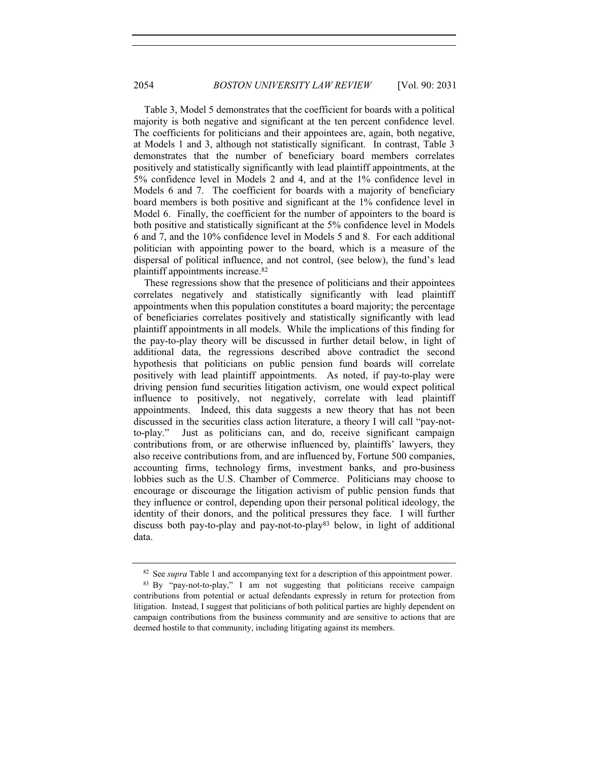Table 3, Model 5 demonstrates that the coefficient for boards with a political majority is both negative and significant at the ten percent confidence level. The coefficients for politicians and their appointees are, again, both negative, at Models 1 and 3, although not statistically significant. In contrast, Table 3 demonstrates that the number of beneficiary board members correlates positively and statistically significantly with lead plaintiff appointments, at the 5% confidence level in Models 2 and 4, and at the 1% confidence level in Models 6 and 7. The coefficient for boards with a majority of beneficiary board members is both positive and significant at the 1% confidence level in Model 6. Finally, the coefficient for the number of appointers to the board is both positive and statistically significant at the 5% confidence level in Models 6 and 7, and the 10% confidence level in Models 5 and 8. For each additional politician with appointing power to the board, which is a measure of the dispersal of political influence, and not control, (see below), the fund's lead plaintiff appointments increase.[82]

These regressions show that the presence of politicians and their appointees correlates negatively and statistically significantly with lead plaintiff appointments when this population constitutes a board majority; the percentage of beneficiaries correlates positively and statistically significantly with lead plaintiff appointments in all models. While the implications of this finding for the pay-to-play theory will be discussed in further detail below, in light of additional data, the regressions described above contradict the second hypothesis that politicians on public pension fund boards will correlate positively with lead plaintiff appointments. As noted, if pay-to-play were driving pension fund securities litigation activism, one would expect political influence to positively, not negatively, correlate with lead plaintiff appointments. Indeed, this data suggests a new theory that has not been discussed in the securities class action literature, a theory I will call "pay-not-to-play." Just as politicians can, and do, receive significant campaign contributions from, or are otherwise influenced by, plaintiffs' lawyers, they also receive contributions from, and are influenced by, Fortune 500 companies, accounting firms, technology firms, investment banks, and pro-business lobbies such as the U.S. Chamber of Commerce. Politicians may choose to encourage or discourage the litigation activism of public pension funds that they influence or control, depending upon their personal political ideology, the identity of their donors, and the political pressures they face. I will further discuss both pay-to-play and pay-not-to-play[83] below, in light of additional data.

---

[82] See *supra* Table 1 and accompanying text for a description of this appointment power.

[83] By "pay-not-to-play," I am not suggesting that politicians receive campaign contributions from potential or actual defendants expressly in return for protection from litigation. Instead, I suggest that politicians of both political parties are highly dependent on campaign contributions from the business community and are sensitive to actions that are deemed hostile to that community, including litigating against its members.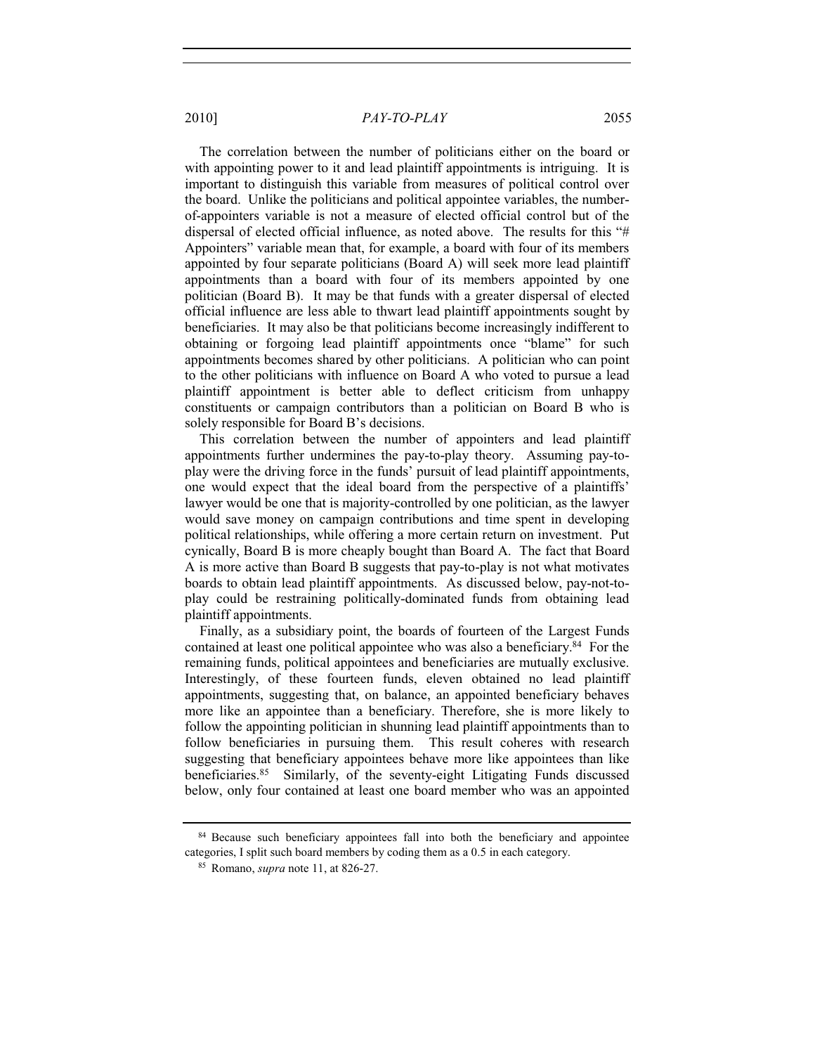The correlation between the number of politicians either on the board or with appointing power to it and lead plaintiff appointments is intriguing. It is important to distinguish this variable from measures of political control over the board. Unlike the politicians and political appointee variables, the number-of-appointers variable is not a measure of elected official control but of the dispersal of elected official influence, as noted above. The results for this "# Appointers" variable mean that, for example, a board with four of its members appointed by four separate politicians (Board A) will seek more lead plaintiff appointments than a board with four of its members appointed by one politician (Board B). It may be that funds with a greater dispersal of elected official influence are less able to thwart lead plaintiff appointments sought by beneficiaries. It may also be that politicians become increasingly indifferent to obtaining or forgoing lead plaintiff appointments once "blame" for such appointments becomes shared by other politicians. A politician who can point to the other politicians with influence on Board A who voted to pursue a lead plaintiff appointment is better able to deflect criticism from unhappy constituents or campaign contributors than a politician on Board B who is solely responsible for Board B's decisions.

This correlation between the number of appointers and lead plaintiff appointments further undermines the pay-to-play theory. Assuming pay-to-play were the driving force in the funds' pursuit of lead plaintiff appointments, one would expect that the ideal board from the perspective of a plaintiffs' lawyer would be one that is majority-controlled by one politician, as the lawyer would save money on campaign contributions and time spent in developing political relationships, while offering a more certain return on investment. Put cynically, Board B is more cheaply bought than Board A. The fact that Board A is more active than Board B suggests that pay-to-play is not what motivates boards to obtain lead plaintiff appointments. As discussed below, pay-not-to-play could be restraining politically-dominated funds from obtaining lead plaintiff appointments.

Finally, as a subsidiary point, the boards of fourteen of the Largest Funds contained at least one political appointee who was also a beneficiary.[84] For the remaining funds, political appointees and beneficiaries are mutually exclusive. Interestingly, of these fourteen funds, eleven obtained no lead plaintiff appointments, suggesting that, on balance, an appointed beneficiary behaves more like an appointee than a beneficiary. Therefore, she is more likely to follow the appointing politician in shunning lead plaintiff appointments than to follow beneficiaries in pursuing them. This result coheres with research suggesting that beneficiary appointees behave more like appointees than like beneficiaries.[85] Similarly, of the seventy-eight Litigating Funds discussed below, only four contained at least one board member who was an appointed

---

[84] Because such beneficiary appointees fall into both the beneficiary and appointee categories, I split such board members by coding them as a 0.5 in each category.

[85] Romano, *supra* note 11, at 826-27.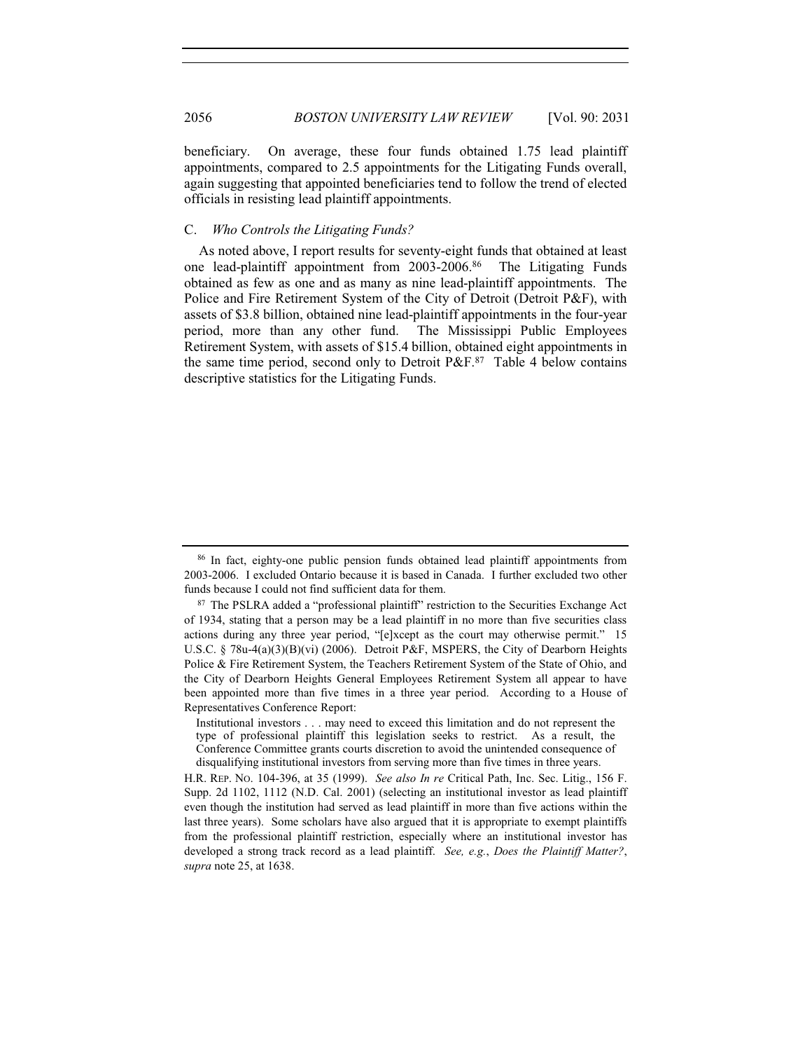beneficiary. On average, these four funds obtained 1.75 lead plaintiff appointments, compared to 2.5 appointments for the Litigating Funds overall, again suggesting that appointed beneficiaries tend to follow the trend of elected officials in resisting lead plaintiff appointments.

### C. *Who Controls the Litigating Funds?*

As noted above, I report results for seventy-eight funds that obtained at least one lead-plaintiff appointment from 2003-2006.[86] The Litigating Funds obtained as few as one and as many as nine lead-plaintiff appointments. The Police and Fire Retirement System of the City of Detroit (Detroit P&F), with assets of $3.8 billion, obtained nine lead-plaintiff appointments in the four-year period, more than any other fund. The Mississippi Public Employees Retirement System, with assets of $15.4 billion, obtained eight appointments in the same time period, second only to Detroit P&F.[87] Table 4 below contains descriptive statistics for the Litigating Funds.

---

[86] In fact, eighty-one public pension funds obtained lead plaintiff appointments from 2003-2006. I excluded Ontario because it is based in Canada. I further excluded two other funds because I could not find sufficient data for them.

[87] The PSLRA added a "professional plaintiff" restriction to the Securities Exchange Act of 1934, stating that a person may be a lead plaintiff in no more than five securities class actions during any three year period, "[e]xcept as the court may otherwise permit." 15 U.S.C. § 78u-4(a)(3)(B)(vi) (2006). Detroit P&F, MSPERS, the City of Dearborn Heights Police & Fire Retirement System, the Teachers Retirement System of the State of Ohio, and the City of Dearborn Heights General Employees Retirement System all appear to have been appointed more than five times in a three year period. According to a House of Representatives Conference Report:

> Institutional investors . . . may need to exceed this limitation and do not represent the type of professional plaintiff this legislation seeks to restrict. As a result, the Conference Committee grants courts discretion to avoid the unintended consequence of disqualifying institutional investors from serving more than five times in three years.

H.R. REP. NO. 104-396, at 35 (1999). *See also In re* Critical Path, Inc. Sec. Litig., 156 F. Supp. 2d 1102, 1112 (N.D. Cal. 2001) (selecting an institutional investor as lead plaintiff even though the institution had served as lead plaintiff in more than five actions within the last three years). Some scholars have also argued that it is appropriate to exempt plaintiffs from the professional plaintiff restriction, especially where an institutional investor has developed a strong track record as a lead plaintiff. *See, e.g.*, *Does the Plaintiff Matter?*, *supra* note 25, at 1638.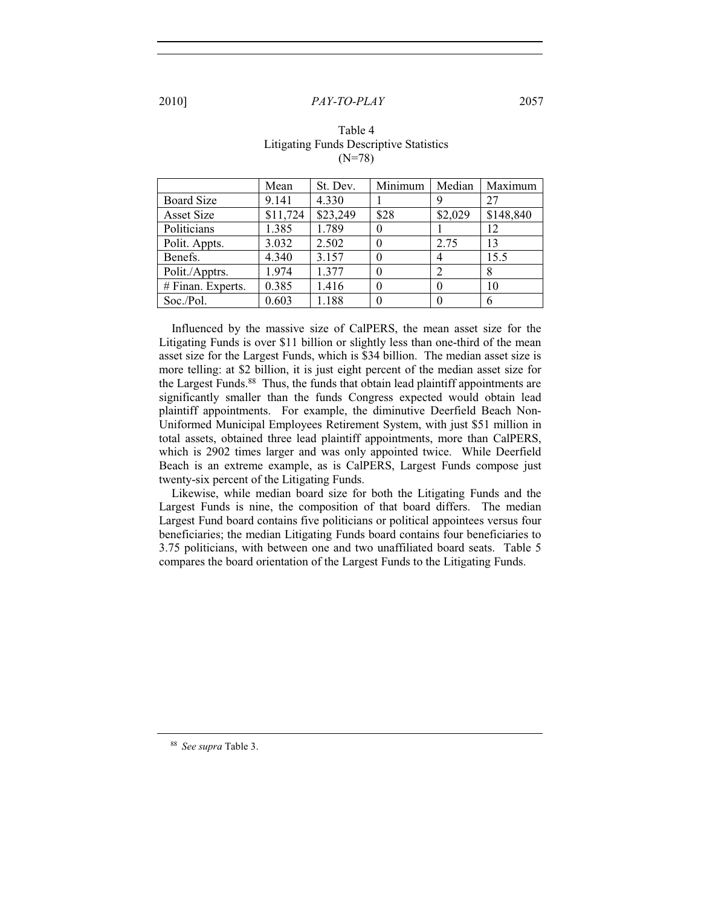Table 4
Litigating Funds Descriptive Statistics
(N=78)

| | Mean | St. Dev. | Minimum | Median | Maximum |
|---|---|---|---|---|---|
| Board Size | 9.141 | 4.330 | 1 | 9 | 27 |
| Asset Size | $11,724 | $23,249 | $28 | $2,029 | $148,840 |
| Politicians | 1.385 | 1.789 | 0 | 1 | 12 |
| Polit. Appts. | 3.032 | 2.502 | 0 | 2.75 | 13 |
| Benefs. | 4.340 | 3.157 | 0 | 4 | 15.5 |
| Polit./Apptrs. | 1.974 | 1.377 | 0 | 2 | 8 |
| # Finan. Experts. | 0.385 | 1.416 | 0 | 0 | 10 |
| Soc./Pol. | 0.603 | 1.188 | 0 | 0 | 6 |

Influenced by the massive size of CalPERS, the mean asset size for the Litigating Funds is over $11 billion or slightly less than one-third of the mean asset size for the Largest Funds, which is $34 billion. The median asset size is more telling: at $2 billion, it is just eight percent of the median asset size for the Largest Funds.[88] Thus, the funds that obtain lead plaintiff appointments are significantly smaller than the funds Congress expected would obtain lead plaintiff appointments. For example, the diminutive Deerfield Beach Non-Uniformed Municipal Employees Retirement System, with just $51 million in total assets, obtained three lead plaintiff appointments, more than CalPERS, which is 2902 times larger and was only appointed twice. While Deerfield Beach is an extreme example, as is CalPERS, Largest Funds compose just twenty-six percent of the Litigating Funds.

Likewise, while median board size for both the Litigating Funds and the Largest Funds is nine, the composition of that board differs. The median Largest Fund board contains five politicians or political appointees versus four beneficiaries; the median Litigating Funds board contains four beneficiaries to 3.75 politicians, with between one and two unaffiliated board seats. Table 5 compares the board orientation of the Largest Funds to the Litigating Funds.

---

[88] *See supra* Table 3.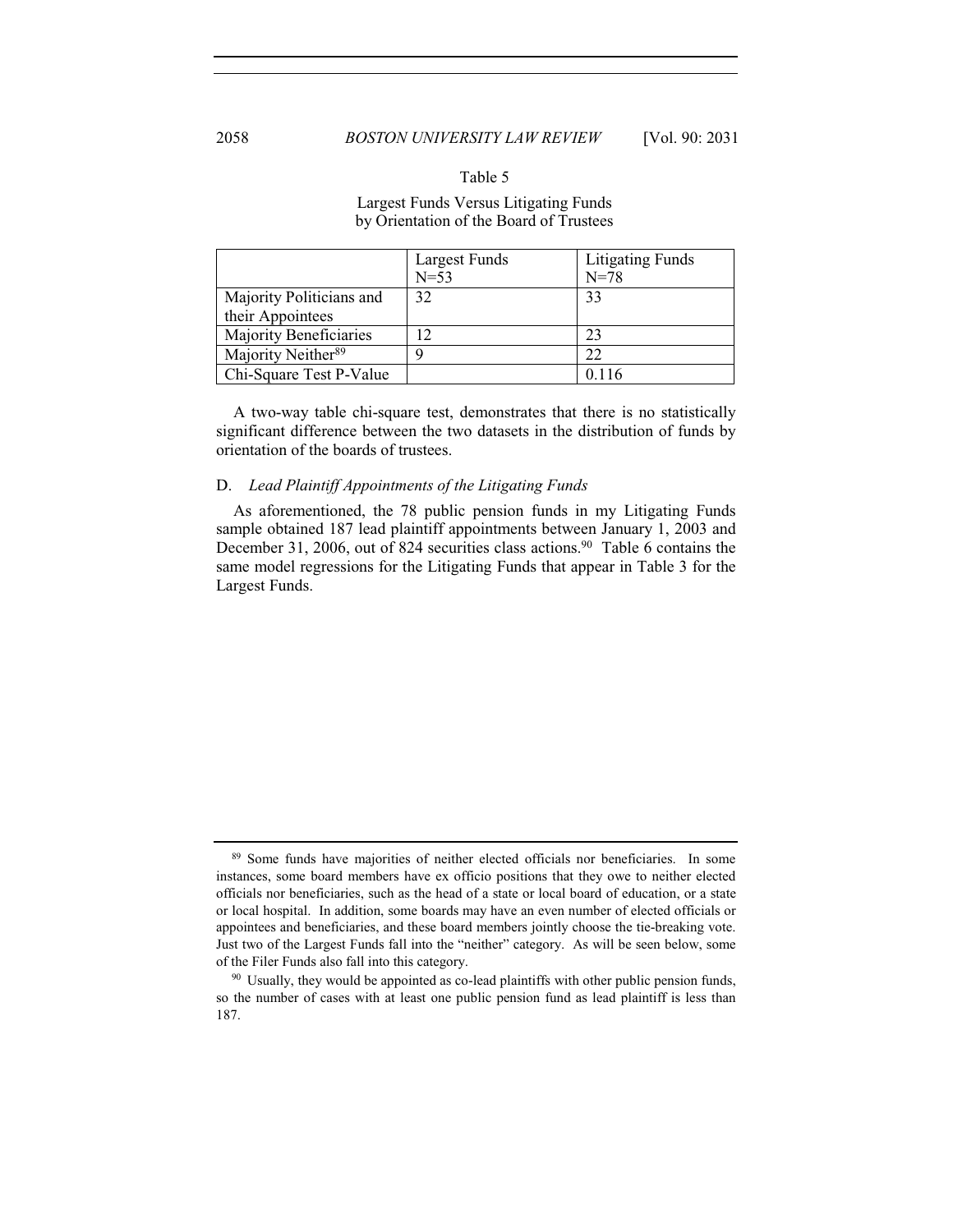Table 5

Largest Funds Versus Litigating Funds by Orientation of the Board of Trustees

| | Largest Funds N=53 | Litigating Funds N=78 |
|---|---|---|
| Majority Politicians and their Appointees | 32 | 33 |
| Majority Beneficiaries | 12 | 23 |
| Majority Neither[89] | 9 | 22 |
| Chi-Square Test P-Value | | 0.116 |

A two-way table chi-square test, demonstrates that there is no statistically significant difference between the two datasets in the distribution of funds by orientation of the boards of trustees.

### D. *Lead Plaintiff Appointments of the Litigating Funds*

As aforementioned, the 78 public pension funds in my Litigating Funds sample obtained 187 lead plaintiff appointments between January 1, 2003 and December 31, 2006, out of 824 securities class actions.[90] Table 6 contains the same model regressions for the Litigating Funds that appear in Table 3 for the Largest Funds.

---

[89] Some funds have majorities of neither elected officials nor beneficiaries. In some instances, some board members have ex officio positions that they owe to neither elected officials nor beneficiaries, such as the head of a state or local board of education, or a state or local hospital. In addition, some boards may have an even number of elected officials or appointees and beneficiaries, and these board members jointly choose the tie-breaking vote. Just two of the Largest Funds fall into the "neither" category. As will be seen below, some of the Filer Funds also fall into this category.

[90] Usually, they would be appointed as co-lead plaintiffs with other public pension funds, so the number of cases with at least one public pension fund as lead plaintiff is less than 187.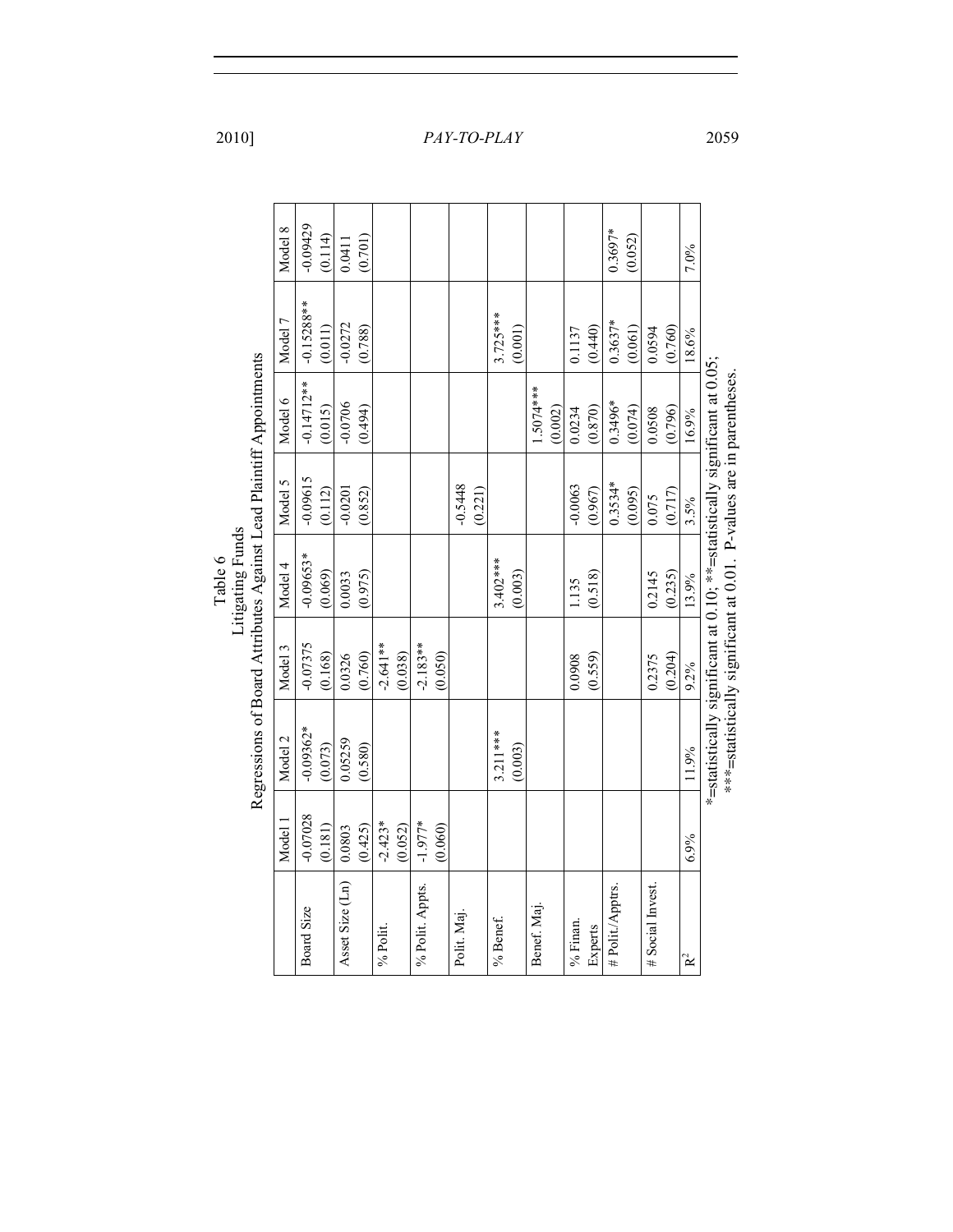Table 6
Litigating Funds
Regressions of Board Attributes Against Lead Plaintiff Appointments

| | Model 1 | Model 2 | Model 3 | Model 4 | Model 5 | Model 6 | Model 7 | Model 8 |
|---|---|---|---|---|---|---|---|---|
| Board Size | -0.07028 (0.181) | -0.09362* (0.073) | -0.07375 (0.168) | -0.09653* (0.069) | -0.09615 (0.112) | -0.14712** (0.015) | -0.15288** (0.011) | -0.09429 (0.114) |
| Asset Size (Ln) | 0.0803 (0.425) | 0.05259 (0.580) | 0.0326 (0.760) | 0.0033 (0.975) | -0.0201 (0.852) | -0.0706 (0.494) | -0.0272 (0.788) | 0.0411 (0.701) |
| % Polit. | -2.423* (0.052) | | -2.641** (0.038) | | | | | |
| % Polit. Appts. | -1.977* (0.060) | | -2.183** (0.050) | | | | | |
| Polit. Maj. | | | | | -0.5448 (0.221) | | | |
| % Benef. | | 3.211*** (0.003) | | 3.402*** (0.003) | | | 3.725*** (0.001) | |
| Benef. Maj. | | | | | | 1.5074*** (0.002) | | |
| % Finan. Experts | | | 0.0908 (0.559) | 1.135 (0.518) | -0.0063 (0.967) | 0.0234 (0.870) | 0.1137 (0.440) | |
| # Polit./Apptrs. | | | | | 0.3534* (0.095) | 0.3496* (0.074) | 0.3637* (0.061) | 0.3697* (0.052) |
| # Social Invest. | | | 0.2375 (0.204) | 0.2145 (0.235) | 0.075 (0.717) | 0.0508 (0.796) | 0.0594 (0.760) | |
| $R^2$ | 6.9% | 11.9% | 9.2% | 13.9% | 3.5% | 16.9% | 18.6% | 7.0% |

*=statistically significant at 0.10; **=statistically significant at 0.05;
***=statistically significant at 0.01. P-values are in parentheses.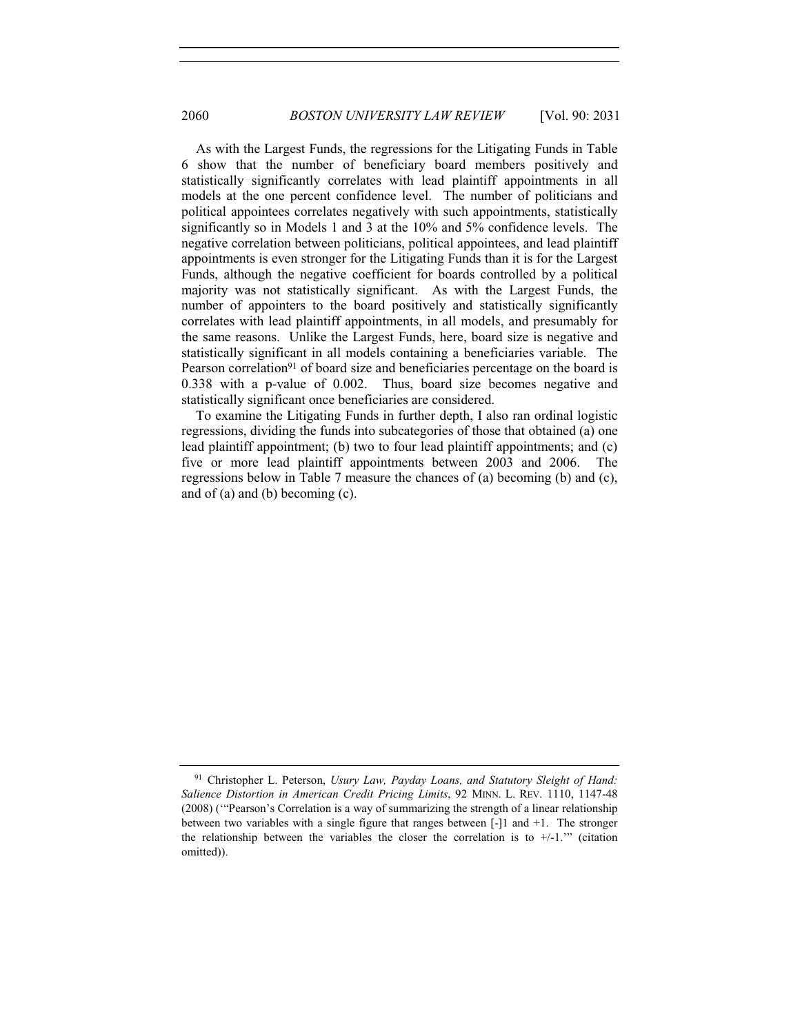As with the Largest Funds, the regressions for the Litigating Funds in Table 6 show that the number of beneficiary board members positively and statistically significantly correlates with lead plaintiff appointments in all models at the one percent confidence level. The number of politicians and political appointees correlates negatively with such appointments, statistically significantly so in Models 1 and 3 at the 10% and 5% confidence levels. The negative correlation between politicians, political appointees, and lead plaintiff appointments is even stronger for the Litigating Funds than it is for the Largest Funds, although the negative coefficient for boards controlled by a political majority was not statistically significant. As with the Largest Funds, the number of appointers to the board positively and statistically significantly correlates with lead plaintiff appointments, in all models, and presumably for the same reasons. Unlike the Largest Funds, here, board size is negative and statistically significant in all models containing a beneficiaries variable. The Pearson correlation[91] of board size and beneficiaries percentage on the board is 0.338 with a p-value of 0.002. Thus, board size becomes negative and statistically significant once beneficiaries are considered.

To examine the Litigating Funds in further depth, I also ran ordinal logistic regressions, dividing the funds into subcategories of those that obtained (a) one lead plaintiff appointment; (b) two to four lead plaintiff appointments; and (c) five or more lead plaintiff appointments between 2003 and 2006. The regressions below in Table 7 measure the chances of (a) becoming (b) and (c), and of (a) and (b) becoming (c).

---

[91] Christopher L. Peterson, *Usury Law, Payday Loans, and Statutory Sleight of Hand: Salience Distortion in American Credit Pricing Limits*, 92 MINN. L. REV. 1110, 1147-48 (2008) ('"Pearson's Correlation is a way of summarizing the strength of a linear relationship between two variables with a single figure that ranges between [-]1 and +1. The stronger the relationship between the variables the closer the correlation is to +/-1.'" (citation omitted)).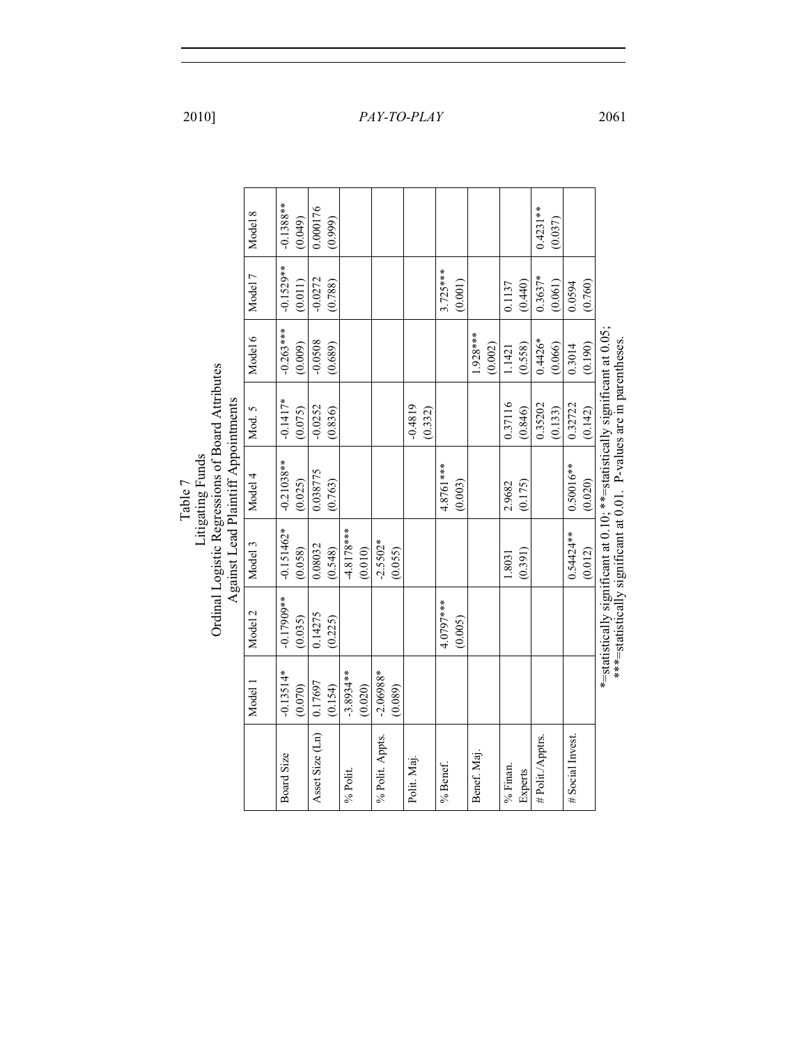Table 7
Litigating Funds
Ordinal Logistic Regressions of Board Attributes
Against Lead Plaintiff Appointments

| | Model 1 | Model 2 | Model 3 | Model 4 | Mod. 5 | Model 6 | Model 7 | Model 8 |
|---|---|---|---|---|---|---|---|---|
| Board Size | -0.13514* (0.070) | -0.17909** (0.035) | -0.151462* (0.058) | -0.21038** (0.025) | -0.1417* (0.075) | -0.263*** (0.009) | -0.1529** (0.011) | -0.1388** (0.049) |
| Asset Size (Ln) | 0.17697 (0.154) | 0.14275 (0.225) | 0.08032 (0.548) | 0.038775 (0.763) | -0.0252 (0.836) | -0.0508 (0.689) | -0.0272 (0.788) | 0.000176 (0.999) |
| % Polit. | -3.8934** (0.020) | | -4.8178*** (0.010) | | | | | |
| % Polit. Appts. | -2.06988* (0.089) | | -2.5502* (0.055) | | | | | |
| Polit. Maj. | | | | | -0.4819 (0.332) | | | |
| % Benef. | | 4.0797*** (0.005) | | 4.8761*** (0.003) | | | 3.725*** (0.001) | |
| Benef. Maj. | | | | | | 1.928*** (0.002) | | |
| % Finan. Experts | | | 1.8031 (0.391) | 2.9682 (0.175) | 0.37116 (0.846) | 1.1421 (0.558) | 0.1137 (0.440) | |
| # Polit./Apptrs. | | | | | 0.35202 (0.133) | 0.4426* (0.066) | 0.3637* (0.061) | 0.4231** (0.037) |
| # Social Invest. | | | 0.54424** (0.012) | 0.50016** (0.020) | 0.32722 (0.142) | 0.3014 (0.190) | 0.0594 (0.760) | |

*=statistically significant at 0.10; **=statistically significant at 0.05; ***=statistically significant at 0.01. P-values are in parentheses.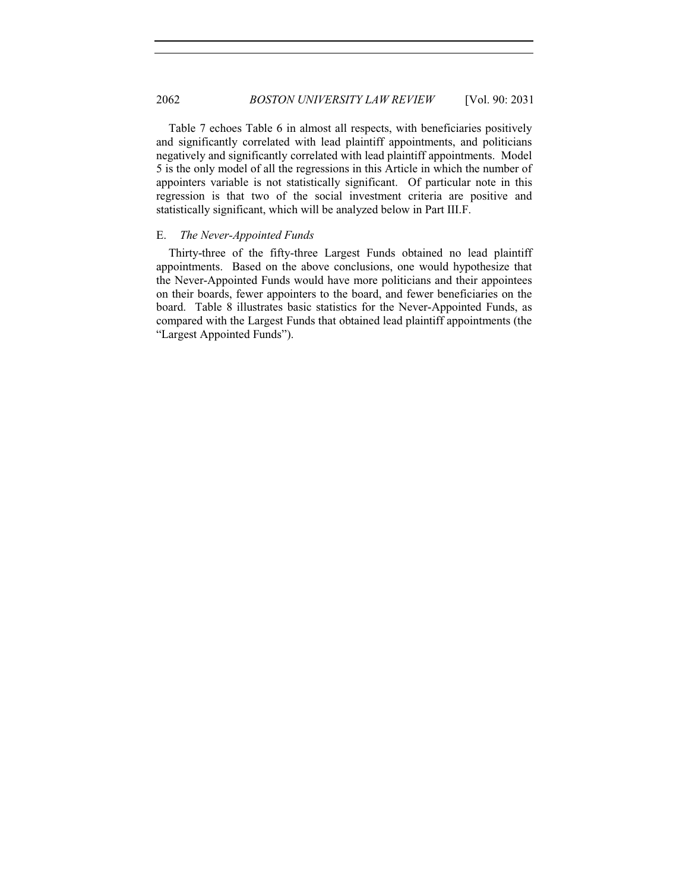Table 7 echoes Table 6 in almost all respects, with beneficiaries positively and significantly correlated with lead plaintiff appointments, and politicians negatively and significantly correlated with lead plaintiff appointments. Model 5 is the only model of all the regressions in this Article in which the number of appointers variable is not statistically significant. Of particular note in this regression is that two of the social investment criteria are positive and statistically significant, which will be analyzed below in Part III.F.

### E. *The Never-Appointed Funds*

Thirty-three of the fifty-three Largest Funds obtained no lead plaintiff appointments. Based on the above conclusions, one would hypothesize that the Never-Appointed Funds would have more politicians and their appointees on their boards, fewer appointers to the board, and fewer beneficiaries on the board. Table 8 illustrates basic statistics for the Never-Appointed Funds, as compared with the Largest Funds that obtained lead plaintiff appointments (the "Largest Appointed Funds").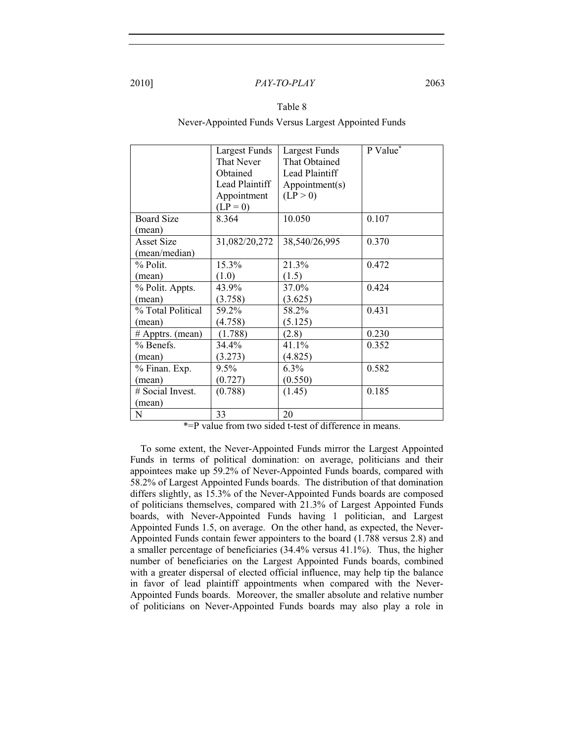Table 8

Never-Appointed Funds Versus Largest Appointed Funds

| | Largest Funds That Never Obtained Lead Plaintiff Appointment (LP = 0) | Largest Funds That Obtained Lead Plaintiff Appointment(s) (LP > 0) | P Value* |
|---|---|---|---|
| Board Size (mean) | 8.364 | 10.050 | 0.107 |
| Asset Size (mean/median) | 31,082/20,272 | 38,540/26,995 | 0.370 |
| % Polit. (mean) | 15.3% (1.0) | 21.3% (1.5) | 0.472 |
| % Polit. Appts. (mean) | 43.9% (3.758) | 37.0% (3.625) | 0.424 |
| % Total Political (mean) | 59.2% (4.758) | 58.2% (5.125) | 0.431 |
| # Apptrs. (mean) | (1.788) | (2.8) | 0.230 |
| % Benefs. (mean) | 34.4% (3.273) | 41.1% (4.825) | 0.352 |
| % Finan. Exp. (mean) | 9.5% (0.727) | 6.3% (0.550) | 0.582 |
| # Social Invest. (mean) | (0.788) | (1.45) | 0.185 |
| N | 33 | 20 | |

*=P value from two sided t-test of difference in means.

To some extent, the Never-Appointed Funds mirror the Largest Appointed Funds in terms of political domination: on average, politicians and their appointees make up 59.2% of Never-Appointed Funds boards, compared with 58.2% of Largest Appointed Funds boards. The distribution of that domination differs slightly, as 15.3% of the Never-Appointed Funds boards are composed of politicians themselves, compared with 21.3% of Largest Appointed Funds boards, with Never-Appointed Funds having 1 politician, and Largest Appointed Funds 1.5, on average. On the other hand, as expected, the Never-Appointed Funds contain fewer appointers to the board (1.788 versus 2.8) and a smaller percentage of beneficiaries (34.4% versus 41.1%). Thus, the higher number of beneficiaries on the Largest Appointed Funds boards, combined with a greater dispersal of elected official influence, may help tip the balance in favor of lead plaintiff appointments when compared with the Never-Appointed Funds boards. Moreover, the smaller absolute and relative number of politicians on Never-Appointed Funds boards may also play a role in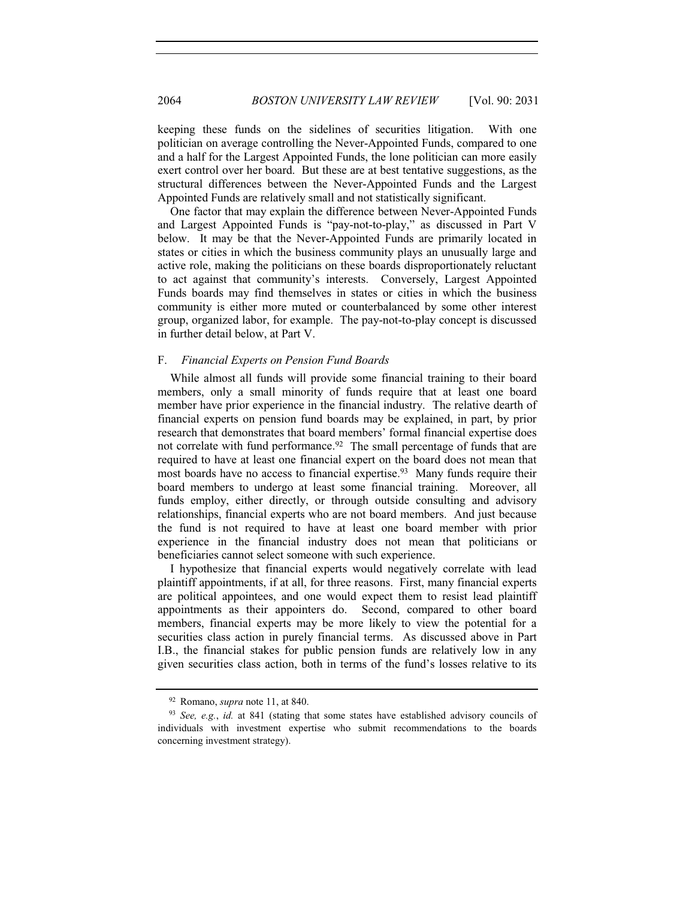keeping these funds on the sidelines of securities litigation. With one politician on average controlling the Never-Appointed Funds, compared to one and a half for the Largest Appointed Funds, the lone politician can more easily exert control over her board. But these are at best tentative suggestions, as the structural differences between the Never-Appointed Funds and the Largest Appointed Funds are relatively small and not statistically significant.

One factor that may explain the difference between Never-Appointed Funds and Largest Appointed Funds is "pay-not-to-play," as discussed in Part V below. It may be that the Never-Appointed Funds are primarily located in states or cities in which the business community plays an unusually large and active role, making the politicians on these boards disproportionately reluctant to act against that community's interests. Conversely, Largest Appointed Funds boards may find themselves in states or cities in which the business community is either more muted or counterbalanced by some other interest group, organized labor, for example. The pay-not-to-play concept is discussed in further detail below, at Part V.

### F. *Financial Experts on Pension Fund Boards*

While almost all funds will provide some financial training to their board members, only a small minority of funds require that at least one board member have prior experience in the financial industry. The relative dearth of financial experts on pension fund boards may be explained, in part, by prior research that demonstrates that board members' formal financial expertise does not correlate with fund performance.[92] The small percentage of funds that are required to have at least one financial expert on the board does not mean that most boards have no access to financial expertise.[93] Many funds require their board members to undergo at least some financial training. Moreover, all funds employ, either directly, or through outside consulting and advisory relationships, financial experts who are not board members. And just because the fund is not required to have at least one board member with prior experience in the financial industry does not mean that politicians or beneficiaries cannot select someone with such experience.

I hypothesize that financial experts would negatively correlate with lead plaintiff appointments, if at all, for three reasons. First, many financial experts are political appointees, and one would expect them to resist lead plaintiff appointments as their appointers do. Second, compared to other board members, financial experts may be more likely to view the potential for a securities class action in purely financial terms. As discussed above in Part I.B., the financial stakes for public pension funds are relatively low in any given securities class action, both in terms of the fund's losses relative to its

---

[92] Romano, *supra* note 11, at 840.

[93] *See, e.g.*, *id.* at 841 (stating that some states have established advisory councils of individuals with investment expertise who submit recommendations to the boards concerning investment strategy).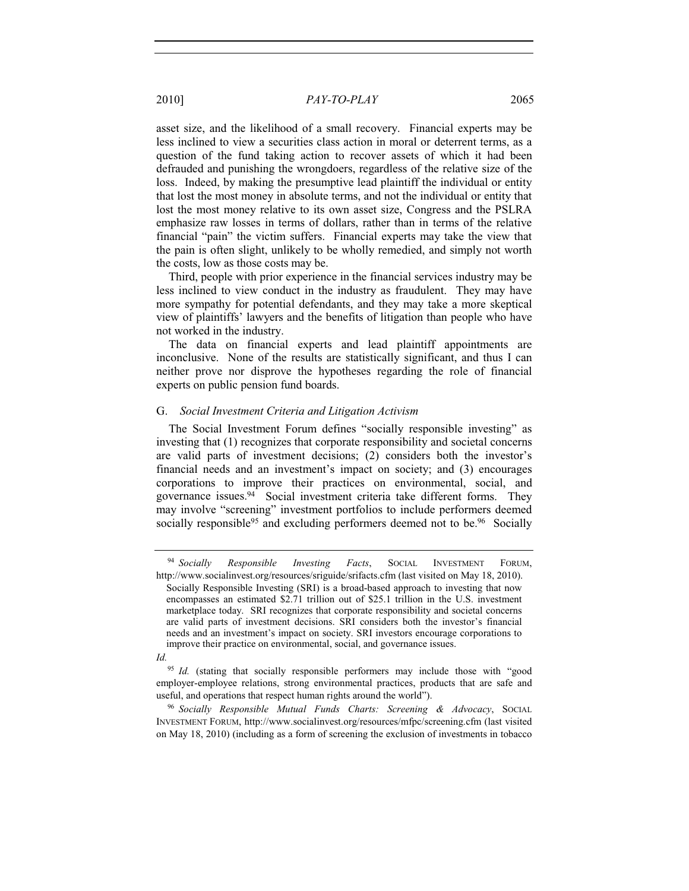asset size, and the likelihood of a small recovery. Financial experts may be less inclined to view a securities class action in moral or deterrent terms, as a question of the fund taking action to recover assets of which it had been defrauded and punishing the wrongdoers, regardless of the relative size of the loss. Indeed, by making the presumptive lead plaintiff the individual or entity that lost the most money in absolute terms, and not the individual or entity that lost the most money relative to its own asset size, Congress and the PSLRA emphasize raw losses in terms of dollars, rather than in terms of the relative financial "pain" the victim suffers. Financial experts may take the view that the pain is often slight, unlikely to be wholly remedied, and simply not worth the costs, low as those costs may be.

Third, people with prior experience in the financial services industry may be less inclined to view conduct in the industry as fraudulent. They may have more sympathy for potential defendants, and they may take a more skeptical view of plaintiffs' lawyers and the benefits of litigation than people who have not worked in the industry.

The data on financial experts and lead plaintiff appointments are inconclusive. None of the results are statistically significant, and thus I can neither prove nor disprove the hypotheses regarding the role of financial experts on public pension fund boards.

### G. *Social Investment Criteria and Litigation Activism*

The Social Investment Forum defines "socially responsible investing" as investing that (1) recognizes that corporate responsibility and societal concerns are valid parts of investment decisions; (2) considers both the investor's financial needs and an investment's impact on society; and (3) encourages corporations to improve their practices on environmental, social, and governance issues.[94] Social investment criteria take different forms. They may involve "screening" investment portfolios to include performers deemed socially responsible[95] and excluding performers deemed not to be.[96] Socially

---

[94] *Socially Responsible Investing Facts*, SOCIAL INVESTMENT FORUM, http://www.socialinvest.org/resources/sriguide/srifacts.cfm (last visited on May 18, 2010).

> Socially Responsible Investing (SRI) is a broad-based approach to investing that now encompasses an estimated $2.71 trillion out of $25.1 trillion in the U.S. investment marketplace today. SRI recognizes that corporate responsibility and societal concerns are valid parts of investment decisions. SRI considers both the investor's financial needs and an investment's impact on society. SRI investors encourage corporations to improve their practice on environmental, social, and governance issues.

*Id.*

[95] *Id.* (stating that socially responsible performers may include those with "good employer-employee relations, strong environmental practices, products that are safe and useful, and operations that respect human rights around the world").

[96] *Socially Responsible Mutual Funds Charts: Screening & Advocacy*, SOCIAL INVESTMENT FORUM, http://www.socialinvest.org/resources/mfpc/screening.cfm (last visited on May 18, 2010) (including as a form of screening the exclusion of investments in tobacco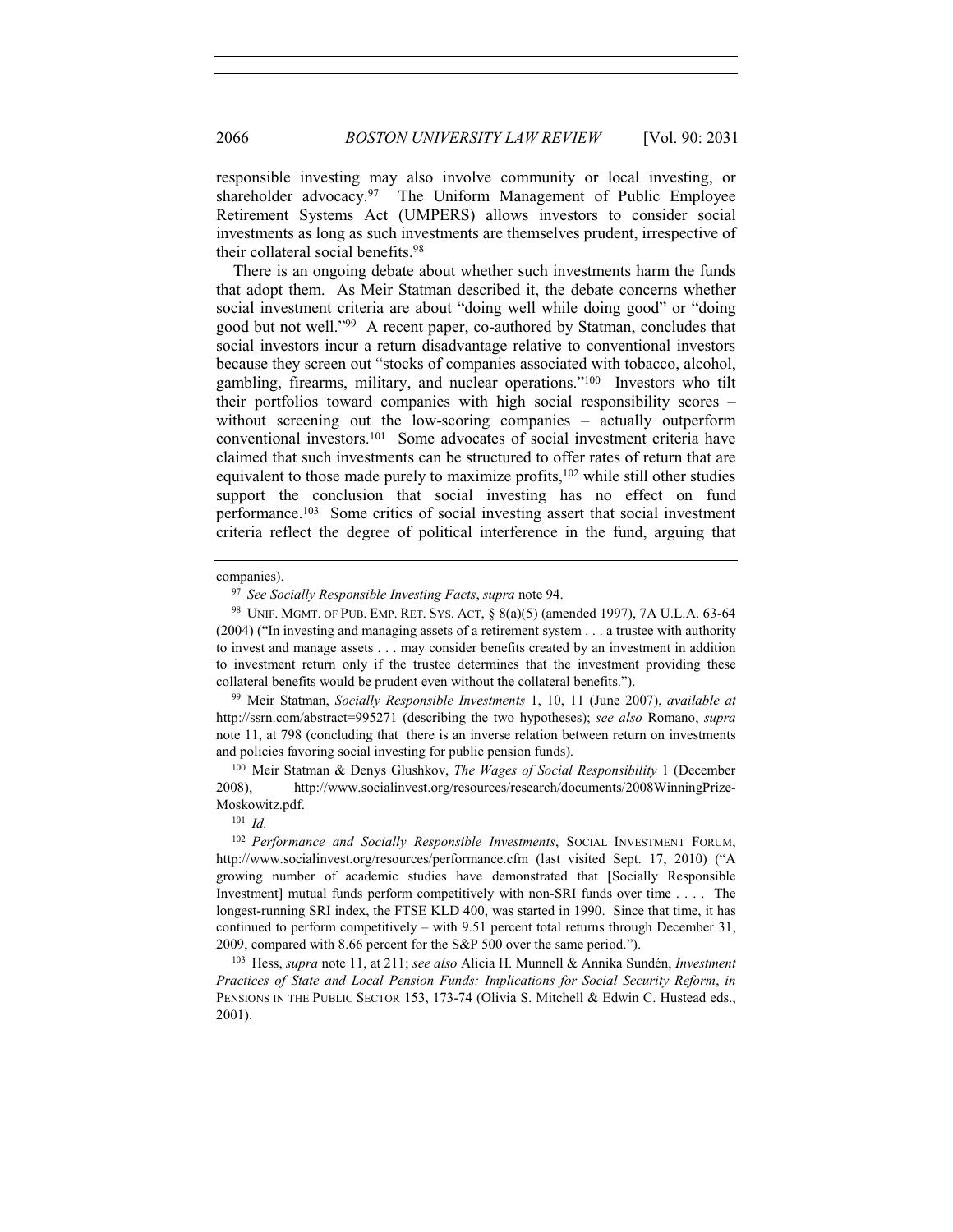responsible investing may also involve community or local investing, or shareholder advocacy.[97] The Uniform Management of Public Employee Retirement Systems Act (UMPERS) allows investors to consider social investments as long as such investments are themselves prudent, irrespective of their collateral social benefits.[98]

There is an ongoing debate about whether such investments harm the funds that adopt them. As Meir Statman described it, the debate concerns whether social investment criteria are about "doing well while doing good" or "doing good but not well."[99] A recent paper, co-authored by Statman, concludes that social investors incur a return disadvantage relative to conventional investors because they screen out "stocks of companies associated with tobacco, alcohol, gambling, firearms, military, and nuclear operations."[100] Investors who tilt their portfolios toward companies with high social responsibility scores – without screening out the low-scoring companies – actually outperform conventional investors.[101] Some advocates of social investment criteria have claimed that such investments can be structured to offer rates of return that are equivalent to those made purely to maximize profits,[102] while still other studies support the conclusion that social investing has no effect on fund performance.[103] Some critics of social investing assert that social investment criteria reflect the degree of political interference in the fund, arguing that

---

companies).

[97] *See Socially Responsible Investing Facts*, *supra* note 94.

[98] UNIF. MGMT. OF PUB. EMP. RET. SYS. ACT, § 8(a)(5) (amended 1997), 7A U.L.A. 63-64 (2004) ("In investing and managing assets of a retirement system . . . a trustee with authority to invest and manage assets . . . may consider benefits created by an investment in addition to investment return only if the trustee determines that the investment providing these collateral benefits would be prudent even without the collateral benefits.").

[99] Meir Statman, *Socially Responsible Investments* 1, 10, 11 (June 2007), *available at* http://ssrn.com/abstract=995271 (describing the two hypotheses); *see also* Romano, *supra* note 11, at 798 (concluding that there is an inverse relation between return on investments and policies favoring social investing for public pension funds).

[100] Meir Statman & Denys Glushkov, *The Wages of Social Responsibility* 1 (December 2008), http://www.socialinvest.org/resources/research/documents/2008WinningPrize-Moskowitz.pdf.

[101] *Id.*

[102] *Performance and Socially Responsible Investments*, SOCIAL INVESTMENT FORUM, http://www.socialinvest.org/resources/performance.cfm (last visited Sept. 17, 2010) ("A growing number of academic studies have demonstrated that [Socially Responsible Investment] mutual funds perform competitively with non-SRI funds over time . . . . The longest-running SRI index, the FTSE KLD 400, was started in 1990. Since that time, it has continued to perform competitively – with 9.51 percent total returns through December 31, 2009, compared with 8.66 percent for the S&P 500 over the same period.").

[103] Hess, *supra* note 11, at 211; *see also* Alicia H. Munnell & Annika Sundén, *Investment Practices of State and Local Pension Funds: Implications for Social Security Reform*, *in* PENSIONS IN THE PUBLIC SECTOR 153, 173-74 (Olivia S. Mitchell & Edwin C. Hustead eds., 2001).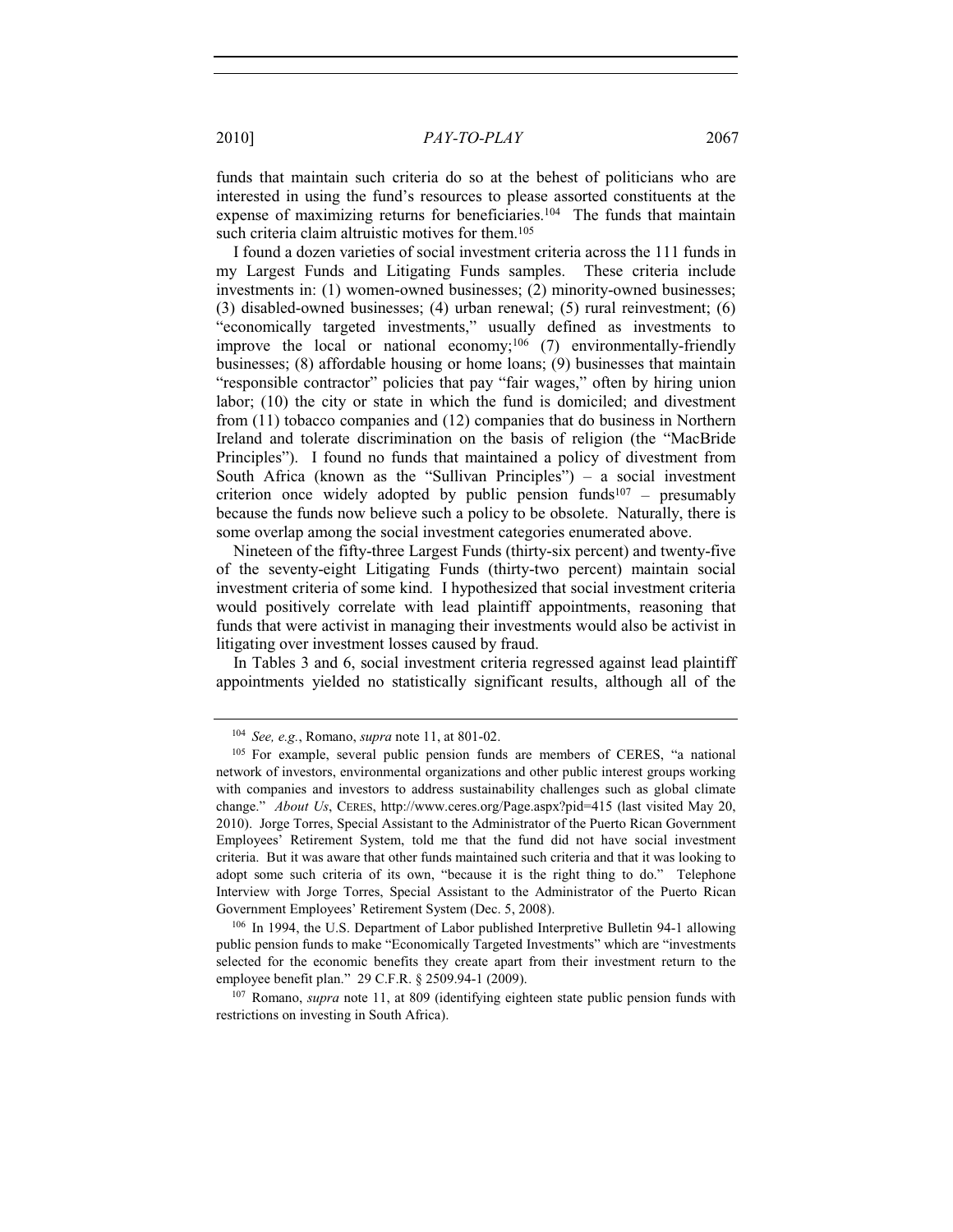funds that maintain such criteria do so at the behest of politicians who are interested in using the fund's resources to please assorted constituents at the expense of maximizing returns for beneficiaries.[104] The funds that maintain such criteria claim altruistic motives for them.[105]

I found a dozen varieties of social investment criteria across the 111 funds in my Largest Funds and Litigating Funds samples. These criteria include investments in: (1) women-owned businesses; (2) minority-owned businesses; (3) disabled-owned businesses; (4) urban renewal; (5) rural reinvestment; (6) "economically targeted investments," usually defined as investments to improve the local or national economy;[106] (7) environmentally-friendly businesses; (8) affordable housing or home loans; (9) businesses that maintain "responsible contractor" policies that pay "fair wages," often by hiring union labor; (10) the city or state in which the fund is domiciled; and divestment from (11) tobacco companies and (12) companies that do business in Northern Ireland and tolerate discrimination on the basis of religion (the "MacBride Principles"). I found no funds that maintained a policy of divestment from South Africa (known as the "Sullivan Principles") – a social investment criterion once widely adopted by public pension funds[107] – presumably because the funds now believe such a policy to be obsolete. Naturally, there is some overlap among the social investment categories enumerated above.

Nineteen of the fifty-three Largest Funds (thirty-six percent) and twenty-five of the seventy-eight Litigating Funds (thirty-two percent) maintain social investment criteria of some kind. I hypothesized that social investment criteria would positively correlate with lead plaintiff appointments, reasoning that funds that were activist in managing their investments would also be activist in litigating over investment losses caused by fraud.

In Tables 3 and 6, social investment criteria regressed against lead plaintiff appointments yielded no statistically significant results, although all of the

---

[104] *See, e.g.*, Romano, *supra* note 11, at 801-02.

[105] For example, several public pension funds are members of CERES, "a national network of investors, environmental organizations and other public interest groups working with companies and investors to address sustainability challenges such as global climate change." *About Us*, CERES, http://www.ceres.org/Page.aspx?pid=415 (last visited May 20, 2010). Jorge Torres, Special Assistant to the Administrator of the Puerto Rican Government Employees' Retirement System, told me that the fund did not have social investment criteria. But it was aware that other funds maintained such criteria and that it was looking to adopt some such criteria of its own, "because it is the right thing to do." Telephone Interview with Jorge Torres, Special Assistant to the Administrator of the Puerto Rican Government Employees' Retirement System (Dec. 5, 2008).

[106] In 1994, the U.S. Department of Labor published Interpretive Bulletin 94-1 allowing public pension funds to make "Economically Targeted Investments" which are "investments selected for the economic benefits they create apart from their investment return to the employee benefit plan." 29 C.F.R. § 2509.94-1 (2009).

[107] Romano, *supra* note 11, at 809 (identifying eighteen state public pension funds with restrictions on investing in South Africa).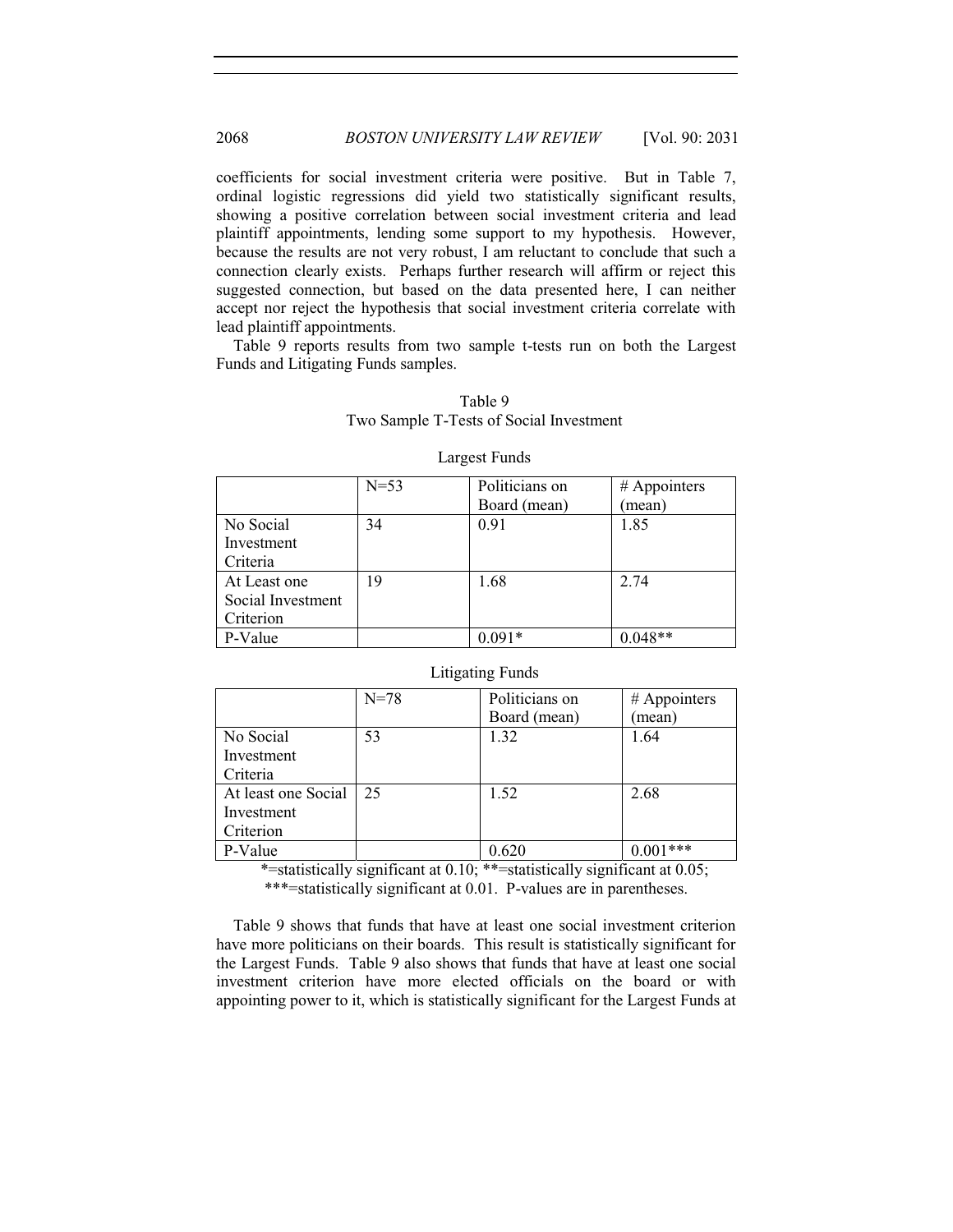coefficients for social investment criteria were positive. But in Table 7, ordinal logistic regressions did yield two statistically significant results, showing a positive correlation between social investment criteria and lead plaintiff appointments, lending some support to my hypothesis. However, because the results are not very robust, I am reluctant to conclude that such a connection clearly exists. Perhaps further research will affirm or reject this suggested connection, but based on the data presented here, I can neither accept nor reject the hypothesis that social investment criteria correlate with lead plaintiff appointments.

Table 9 reports results from two sample t-tests run on both the Largest Funds and Litigating Funds samples.

Table 9
Two Sample T-Tests of Social Investment

Largest Funds

| | N=53 | Politicians on Board (mean) | # Appointers (mean) |
|---|---|---|---|
| No Social Investment Criteria | 34 | 0.91 | 1.85 |
| At Least one Social Investment Criterion | 19 | 1.68 | 2.74 |
| P-Value | | 0.091* | 0.048** |

Litigating Funds

| | N=78 | Politicians on Board (mean) | # Appointers (mean) |
|---|---|---|---|
| No Social Investment Criteria | 53 | 1.32 | 1.64 |
| At least one Social Investment Criterion | 25 | 1.52 | 2.68 |
| P-Value | | 0.620 | 0.001*** |

*=statistically significant at 0.10; **=statistically significant at 0.05; ***=statistically significant at 0.01. P-values are in parentheses.

Table 9 shows that funds that have at least one social investment criterion have more politicians on their boards. This result is statistically significant for the Largest Funds. Table 9 also shows that funds that have at least one social investment criterion have more elected officials on the board or with appointing power to it, which is statistically significant for the Largest Funds at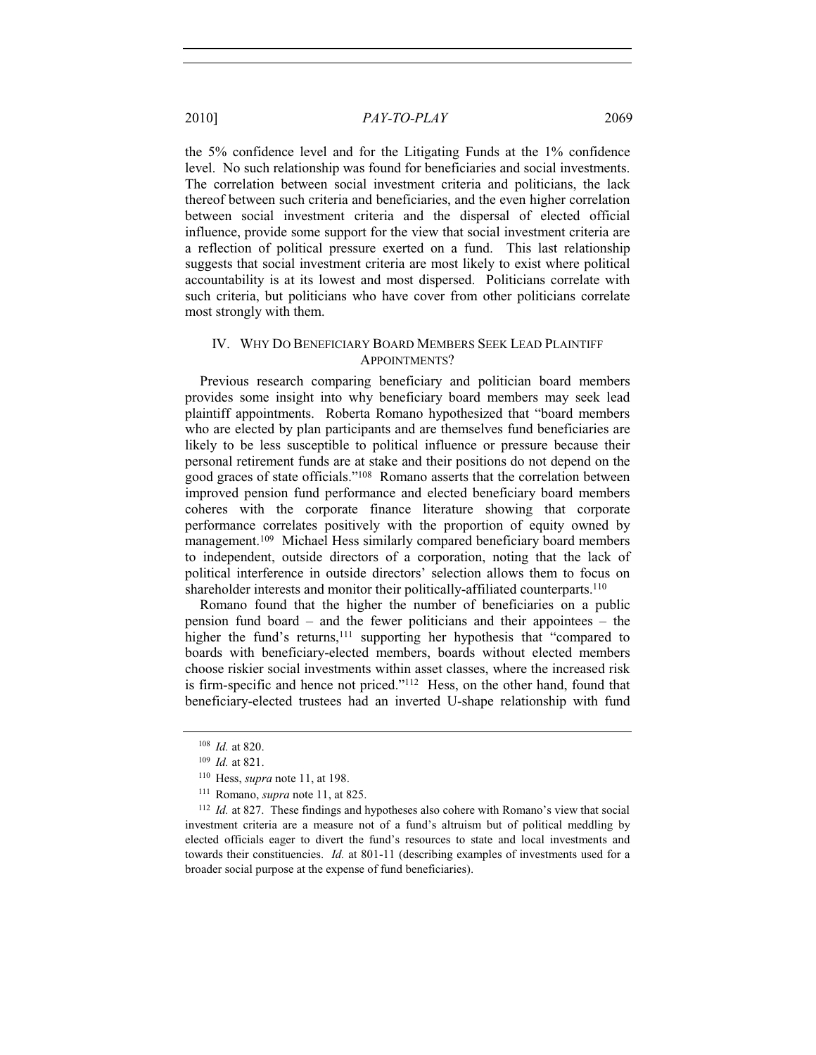the 5% confidence level and for the Litigating Funds at the 1% confidence level. No such relationship was found for beneficiaries and social investments. The correlation between social investment criteria and politicians, the lack thereof between such criteria and beneficiaries, and the even higher correlation between social investment criteria and the dispersal of elected official influence, provide some support for the view that social investment criteria are a reflection of political pressure exerted on a fund. This last relationship suggests that social investment criteria are most likely to exist where political accountability is at its lowest and most dispersed. Politicians correlate with such criteria, but politicians who have cover from other politicians correlate most strongly with them.

## IV. WHY DO BENEFICIARY BOARD MEMBERS SEEK LEAD PLAINTIFF APPOINTMENTS?

Previous research comparing beneficiary and politician board members provides some insight into why beneficiary board members may seek lead plaintiff appointments. Roberta Romano hypothesized that "board members who are elected by plan participants and are themselves fund beneficiaries are likely to be less susceptible to political influence or pressure because their personal retirement funds are at stake and their positions do not depend on the good graces of state officials."[108] Romano asserts that the correlation between improved pension fund performance and elected beneficiary board members coheres with the corporate finance literature showing that corporate performance correlates positively with the proportion of equity owned by management.[109] Michael Hess similarly compared beneficiary board members to independent, outside directors of a corporation, noting that the lack of political interference in outside directors' selection allows them to focus on shareholder interests and monitor their politically-affiliated counterparts.[110]

Romano found that the higher the number of beneficiaries on a public pension fund board – and the fewer politicians and their appointees – the higher the fund's returns,[111] supporting her hypothesis that "compared to boards with beneficiary-elected members, boards without elected members choose riskier social investments within asset classes, where the increased risk is firm-specific and hence not priced."[112] Hess, on the other hand, found that beneficiary-elected trustees had an inverted U-shape relationship with fund

---

[108] *Id.* at 820.

[109] *Id.* at 821.

[110] Hess, *supra* note 11, at 198.

[111] Romano, *supra* note 11, at 825.

[112] *Id.* at 827. These findings and hypotheses also cohere with Romano's view that social investment criteria are a measure not of a fund's altruism but of political meddling by elected officials eager to divert the fund's resources to state and local investments and towards their constituencies. *Id.* at 801-11 (describing examples of investments used for a broader social purpose at the expense of fund beneficiaries).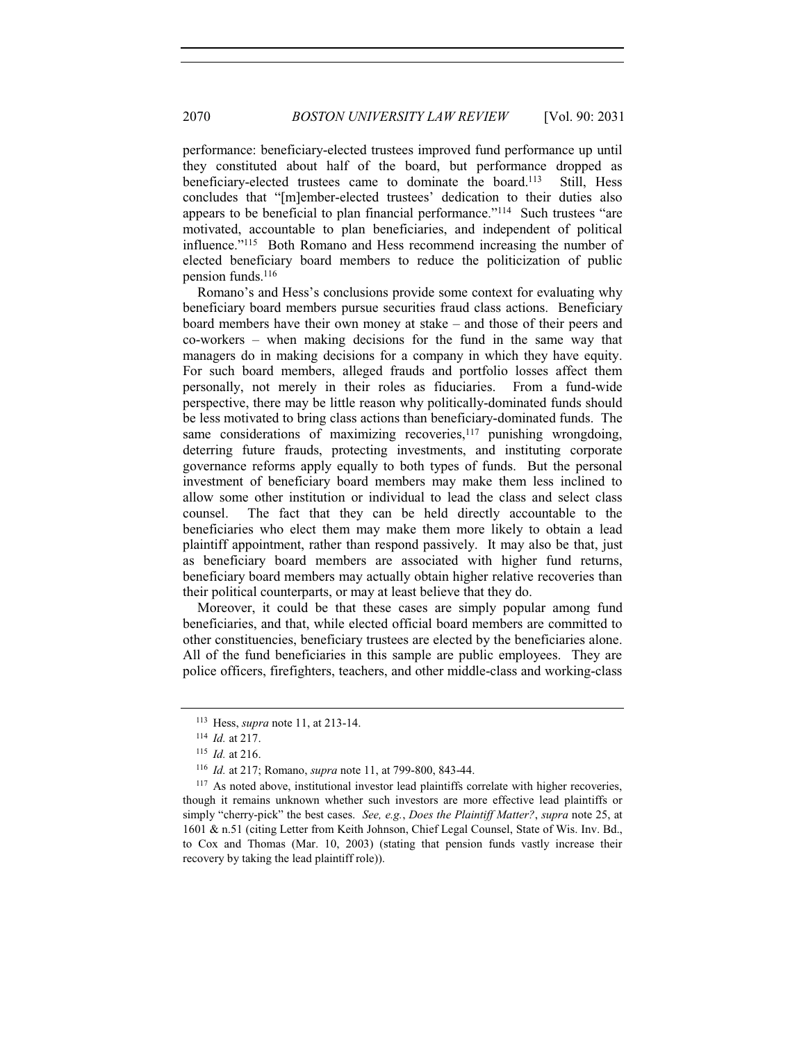performance: beneficiary-elected trustees improved fund performance up until they constituted about half of the board, but performance dropped as beneficiary-elected trustees came to dominate the board.[113] Still, Hess concludes that "[m]ember-elected trustees' dedication to their duties also appears to be beneficial to plan financial performance."[114] Such trustees "are motivated, accountable to plan beneficiaries, and independent of political influence."[115] Both Romano and Hess recommend increasing the number of elected beneficiary board members to reduce the politicization of public pension funds.[116]

Romano's and Hess's conclusions provide some context for evaluating why beneficiary board members pursue securities fraud class actions. Beneficiary board members have their own money at stake – and those of their peers and co-workers – when making decisions for the fund in the same way that managers do in making decisions for a company in which they have equity. For such board members, alleged frauds and portfolio losses affect them personally, not merely in their roles as fiduciaries. From a fund-wide perspective, there may be little reason why politically-dominated funds should be less motivated to bring class actions than beneficiary-dominated funds. The same considerations of maximizing recoveries,[117] punishing wrongdoing, deterring future frauds, protecting investments, and instituting corporate governance reforms apply equally to both types of funds. But the personal investment of beneficiary board members may make them less inclined to allow some other institution or individual to lead the class and select class counsel. The fact that they can be held directly accountable to the beneficiaries who elect them may make them more likely to obtain a lead plaintiff appointment, rather than respond passively. It may also be that, just as beneficiary board members are associated with higher fund returns, beneficiary board members may actually obtain higher relative recoveries than their political counterparts, or may at least believe that they do.

Moreover, it could be that these cases are simply popular among fund beneficiaries, and that, while elected official board members are committed to other constituencies, beneficiary trustees are elected by the beneficiaries alone. All of the fund beneficiaries in this sample are public employees. They are police officers, firefighters, teachers, and other middle-class and working-class

---

[113] Hess, *supra* note 11, at 213-14.

[114] *Id.* at 217.

[115] *Id.* at 216.

[116] *Id.* at 217; Romano, *supra* note 11, at 799-800, 843-44.

[117] As noted above, institutional investor lead plaintiffs correlate with higher recoveries, though it remains unknown whether such investors are more effective lead plaintiffs or simply "cherry-pick" the best cases. *See, e.g.*, *Does the Plaintiff Matter?*, *supra* note 25, at 1601 & n.51 (citing Letter from Keith Johnson, Chief Legal Counsel, State of Wis. Inv. Bd., to Cox and Thomas (Mar. 10, 2003) (stating that pension funds vastly increase their recovery by taking the lead plaintiff role)).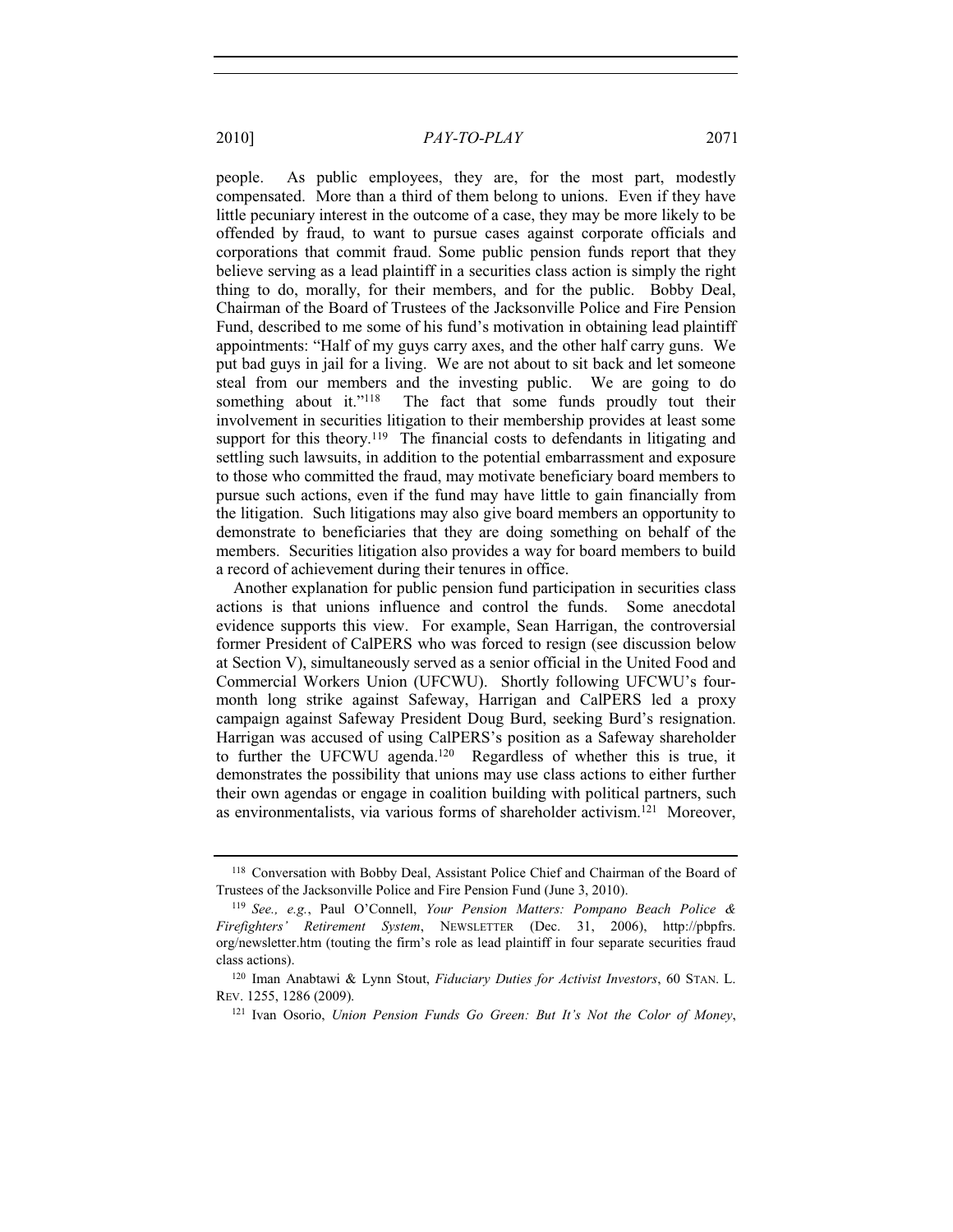people. As public employees, they are, for the most part, modestly compensated. More than a third of them belong to unions. Even if they have little pecuniary interest in the outcome of a case, they may be more likely to be offended by fraud, to want to pursue cases against corporate officials and corporations that commit fraud. Some public pension funds report that they believe serving as a lead plaintiff in a securities class action is simply the right thing to do, morally, for their members, and for the public. Bobby Deal, Chairman of the Board of Trustees of the Jacksonville Police and Fire Pension Fund, described to me some of his fund's motivation in obtaining lead plaintiff appointments: "Half of my guys carry axes, and the other half carry guns. We put bad guys in jail for a living. We are not about to sit back and let someone steal from our members and the investing public. We are going to do something about it."[118] The fact that some funds proudly tout their involvement in securities litigation to their membership provides at least some support for this theory.[119] The financial costs to defendants in litigating and settling such lawsuits, in addition to the potential embarrassment and exposure to those who committed the fraud, may motivate beneficiary board members to pursue such actions, even if the fund may have little to gain financially from the litigation. Such litigations may also give board members an opportunity to demonstrate to beneficiaries that they are doing something on behalf of the members. Securities litigation also provides a way for board members to build a record of achievement during their tenures in office.

Another explanation for public pension fund participation in securities class actions is that unions influence and control the funds. Some anecdotal evidence supports this view. For example, Sean Harrigan, the controversial former President of CalPERS who was forced to resign (see discussion below at Section V), simultaneously served as a senior official in the United Food and Commercial Workers Union (UFCWU). Shortly following UFCWU's four-month long strike against Safeway, Harrigan and CalPERS led a proxy campaign against Safeway President Doug Burd, seeking Burd's resignation. Harrigan was accused of using CalPERS's position as a Safeway shareholder to further the UFCWU agenda.[120] Regardless of whether this is true, it demonstrates the possibility that unions may use class actions to either further their own agendas or engage in coalition building with political partners, such as environmentalists, via various forms of shareholder activism.[121] Moreover,

---

[118] Conversation with Bobby Deal, Assistant Police Chief and Chairman of the Board of Trustees of the Jacksonville Police and Fire Pension Fund (June 3, 2010).

[119] *See., e.g.*, Paul O'Connell, *Your Pension Matters: Pompano Beach Police & Firefighters' Retirement System*, NEWSLETTER (Dec. 31, 2006), http://pbpfrs.org/newsletter.htm (touting the firm's role as lead plaintiff in four separate securities fraud class actions).

[120] Iman Anabtawi & Lynn Stout, *Fiduciary Duties for Activist Investors*, 60 STAN. L. REV. 1255, 1286 (2009).

[121] Ivan Osorio, *Union Pension Funds Go Green: But It's Not the Color of Money*,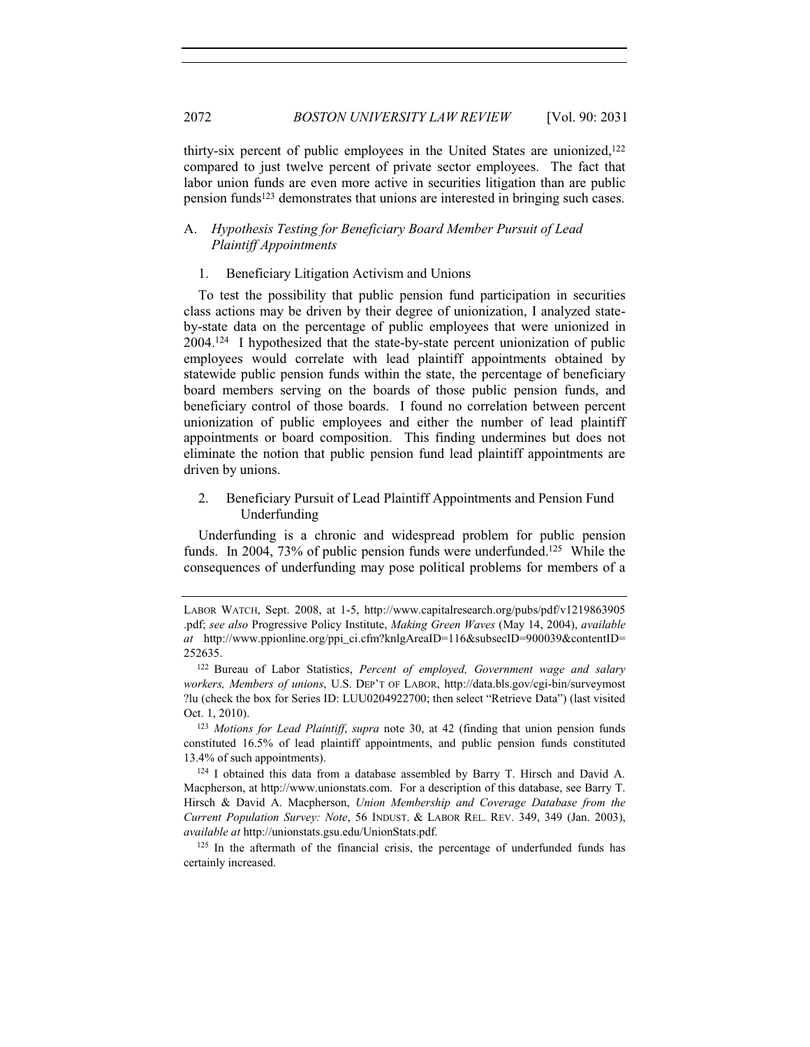thirty-six percent of public employees in the United States are unionized,[122] compared to just twelve percent of private sector employees. The fact that labor union funds are even more active in securities litigation than are public pension funds[123] demonstrates that unions are interested in bringing such cases.

### A. *Hypothesis Testing for Beneficiary Board Member Pursuit of Lead Plaintiff Appointments*

#### 1. Beneficiary Litigation Activism and Unions

To test the possibility that public pension fund participation in securities class actions may be driven by their degree of unionization, I analyzed state-by-state data on the percentage of public employees that were unionized in 2004.[124] I hypothesized that the state-by-state percent unionization of public employees would correlate with lead plaintiff appointments obtained by statewide public pension funds within the state, the percentage of beneficiary board members serving on the boards of those public pension funds, and beneficiary control of those boards. I found no correlation between percent unionization of public employees and either the number of lead plaintiff appointments or board composition. This finding undermines but does not eliminate the notion that public pension fund lead plaintiff appointments are driven by unions.

#### 2. Beneficiary Pursuit of Lead Plaintiff Appointments and Pension Fund Underfunding

Underfunding is a chronic and widespread problem for public pension funds. In 2004, 73% of public pension funds were underfunded.[125] While the consequences of underfunding may pose political problems for members of a

---

LABOR WATCH, Sept. 2008, at 1-5, http://www.capitalresearch.org/pubs/pdf/v1219863905.pdf; *see also* Progressive Policy Institute, *Making Green Waves* (May 14, 2004), *available at* http://www.ppionline.org/ppi_ci.cfm?knlgAreaID=116&subsecID=900039&contentID=252635.

[122] Bureau of Labor Statistics, *Percent of employed, Government wage and salary workers, Members of unions*, U.S. DEP'T OF LABOR, http://data.bls.gov/cgi-bin/surveymost?lu (check the box for Series ID: LUU0204922700; then select "Retrieve Data") (last visited Oct. 1, 2010).

[123] *Motions for Lead Plaintiff*, *supra* note 30, at 42 (finding that union pension funds constituted 16.5% of lead plaintiff appointments, and public pension funds constituted 13.4% of such appointments).

[124] I obtained this data from a database assembled by Barry T. Hirsch and David A. Macpherson, at http://www.unionstats.com. For a description of this database, see Barry T. Hirsch & David A. Macpherson, *Union Membership and Coverage Database from the Current Population Survey: Note*, 56 INDUST. & LABOR REL. REV. 349, 349 (Jan. 2003), *available at* http://unionstats.gsu.edu/UnionStats.pdf.

[125] In the aftermath of the financial crisis, the percentage of underfunded funds has certainly increased.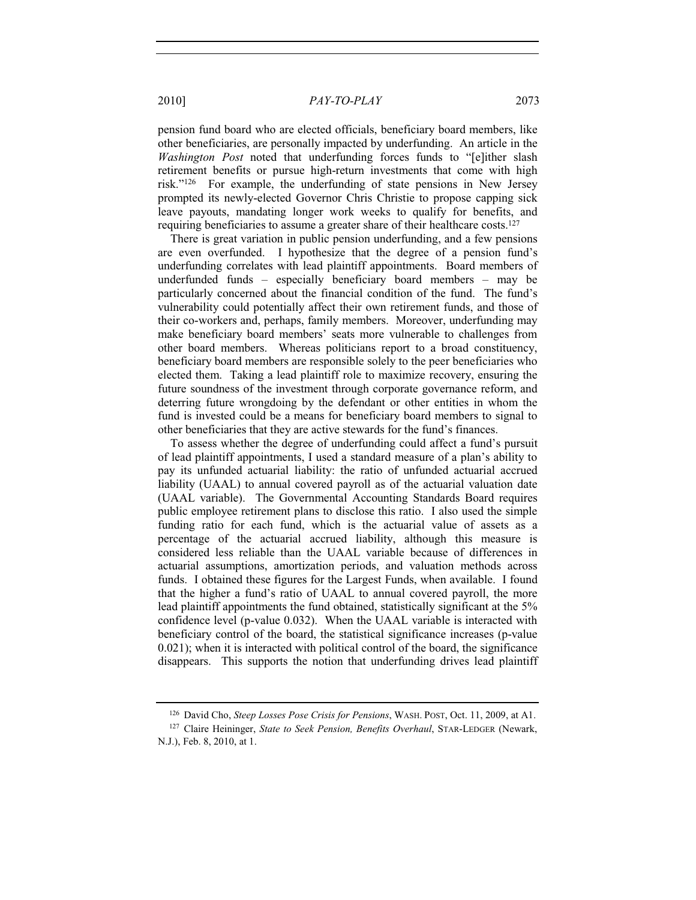pension fund board who are elected officials, beneficiary board members, like other beneficiaries, are personally impacted by underfunding. An article in the *Washington Post* noted that underfunding forces funds to "[e]ither slash retirement benefits or pursue high-return investments that come with high risk."[126] For example, the underfunding of state pensions in New Jersey prompted its newly-elected Governor Chris Christie to propose capping sick leave payouts, mandating longer work weeks to qualify for benefits, and requiring beneficiaries to assume a greater share of their healthcare costs.[127]

There is great variation in public pension underfunding, and a few pensions are even overfunded. I hypothesize that the degree of a pension fund's underfunding correlates with lead plaintiff appointments. Board members of underfunded funds – especially beneficiary board members – may be particularly concerned about the financial condition of the fund. The fund's vulnerability could potentially affect their own retirement funds, and those of their co-workers and, perhaps, family members. Moreover, underfunding may make beneficiary board members' seats more vulnerable to challenges from other board members. Whereas politicians report to a broad constituency, beneficiary board members are responsible solely to the peer beneficiaries who elected them. Taking a lead plaintiff role to maximize recovery, ensuring the future soundness of the investment through corporate governance reform, and deterring future wrongdoing by the defendant or other entities in whom the fund is invested could be a means for beneficiary board members to signal to other beneficiaries that they are active stewards for the fund's finances.

To assess whether the degree of underfunding could affect a fund's pursuit of lead plaintiff appointments, I used a standard measure of a plan's ability to pay its unfunded actuarial liability: the ratio of unfunded actuarial accrued liability (UAAL) to annual covered payroll as of the actuarial valuation date (UAAL variable). The Governmental Accounting Standards Board requires public employee retirement plans to disclose this ratio. I also used the simple funding ratio for each fund, which is the actuarial value of assets as a percentage of the actuarial accrued liability, although this measure is considered less reliable than the UAAL variable because of differences in actuarial assumptions, amortization periods, and valuation methods across funds. I obtained these figures for the Largest Funds, when available. I found that the higher a fund's ratio of UAAL to annual covered payroll, the more lead plaintiff appointments the fund obtained, statistically significant at the 5% confidence level (p-value 0.032). When the UAAL variable is interacted with beneficiary control of the board, the statistical significance increases (p-value 0.021); when it is interacted with political control of the board, the significance disappears. This supports the notion that underfunding drives lead plaintiff

---

[126] David Cho, *Steep Losses Pose Crisis for Pensions*, WASH. POST, Oct. 11, 2009, at A1.

[127] Claire Heininger, *State to Seek Pension, Benefits Overhaul*, STAR-LEDGER (Newark, N.J.), Feb. 8, 2010, at 1.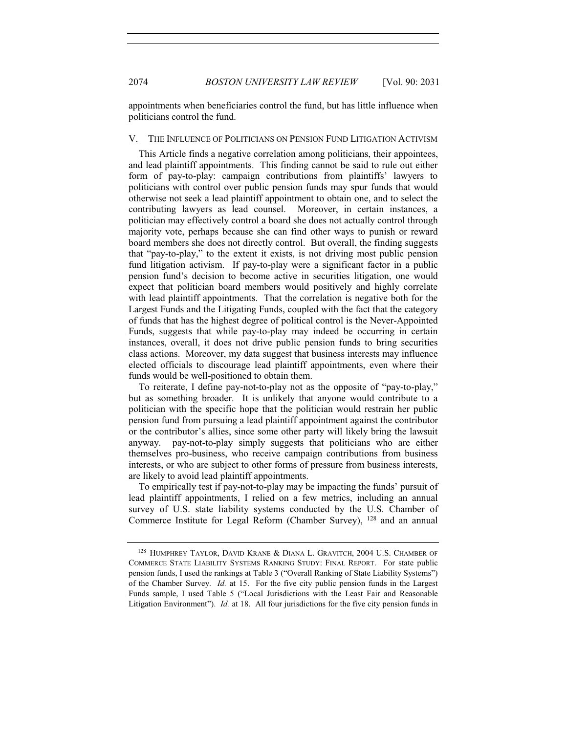appointments when beneficiaries control the fund, but has little influence when politicians control the fund.

## V. THE INFLUENCE OF POLITICIANS ON PENSION FUND LITIGATION ACTIVISM

This Article finds a negative correlation among politicians, their appointees, and lead plaintiff appointments. This finding cannot be said to rule out either form of pay-to-play: campaign contributions from plaintiffs' lawyers to politicians with control over public pension funds may spur funds that would otherwise not seek a lead plaintiff appointment to obtain one, and to select the contributing lawyers as lead counsel. Moreover, in certain instances, a politician may effectively control a board she does not actually control through majority vote, perhaps because she can find other ways to punish or reward board members she does not directly control. But overall, the finding suggests that "pay-to-play," to the extent it exists, is not driving most public pension fund litigation activism. If pay-to-play were a significant factor in a public pension fund's decision to become active in securities litigation, one would expect that politician board members would positively and highly correlate with lead plaintiff appointments. That the correlation is negative both for the Largest Funds and the Litigating Funds, coupled with the fact that the category of funds that has the highest degree of political control is the Never-Appointed Funds, suggests that while pay-to-play may indeed be occurring in certain instances, overall, it does not drive public pension funds to bring securities class actions. Moreover, my data suggest that business interests may influence elected officials to discourage lead plaintiff appointments, even where their funds would be well-positioned to obtain them.

To reiterate, I define pay-not-to-play not as the opposite of "pay-to-play," but as something broader. It is unlikely that anyone would contribute to a politician with the specific hope that the politician would restrain her public pension fund from pursuing a lead plaintiff appointment against the contributor or the contributor's allies, since some other party will likely bring the lawsuit anyway. pay-not-to-play simply suggests that politicians who are either themselves pro-business, who receive campaign contributions from business interests, or who are subject to other forms of pressure from business interests, are likely to avoid lead plaintiff appointments.

To empirically test if pay-not-to-play may be impacting the funds' pursuit of lead plaintiff appointments, I relied on a few metrics, including an annual survey of U.S. state liability systems conducted by the U.S. Chamber of Commerce Institute for Legal Reform (Chamber Survey), [128] and an annual

---

[128] HUMPHREY TAYLOR, DAVID KRANE & DIANA L. GRAVITCH, 2004 U.S. CHAMBER OF COMMERCE STATE LIABILITY SYSTEMS RANKING STUDY: FINAL REPORT. For state public pension funds, I used the rankings at Table 3 ("Overall Ranking of State Liability Systems") of the Chamber Survey. *Id.* at 15. For the five city public pension funds in the Largest Funds sample, I used Table 5 ("Local Jurisdictions with the Least Fair and Reasonable Litigation Environment"). *Id.* at 18. All four jurisdictions for the five city pension funds in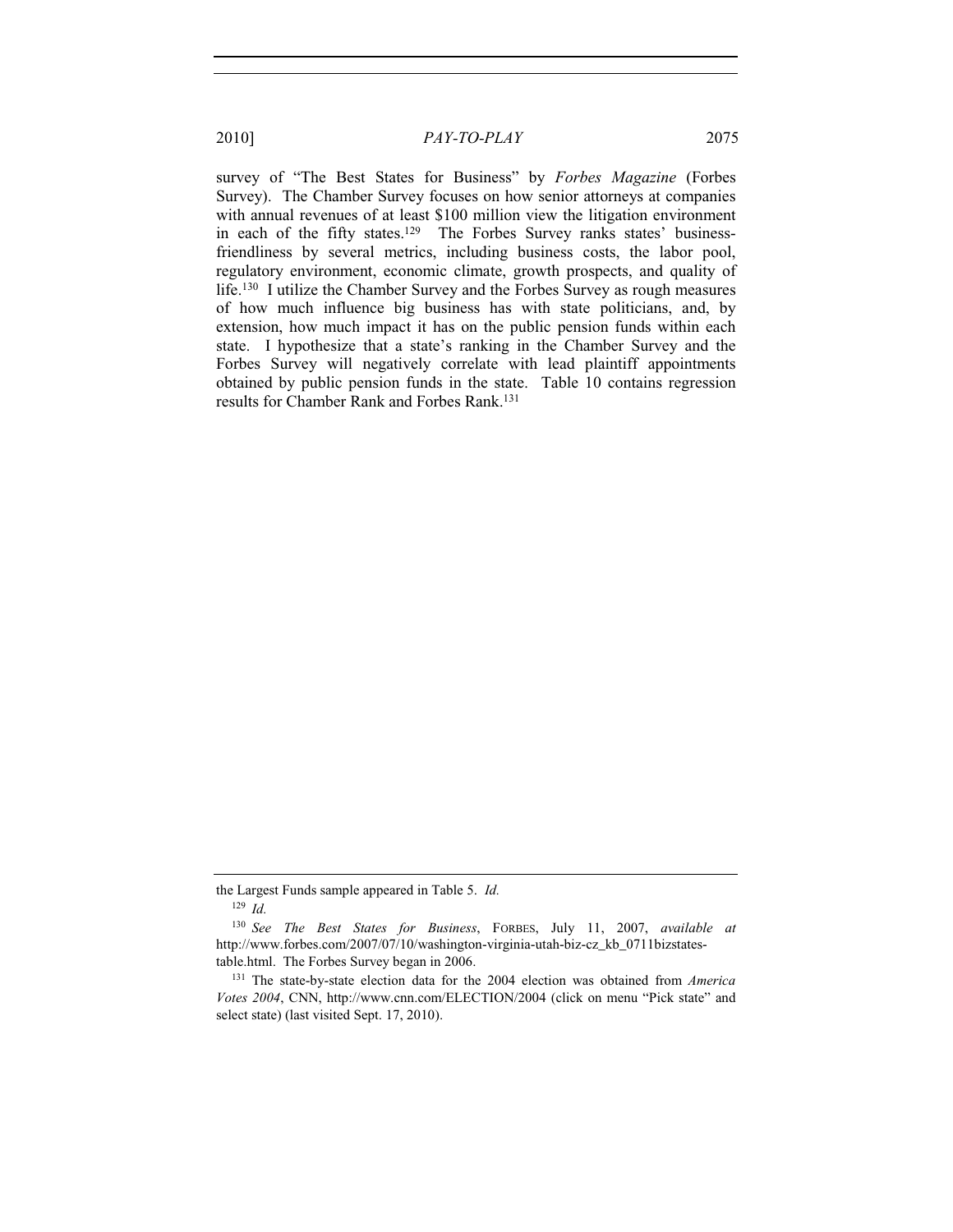survey of "The Best States for Business" by *Forbes Magazine* (Forbes Survey). The Chamber Survey focuses on how senior attorneys at companies with annual revenues of at least $100 million view the litigation environment in each of the fifty states.[129] The Forbes Survey ranks states' business-friendliness by several metrics, including business costs, the labor pool, regulatory environment, economic climate, growth prospects, and quality of life.[130] I utilize the Chamber Survey and the Forbes Survey as rough measures of how much influence big business has with state politicians, and, by extension, how much impact it has on the public pension funds within each state. I hypothesize that a state's ranking in the Chamber Survey and the Forbes Survey will negatively correlate with lead plaintiff appointments obtained by public pension funds in the state. Table 10 contains regression results for Chamber Rank and Forbes Rank.[131]

---

the Largest Funds sample appeared in Table 5. *Id.*

[129] *Id.*

[130] *See The Best States for Business*, FORBES, July 11, 2007, *available at* http://www.forbes.com/2007/07/10/washington-virginia-utah-biz-cz_kb_0711bizstates-table.html. The Forbes Survey began in 2006.

[131] The state-by-state election data for the 2004 election was obtained from *America Votes 2004*, CNN, http://www.cnn.com/ELECTION/2004 (click on menu "Pick state" and select state) (last visited Sept. 17, 2010).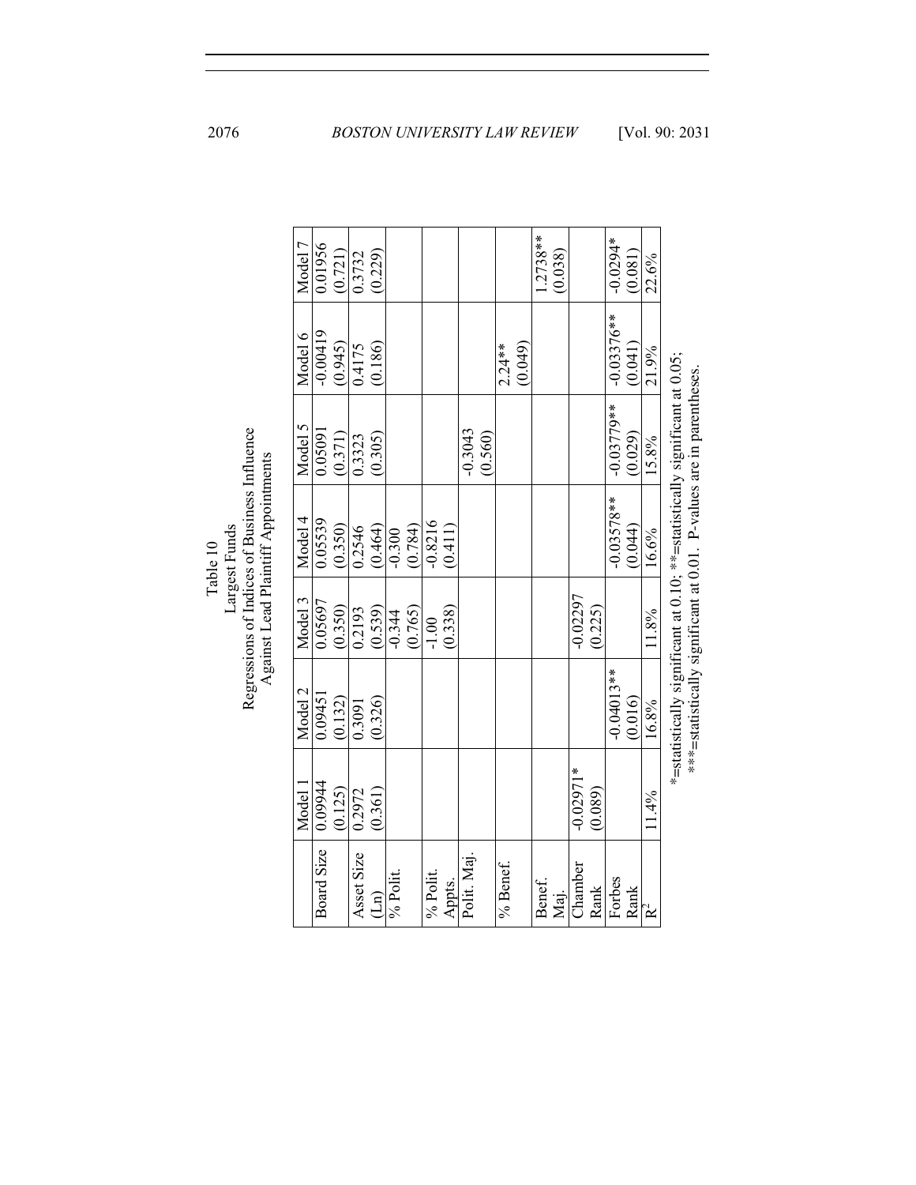Table 10
Largest Funds
Regressions of Indices of Business Influence
Against Lead Plaintiff Appointments

| | Model 1 | Model 2 | Model 3 | Model 4 | Model 5 | Model 6 | Model 7 |
|---|---|---|---|---|---|---|---|
| Board Size | 0.09944 (0.125) | 0.09451 (0.132) | 0.05697 (0.350) | 0.05539 (0.350) | 0.05091 (0.371) | -0.00419 (0.945) | 0.01956 (0.721) |
| Asset Size (Ln) | 0.2972 (0.361) | 0.3091 (0.326) | 0.2193 (0.539) | 0.2546 (0.464) | 0.3323 (0.305) | 0.4175 (0.186) | 0.3732 (0.229) |
| % Polit. | | | -0.344 (0.765) | -0.300 (0.784) | | | |
| % Polit. Appts. | | | -1.00 (0.338) | -0.8216 (0.411) | | | |
| Polit. Maj. | | | | | -0.3043 (0.560) | | |
| % Benef. | | | | | | 2.24** (0.049) | |
| Benef. Maj. | | | | | | | 1.2738** (0.038) |
| Chamber Rank | -0.02971* (0.089) | | -0.02297 (0.225) | | | | |
| Forbes Rank | | -0.04013** (0.016) | | -0.03578** (0.044) | -0.03779** (0.029) | -0.03376** (0.041) | -0.0294* (0.081) |
| $R^2$ | 11.4% | 16.8% | 11.8% | 16.6% | 15.8% | 21.9% | 22.6% |

*=statistically significant at 0.10; **=statistically significant at 0.05;
***=statistically significant at 0.01. P-values are in parentheses.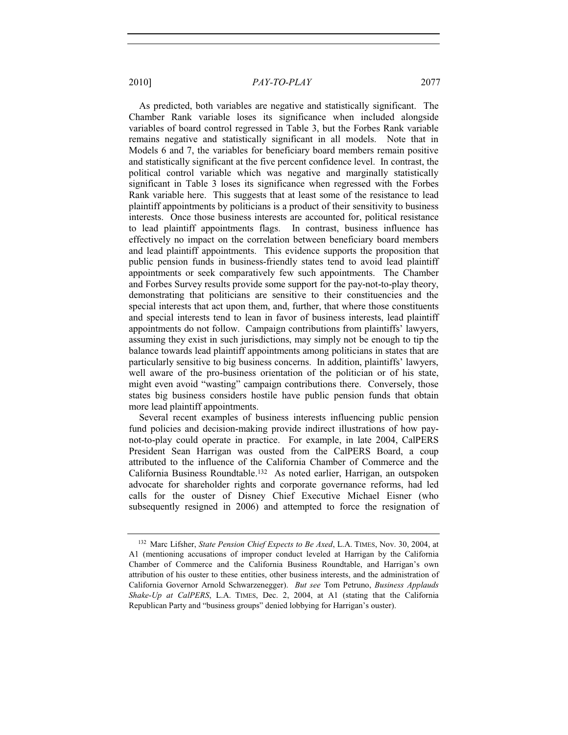As predicted, both variables are negative and statistically significant. The Chamber Rank variable loses its significance when included alongside variables of board control regressed in Table 3, but the Forbes Rank variable remains negative and statistically significant in all models. Note that in Models 6 and 7, the variables for beneficiary board members remain positive and statistically significant at the five percent confidence level. In contrast, the political control variable which was negative and marginally statistically significant in Table 3 loses its significance when regressed with the Forbes Rank variable here. This suggests that at least some of the resistance to lead plaintiff appointments by politicians is a product of their sensitivity to business interests. Once those business interests are accounted for, political resistance to lead plaintiff appointments flags. In contrast, business influence has effectively no impact on the correlation between beneficiary board members and lead plaintiff appointments. This evidence supports the proposition that public pension funds in business-friendly states tend to avoid lead plaintiff appointments or seek comparatively few such appointments. The Chamber and Forbes Survey results provide some support for the pay-not-to-play theory, demonstrating that politicians are sensitive to their constituencies and the special interests that act upon them, and, further, that where those constituents and special interests tend to lean in favor of business interests, lead plaintiff appointments do not follow. Campaign contributions from plaintiffs' lawyers, assuming they exist in such jurisdictions, may simply not be enough to tip the balance towards lead plaintiff appointments among politicians in states that are particularly sensitive to big business concerns. In addition, plaintiffs' lawyers, well aware of the pro-business orientation of the politician or of his state, might even avoid "wasting" campaign contributions there. Conversely, those states big business considers hostile have public pension funds that obtain more lead plaintiff appointments.

Several recent examples of business interests influencing public pension fund policies and decision-making provide indirect illustrations of how pay-not-to-play could operate in practice. For example, in late 2004, CalPERS President Sean Harrigan was ousted from the CalPERS Board, a coup attributed to the influence of the California Chamber of Commerce and the California Business Roundtable.[132] As noted earlier, Harrigan, an outspoken advocate for shareholder rights and corporate governance reforms, had led calls for the ouster of Disney Chief Executive Michael Eisner (who subsequently resigned in 2006) and attempted to force the resignation of

---

[132] Marc Lifsher, *State Pension Chief Expects to Be Axed*, L.A. TIMES, Nov. 30, 2004, at A1 (mentioning accusations of improper conduct leveled at Harrigan by the California Chamber of Commerce and the California Business Roundtable, and Harrigan's own attribution of his ouster to these entities, other business interests, and the administration of California Governor Arnold Schwarzenegger). *But see* Tom Petruno, *Business Applauds Shake-Up at CalPERS*, L.A. TIMES, Dec. 2, 2004, at A1 (stating that the California Republican Party and "business groups" denied lobbying for Harrigan's ouster).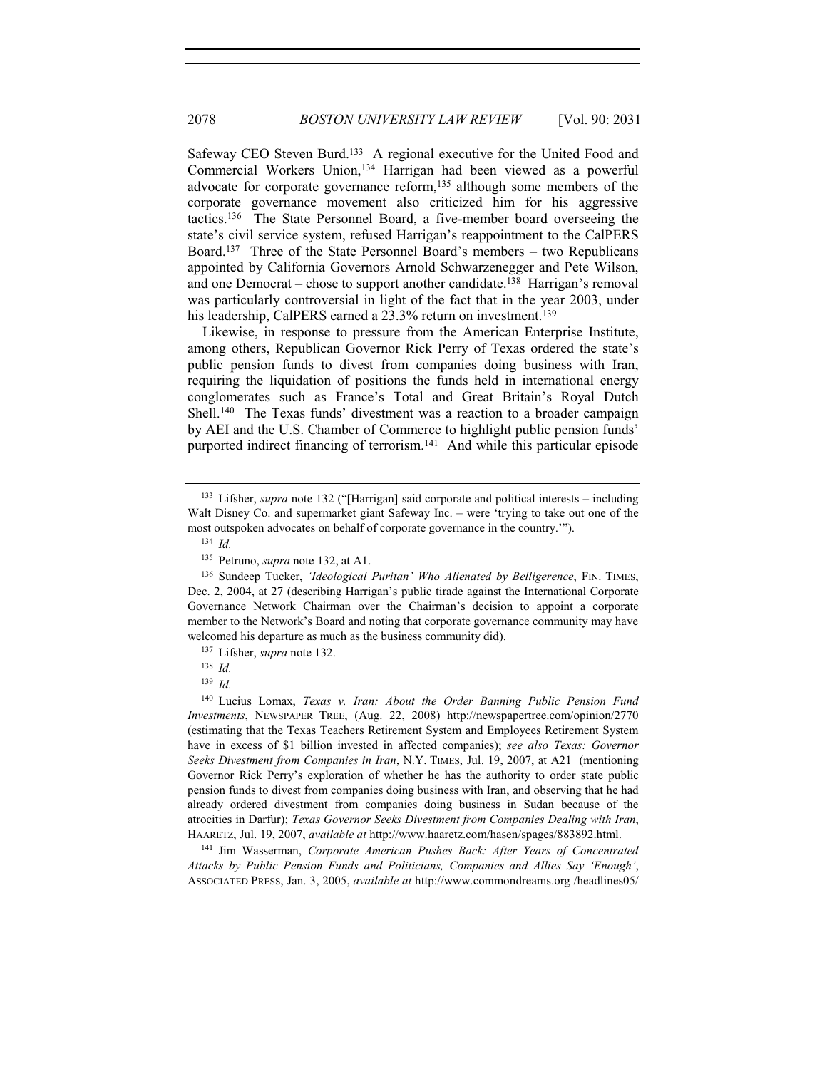Safeway CEO Steven Burd.[133] A regional executive for the United Food and Commercial Workers Union,[134] Harrigan had been viewed as a powerful advocate for corporate governance reform,[135] although some members of the corporate governance movement also criticized him for his aggressive tactics.[136] The State Personnel Board, a five-member board overseeing the state's civil service system, refused Harrigan's reappointment to the CalPERS Board.[137] Three of the State Personnel Board's members – two Republicans appointed by California Governors Arnold Schwarzenegger and Pete Wilson, and one Democrat – chose to support another candidate.[138] Harrigan's removal was particularly controversial in light of the fact that in the year 2003, under his leadership, CalPERS earned a 23.3% return on investment.[139]

Likewise, in response to pressure from the American Enterprise Institute, among others, Republican Governor Rick Perry of Texas ordered the state's public pension funds to divest from companies doing business with Iran, requiring the liquidation of positions the funds held in international energy conglomerates such as France's Total and Great Britain's Royal Dutch Shell.[140] The Texas funds' divestment was a reaction to a broader campaign by AEI and the U.S. Chamber of Commerce to highlight public pension funds' purported indirect financing of terrorism.[141] And while this particular episode

---

[133] Lifsher, *supra* note 132 ("[Harrigan] said corporate and political interests – including Walt Disney Co. and supermarket giant Safeway Inc. – were 'trying to take out one of the most outspoken advocates on behalf of corporate governance in the country.'").

[134] *Id.*

[135] Petruno, *supra* note 132, at A1.

[136] Sundeep Tucker, *'Ideological Puritan' Who Alienated by Belligerence*, FIN. TIMES, Dec. 2, 2004, at 27 (describing Harrigan's public tirade against the International Corporate Governance Network Chairman over the Chairman's decision to appoint a corporate member to the Network's Board and noting that corporate governance community may have welcomed his departure as much as the business community did).

[137] Lifsher, *supra* note 132.

[138] *Id.*

[139] *Id.*

[140] Lucius Lomax, *Texas v. Iran: About the Order Banning Public Pension Fund Investments*, NEWSPAPER TREE, (Aug. 22, 2008) http://newspapertree.com/opinion/2770 (estimating that the Texas Teachers Retirement System and Employees Retirement System have in excess of $1 billion invested in affected companies); *see also Texas: Governor Seeks Divestment from Companies in Iran*, N.Y. TIMES, Jul. 19, 2007, at A21 (mentioning Governor Rick Perry's exploration of whether he has the authority to order state public pension funds to divest from companies doing business with Iran, and observing that he had already ordered divestment from companies doing business in Sudan because of the atrocities in Darfur); *Texas Governor Seeks Divestment from Companies Dealing with Iran*, HAARETZ, Jul. 19, 2007, *available at* http://www.haaretz.com/hasen/spages/883892.html.

[141] Jim Wasserman, *Corporate American Pushes Back: After Years of Concentrated Attacks by Public Pension Funds and Politicians, Companies and Allies Say 'Enough'*, ASSOCIATED PRESS, Jan. 3, 2005, *available at* http://www.commondreams.org /headlines05/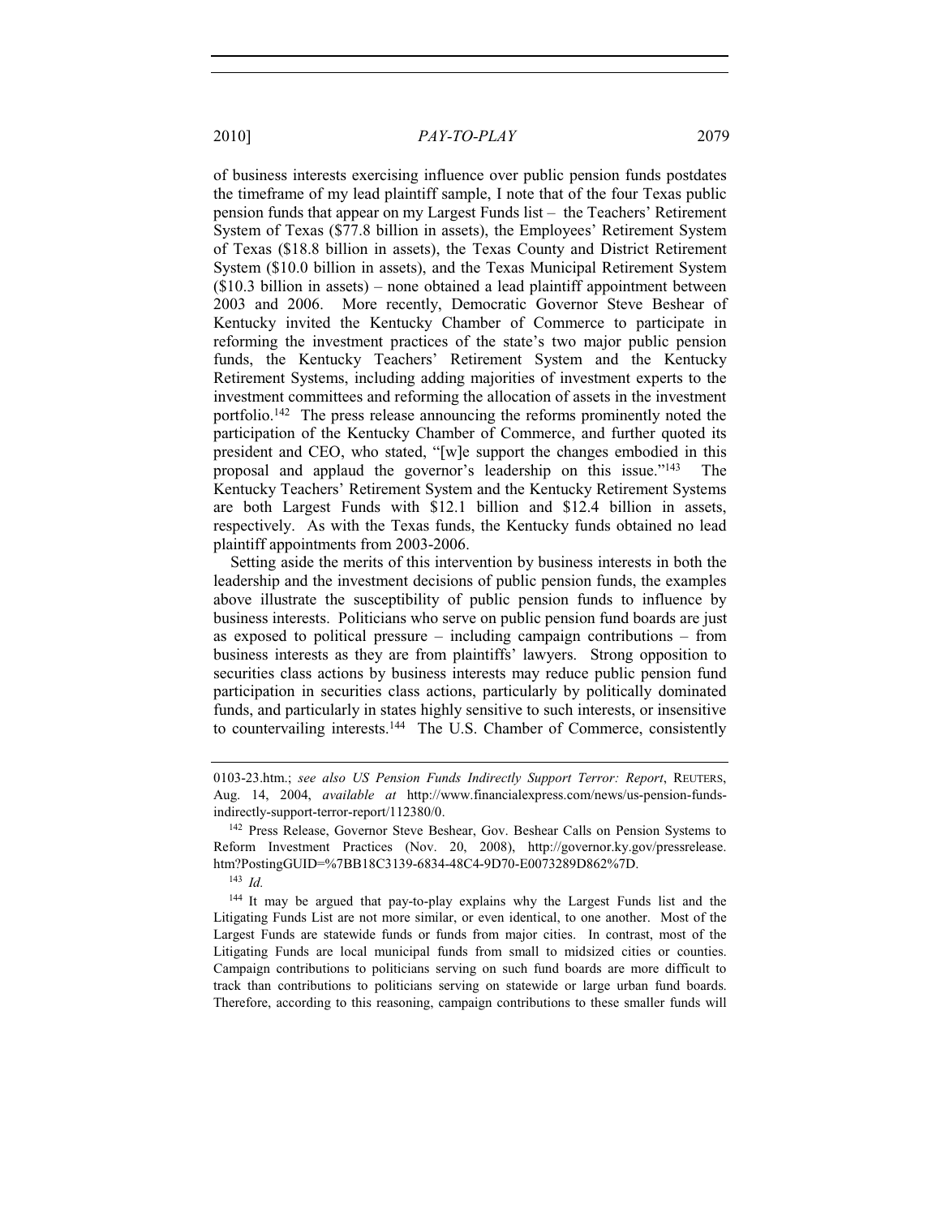of business interests exercising influence over public pension funds postdates the timeframe of my lead plaintiff sample, I note that of the four Texas public pension funds that appear on my Largest Funds list – the Teachers' Retirement System of Texas ($77.8 billion in assets), the Employees' Retirement System of Texas ($18.8 billion in assets), the Texas County and District Retirement System ($10.0 billion in assets), and the Texas Municipal Retirement System ($10.3 billion in assets) – none obtained a lead plaintiff appointment between 2003 and 2006. More recently, Democratic Governor Steve Beshear of Kentucky invited the Kentucky Chamber of Commerce to participate in reforming the investment practices of the state's two major public pension funds, the Kentucky Teachers' Retirement System and the Kentucky Retirement Systems, including adding majorities of investment experts to the investment committees and reforming the allocation of assets in the investment portfolio.[142] The press release announcing the reforms prominently noted the participation of the Kentucky Chamber of Commerce, and further quoted its president and CEO, who stated, "[w]e support the changes embodied in this proposal and applaud the governor's leadership on this issue."[143] The Kentucky Teachers' Retirement System and the Kentucky Retirement Systems are both Largest Funds with $12.1 billion and $12.4 billion in assets, respectively. As with the Texas funds, the Kentucky funds obtained no lead plaintiff appointments from 2003-2006.

Setting aside the merits of this intervention by business interests in both the leadership and the investment decisions of public pension funds, the examples above illustrate the susceptibility of public pension funds to influence by business interests. Politicians who serve on public pension fund boards are just as exposed to political pressure – including campaign contributions – from business interests as they are from plaintiffs' lawyers. Strong opposition to securities class actions by business interests may reduce public pension fund participation in securities class actions, particularly by politically dominated funds, and particularly in states highly sensitive to such interests, or insensitive to countervailing interests.[144] The U.S. Chamber of Commerce, consistently

---

0103-23.htm.; *see also US Pension Funds Indirectly Support Terror: Report*, REUTERS, Aug. 14, 2004, *available at* http://www.financialexpress.com/news/us-pension-funds-indirectly-support-terror-report/112380/0.

[142] Press Release, Governor Steve Beshear, Gov. Beshear Calls on Pension Systems to Reform Investment Practices (Nov. 20, 2008), http://governor.ky.gov/pressrelease.htm?PostingGUID=%7BB18C3139-6834-48C4-9D70-E0073289D862%7D.

[143] *Id.*

[144] It may be argued that pay-to-play explains why the Largest Funds list and the Litigating Funds List are not more similar, or even identical, to one another. Most of the Largest Funds are statewide funds or funds from major cities. In contrast, most of the Litigating Funds are local municipal funds from small to midsized cities or counties. Campaign contributions to politicians serving on such fund boards are more difficult to track than contributions to politicians serving on statewide or large urban fund boards. Therefore, according to this reasoning, campaign contributions to these smaller funds will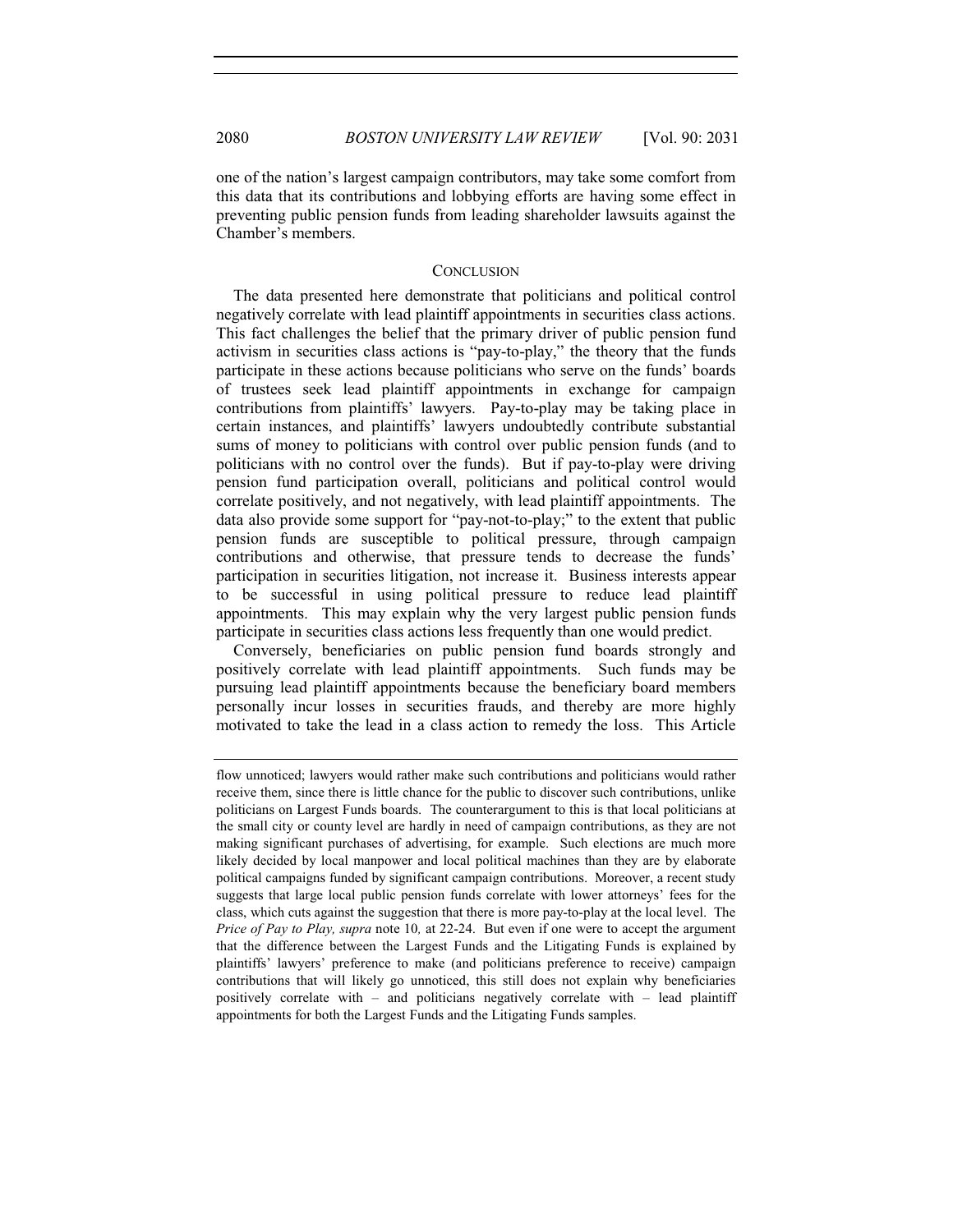one of the nation's largest campaign contributors, may take some comfort from this data that its contributions and lobbying efforts are having some effect in preventing public pension funds from leading shareholder lawsuits against the Chamber's members.

## CONCLUSION

The data presented here demonstrate that politicians and political control negatively correlate with lead plaintiff appointments in securities class actions. This fact challenges the belief that the primary driver of public pension fund activism in securities class actions is "pay-to-play," the theory that the funds participate in these actions because politicians who serve on the funds' boards of trustees seek lead plaintiff appointments in exchange for campaign contributions from plaintiffs' lawyers. Pay-to-play may be taking place in certain instances, and plaintiffs' lawyers undoubtedly contribute substantial sums of money to politicians with control over public pension funds (and to politicians with no control over the funds). But if pay-to-play were driving pension fund participation overall, politicians and political control would correlate positively, and not negatively, with lead plaintiff appointments. The data also provide some support for "pay-not-to-play;" to the extent that public pension funds are susceptible to political pressure, through campaign contributions and otherwise, that pressure tends to decrease the funds' participation in securities litigation, not increase it. Business interests appear to be successful in using political pressure to reduce lead plaintiff appointments. This may explain why the very largest public pension funds participate in securities class actions less frequently than one would predict.

Conversely, beneficiaries on public pension fund boards strongly and positively correlate with lead plaintiff appointments. Such funds may be pursuing lead plaintiff appointments because the beneficiary board members personally incur losses in securities frauds, and thereby are more highly motivated to take the lead in a class action to remedy the loss. This Article

---

flow unnoticed; lawyers would rather make such contributions and politicians would rather receive them, since there is little chance for the public to discover such contributions, unlike politicians on Largest Funds boards. The counterargument to this is that local politicians at the small city or county level are hardly in need of campaign contributions, as they are not making significant purchases of advertising, for example. Such elections are much more likely decided by local manpower and local political machines than they are by elaborate political campaigns funded by significant campaign contributions. Moreover, a recent study suggests that large local public pension funds correlate with lower attorneys' fees for the class, which cuts against the suggestion that there is more pay-to-play at the local level. The *Price of Pay to Play*, *supra* note 10, at 22-24. But even if one were to accept the argument that the difference between the Largest Funds and the Litigating Funds is explained by plaintiffs' lawyers' preference to make (and politicians preference to receive) campaign contributions that will likely go unnoticed, this still does not explain why beneficiaries positively correlate with – and politicians negatively correlate with – lead plaintiff appointments for both the Largest Funds and the Litigating Funds samples.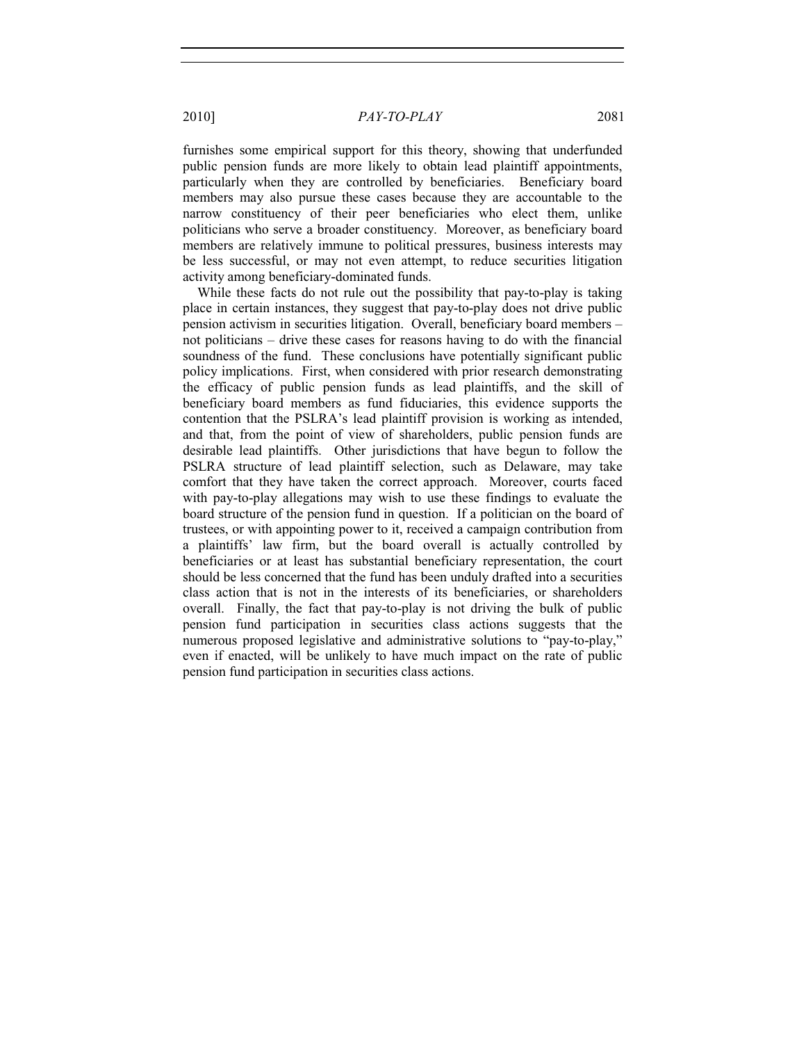furnishes some empirical support for this theory, showing that underfunded public pension funds are more likely to obtain lead plaintiff appointments, particularly when they are controlled by beneficiaries. Beneficiary board members may also pursue these cases because they are accountable to the narrow constituency of their peer beneficiaries who elect them, unlike politicians who serve a broader constituency. Moreover, as beneficiary board members are relatively immune to political pressures, business interests may be less successful, or may not even attempt, to reduce securities litigation activity among beneficiary-dominated funds.

While these facts do not rule out the possibility that pay-to-play is taking place in certain instances, they suggest that pay-to-play does not drive public pension activism in securities litigation. Overall, beneficiary board members – not politicians – drive these cases for reasons having to do with the financial soundness of the fund. These conclusions have potentially significant public policy implications. First, when considered with prior research demonstrating the efficacy of public pension funds as lead plaintiffs, and the skill of beneficiary board members as fund fiduciaries, this evidence supports the contention that the PSLRA's lead plaintiff provision is working as intended, and that, from the point of view of shareholders, public pension funds are desirable lead plaintiffs. Other jurisdictions that have begun to follow the PSLRA structure of lead plaintiff selection, such as Delaware, may take comfort that they have taken the correct approach. Moreover, courts faced with pay-to-play allegations may wish to use these findings to evaluate the board structure of the pension fund in question. If a politician on the board of trustees, or with appointing power to it, received a campaign contribution from a plaintiffs' law firm, but the board overall is actually controlled by beneficiaries or at least has substantial beneficiary representation, the court should be less concerned that the fund has been unduly drafted into a securities class action that is not in the interests of its beneficiaries, or shareholders overall. Finally, the fact that pay-to-play is not driving the bulk of public pension fund participation in securities class actions suggests that the numerous proposed legislative and administrative solutions to "pay-to-play," even if enacted, will be unlikely to have much impact on the rate of public pension fund participation in securities class actions.